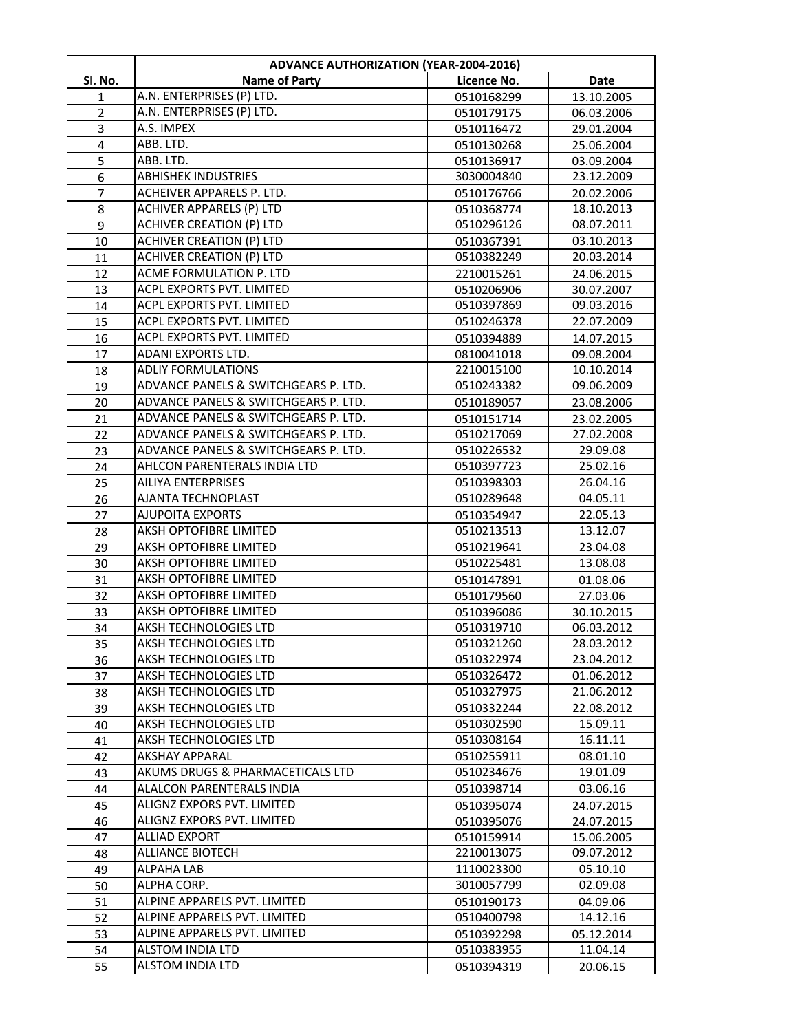| Sl. No. | ADVANCE AUTHORIZATION (YEAR-2004-2016) | | |
|---|---|---|---|
| | Name of Party | Licence No. | Date |
| 1 | A.N. ENTERPRISES (P) LTD. | 0510168299 | 13.10.2005 |
| 2 | A.N. ENTERPRISES (P) LTD. | 0510179175 | 06.03.2006 |
| 3 | A.S. IMPEX | 0510116472 | 29.01.2004 |
| 4 | ABB. LTD. | 0510130268 | 25.06.2004 |
| 5 | ABB. LTD. | 0510136917 | 03.09.2004 |
| 6 | ABHISHEK INDUSTRIES | 3030004840 | 23.12.2009 |
| 7 | ACHEIVER APPARELS P. LTD. | 0510176766 | 20.02.2006 |
| 8 | ACHIVER APPARELS (P) LTD | 0510368774 | 18.10.2013 |
| 9 | ACHIVER CREATION (P) LTD | 0510296126 | 08.07.2011 |
| 10 | ACHIVER CREATION (P) LTD | 0510367391 | 03.10.2013 |
| 11 | ACHIVER CREATION (P) LTD | 0510382249 | 20.03.2014 |
| 12 | ACME FORMULATION P. LTD | 2210015261 | 24.06.2015 |
| 13 | ACPL EXPORTS PVT. LIMITED | 0510206906 | 30.07.2007 |
| 14 | ACPL EXPORTS PVT. LIMITED | 0510397869 | 09.03.2016 |
| 15 | ACPL EXPORTS PVT. LIMITED | 0510246378 | 22.07.2009 |
| 16 | ACPL EXPORTS PVT. LIMITED | 0510394889 | 14.07.2015 |
| 17 | ADANI EXPORTS LTD. | 0810041018 | 09.08.2004 |
| 18 | ADLIY FORMULATIONS | 2210015100 | 10.10.2014 |
| 19 | ADVANCE PANELS & SWITCHGEARS P. LTD. | 0510243382 | 09.06.2009 |
| 20 | ADVANCE PANELS & SWITCHGEARS P. LTD. | 0510189057 | 23.08.2006 |
| 21 | ADVANCE PANELS & SWITCHGEARS P. LTD. | 0510151714 | 23.02.2005 |
| 22 | ADVANCE PANELS & SWITCHGEARS P. LTD. | 0510217069 | 27.02.2008 |
| 23 | ADVANCE PANELS & SWITCHGEARS P. LTD. | 0510226532 | 29.09.08 |
| 24 | AHLCON PARENTERALS INDIA LTD | 0510397723 | 25.02.16 |
| 25 | AILIYA ENTERPRISES | 0510398303 | 26.04.16 |
| 26 | AJANTA TECHNOPLAST | 0510289648 | 04.05.11 |
| 27 | AJUPOITA EXPORTS | 0510354947 | 22.05.13 |
| 28 | AKSH OPTOFIBRE LIMITED | 0510213513 | 13.12.07 |
| 29 | AKSH OPTOFIBRE LIMITED | 0510219641 | 23.04.08 |
| 30 | AKSH OPTOFIBRE LIMITED | 0510225481 | 13.08.08 |
| 31 | AKSH OPTOFIBRE LIMITED | 0510147891 | 01.08.06 |
| 32 | AKSH OPTOFIBRE LIMITED | 0510179560 | 27.03.06 |
| 33 | AKSH OPTOFIBRE LIMITED | 0510396086 | 30.10.2015 |
| 34 | AKSH TECHNOLOGIES LTD | 0510319710 | 06.03.2012 |
| 35 | AKSH TECHNOLOGIES LTD | 0510321260 | 28.03.2012 |
| 36 | AKSH TECHNOLOGIES LTD | 0510322974 | 23.04.2012 |
| 37 | AKSH TECHNOLOGIES LTD | 0510326472 | 01.06.2012 |
| 38 | AKSH TECHNOLOGIES LTD | 0510327975 | 21.06.2012 |
| 39 | AKSH TECHNOLOGIES LTD | 0510332244 | 22.08.2012 |
| 40 | AKSH TECHNOLOGIES LTD | 0510302590 | 15.09.11 |
| 41 | AKSH TECHNOLOGIES LTD | 0510308164 | 16.11.11 |
| 42 | AKSHAY APPARAL | 0510255911 | 08.01.10 |
| 43 | AKUMS DRUGS & PHARMACETICALS LTD | 0510234676 | 19.01.09 |
| 44 | ALALCON PARENTERALS INDIA | 0510398714 | 03.06.16 |
| 45 | ALIGNZ EXPORS PVT. LIMITED | 0510395074 | 24.07.2015 |
| 46 | ALIGNZ EXPORS PVT. LIMITED | 0510395076 | 24.07.2015 |
| 47 | ALLIAD EXPORT | 0510159914 | 15.06.2005 |
| 48 | ALLIANCE BIOTECH | 2210013075 | 09.07.2012 |
| 49 | ALPAHA LAB | 1110023300 | 05.10.10 |
| 50 | ALPHA CORP. | 3010057799 | 02.09.08 |
| 51 | ALPINE APPARELS PVT. LIMITED | 0510190173 | 04.09.06 |
| 52 | ALPINE APPARELS PVT. LIMITED | 0510400798 | 14.12.16 |
| 53 | ALPINE APPARELS PVT. LIMITED | 0510392298 | 05.12.2014 |
| 54 | ALSTOM INDIA LTD | 0510383955 | 11.04.14 |
| 55 | ALSTOM INDIA LTD | 0510394319 | 20.06.15 |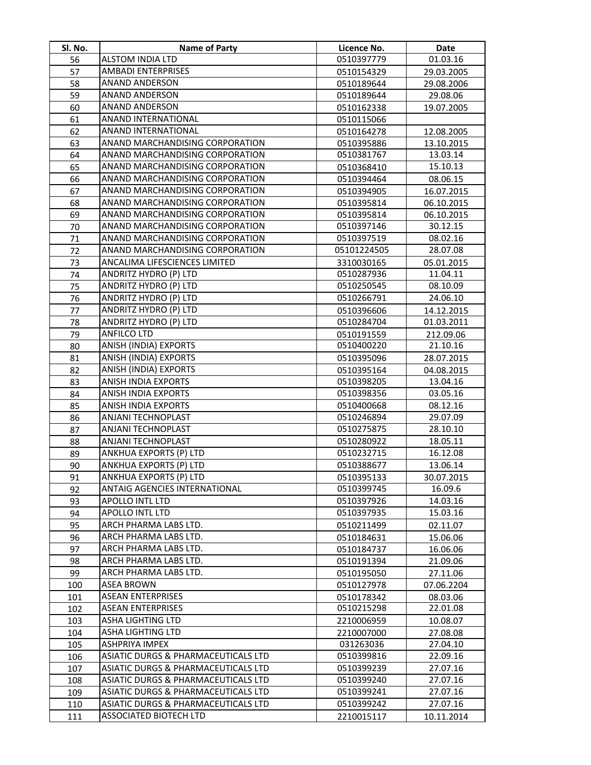| Sl. No. | Name of Party | Licence No. | Date |
|---|---|---|---|
| 56 | ALSTOM INDIA LTD | 0510397779 | 01.03.16 |
| 57 | AMBADI ENTERPRISES | 0510154329 | 29.03.2005 |
| 58 | ANAND ANDERSON | 0510189644 | 29.08.2006 |
| 59 | ANAND ANDERSON | 0510189644 | 29.08.06 |
| 60 | ANAND ANDERSON | 0510162338 | 19.07.2005 |
| 61 | ANAND INTERNATIONAL | 0510115066 | |
| 62 | ANAND INTERNATIONAL | 0510164278 | 12.08.2005 |
| 63 | ANAND MARCHANDISING CORPORATION | 0510395886 | 13.10.2015 |
| 64 | ANAND MARCHANDISING CORPORATION | 0510381767 | 13.03.14 |
| 65 | ANAND MARCHANDISING CORPORATION | 0510368410 | 15.10.13 |
| 66 | ANAND MARCHANDISING CORPORATION | 0510394464 | 08.06.15 |
| 67 | ANAND MARCHANDISING CORPORATION | 0510394905 | 16.07.2015 |
| 68 | ANAND MARCHANDISING CORPORATION | 0510395814 | 06.10.2015 |
| 69 | ANAND MARCHANDISING CORPORATION | 0510395814 | 06.10.2015 |
| 70 | ANAND MARCHANDISING CORPORATION | 0510397146 | 30.12.15 |
| 71 | ANAND MARCHANDISING CORPORATION | 0510397519 | 08.02.16 |
| 72 | ANAND MARCHANDISING CORPORATION | 05101224505 | 28.07.08 |
| 73 | ANCALIMA LIFESCIENCES LIMITED | 3310030165 | 05.01.2015 |
| 74 | ANDRITZ HYDRO (P) LTD | 0510287936 | 11.04.11 |
| 75 | ANDRITZ HYDRO (P) LTD | 0510250545 | 08.10.09 |
| 76 | ANDRITZ HYDRO (P) LTD | 0510266791 | 24.06.10 |
| 77 | ANDRITZ HYDRO (P) LTD | 0510396606 | 14.12.2015 |
| 78 | ANDRITZ HYDRO (P) LTD | 0510284704 | 01.03.2011 |
| 79 | ANFILCO LTD | 0510191559 | 212.09.06 |
| 80 | ANISH (INDIA) EXPORTS | 0510400220 | 21.10.16 |
| 81 | ANISH (INDIA) EXPORTS | 0510395096 | 28.07.2015 |
| 82 | ANISH (INDIA) EXPORTS | 0510395164 | 04.08.2015 |
| 83 | ANISH INDIA EXPORTS | 0510398205 | 13.04.16 |
| 84 | ANISH INDIA EXPORTS | 0510398356 | 03.05.16 |
| 85 | ANISH INDIA EXPORTS | 0510400668 | 08.12.16 |
| 86 | ANJANI TECHNOPLAST | 0510246894 | 29.07.09 |
| 87 | ANJANI TECHNOPLAST | 0510275875 | 28.10.10 |
| 88 | ANJANI TECHNOPLAST | 0510280922 | 18.05.11 |
| 89 | ANKHUA EXPORTS (P) LTD | 0510232715 | 16.12.08 |
| 90 | ANKHUA EXPORTS (P) LTD | 0510388677 | 13.06.14 |
| 91 | ANKHUA EXPORTS (P) LTD | 0510395133 | 30.07.2015 |
| 92 | ANTAIG AGENCIES INTERNATIONAL | 0510399745 | 16.09.6 |
| 93 | APOLLO INTL LTD | 0510397926 | 14.03.16 |
| 94 | APOLLO INTL LTD | 0510397935 | 15.03.16 |
| 95 | ARCH PHARMA LABS LTD. | 0510211499 | 02.11.07 |
| 96 | ARCH PHARMA LABS LTD. | 0510184631 | 15.06.06 |
| 97 | ARCH PHARMA LABS LTD. | 0510184737 | 16.06.06 |
| 98 | ARCH PHARMA LABS LTD. | 0510191394 | 21.09.06 |
| 99 | ARCH PHARMA LABS LTD. | 0510195050 | 27.11.06 |
| 100 | ASEA BROWN | 0510127978 | 07.06.2204 |
| 101 | ASEAN ENTERPRISES | 0510178342 | 08.03.06 |
| 102 | ASEAN ENTERPRISES | 0510215298 | 22.01.08 |
| 103 | ASHA LIGHTING LTD | 2210006959 | 10.08.07 |
| 104 | ASHA LIGHTING LTD | 2210007000 | 27.08.08 |
| 105 | ASHPRIYA IMPEX | 031263036 | 27.04.10 |
| 106 | ASIATIC DURGS & PHARMACEUTICALS LTD | 0510399816 | 22.09.16 |
| 107 | ASIATIC DURGS & PHARMACEUTICALS LTD | 0510399239 | 27.07.16 |
| 108 | ASIATIC DURGS & PHARMACEUTICALS LTD | 0510399240 | 27.07.16 |
| 109 | ASIATIC DURGS & PHARMACEUTICALS LTD | 0510399241 | 27.07.16 |
| 110 | ASIATIC DURGS & PHARMACEUTICALS LTD | 0510399242 | 27.07.16 |
| 111 | ASSOCIATED BIOTECH LTD | 2210015117 | 10.11.2014 |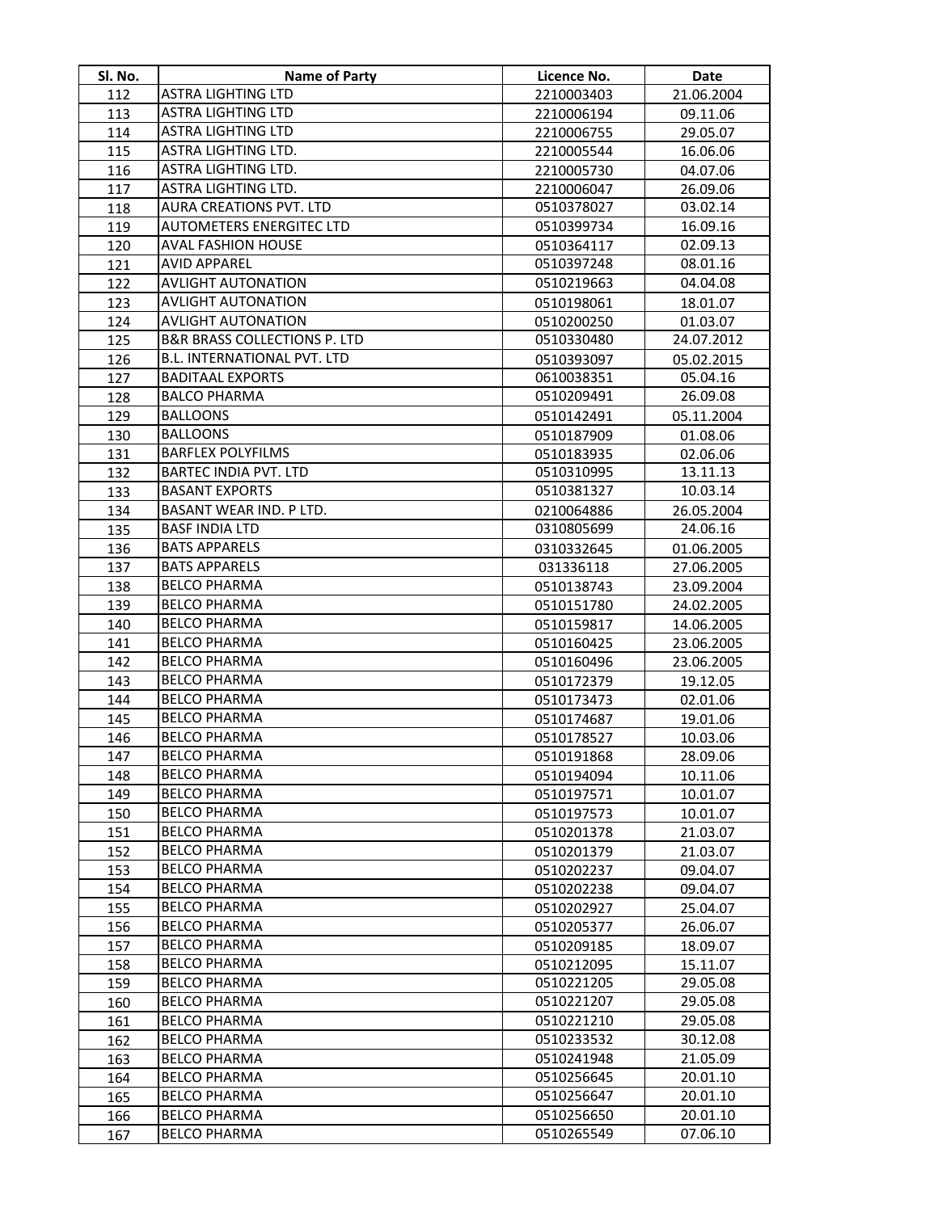| Sl. No. | Name of Party | Licence No. | Date |
|---|---|---|---|
| 112 | ASTRA LIGHTING LTD | 2210003403 | 21.06.2004 |
| 113 | ASTRA LIGHTING LTD | 2210006194 | 09.11.06 |
| 114 | ASTRA LIGHTING LTD | 2210006755 | 29.05.07 |
| 115 | ASTRA LIGHTING LTD. | 2210005544 | 16.06.06 |
| 116 | ASTRA LIGHTING LTD. | 2210005730 | 04.07.06 |
| 117 | ASTRA LIGHTING LTD. | 2210006047 | 26.09.06 |
| 118 | AURA CREATIONS PVT. LTD | 0510378027 | 03.02.14 |
| 119 | AUTOMETERS ENERGITEC LTD | 0510399734 | 16.09.16 |
| 120 | AVAL FASHION HOUSE | 0510364117 | 02.09.13 |
| 121 | AVID APPAREL | 0510397248 | 08.01.16 |
| 122 | AVLIGHT AUTONATION | 0510219663 | 04.04.08 |
| 123 | AVLIGHT AUTONATION | 0510198061 | 18.01.07 |
| 124 | AVLIGHT AUTONATION | 0510200250 | 01.03.07 |
| 125 | B&R BRASS COLLECTIONS P. LTD | 0510330480 | 24.07.2012 |
| 126 | B.L. INTERNATIONAL PVT. LTD | 0510393097 | 05.02.2015 |
| 127 | BADITAAL EXPORTS | 0610038351 | 05.04.16 |
| 128 | BALCO PHARMA | 0510209491 | 26.09.08 |
| 129 | BALLOONS | 0510142491 | 05.11.2004 |
| 130 | BALLOONS | 0510187909 | 01.08.06 |
| 131 | BARFLEX POLYFILMS | 0510183935 | 02.06.06 |
| 132 | BARTEC INDIA PVT. LTD | 0510310995 | 13.11.13 |
| 133 | BASANT EXPORTS | 0510381327 | 10.03.14 |
| 134 | BASANT WEAR IND. P LTD. | 0210064886 | 26.05.2004 |
| 135 | BASF INDIA LTD | 0310805699 | 24.06.16 |
| 136 | BATS APPARELS | 0310332645 | 01.06.2005 |
| 137 | BATS APPARELS | 031336118 | 27.06.2005 |
| 138 | BELCO PHARMA | 0510138743 | 23.09.2004 |
| 139 | BELCO PHARMA | 0510151780 | 24.02.2005 |
| 140 | BELCO PHARMA | 0510159817 | 14.06.2005 |
| 141 | BELCO PHARMA | 0510160425 | 23.06.2005 |
| 142 | BELCO PHARMA | 0510160496 | 23.06.2005 |
| 143 | BELCO PHARMA | 0510172379 | 19.12.05 |
| 144 | BELCO PHARMA | 0510173473 | 02.01.06 |
| 145 | BELCO PHARMA | 0510174687 | 19.01.06 |
| 146 | BELCO PHARMA | 0510178527 | 10.03.06 |
| 147 | BELCO PHARMA | 0510191868 | 28.09.06 |
| 148 | BELCO PHARMA | 0510194094 | 10.11.06 |
| 149 | BELCO PHARMA | 0510197571 | 10.01.07 |
| 150 | BELCO PHARMA | 0510197573 | 10.01.07 |
| 151 | BELCO PHARMA | 0510201378 | 21.03.07 |
| 152 | BELCO PHARMA | 0510201379 | 21.03.07 |
| 153 | BELCO PHARMA | 0510202237 | 09.04.07 |
| 154 | BELCO PHARMA | 0510202238 | 09.04.07 |
| 155 | BELCO PHARMA | 0510202927 | 25.04.07 |
| 156 | BELCO PHARMA | 0510205377 | 26.06.07 |
| 157 | BELCO PHARMA | 0510209185 | 18.09.07 |
| 158 | BELCO PHARMA | 0510212095 | 15.11.07 |
| 159 | BELCO PHARMA | 0510221205 | 29.05.08 |
| 160 | BELCO PHARMA | 0510221207 | 29.05.08 |
| 161 | BELCO PHARMA | 0510221210 | 29.05.08 |
| 162 | BELCO PHARMA | 0510233532 | 30.12.08 |
| 163 | BELCO PHARMA | 0510241948 | 21.05.09 |
| 164 | BELCO PHARMA | 0510256645 | 20.01.10 |
| 165 | BELCO PHARMA | 0510256647 | 20.01.10 |
| 166 | BELCO PHARMA | 0510256650 | 20.01.10 |
| 167 | BELCO PHARMA | 0510265549 | 07.06.10 |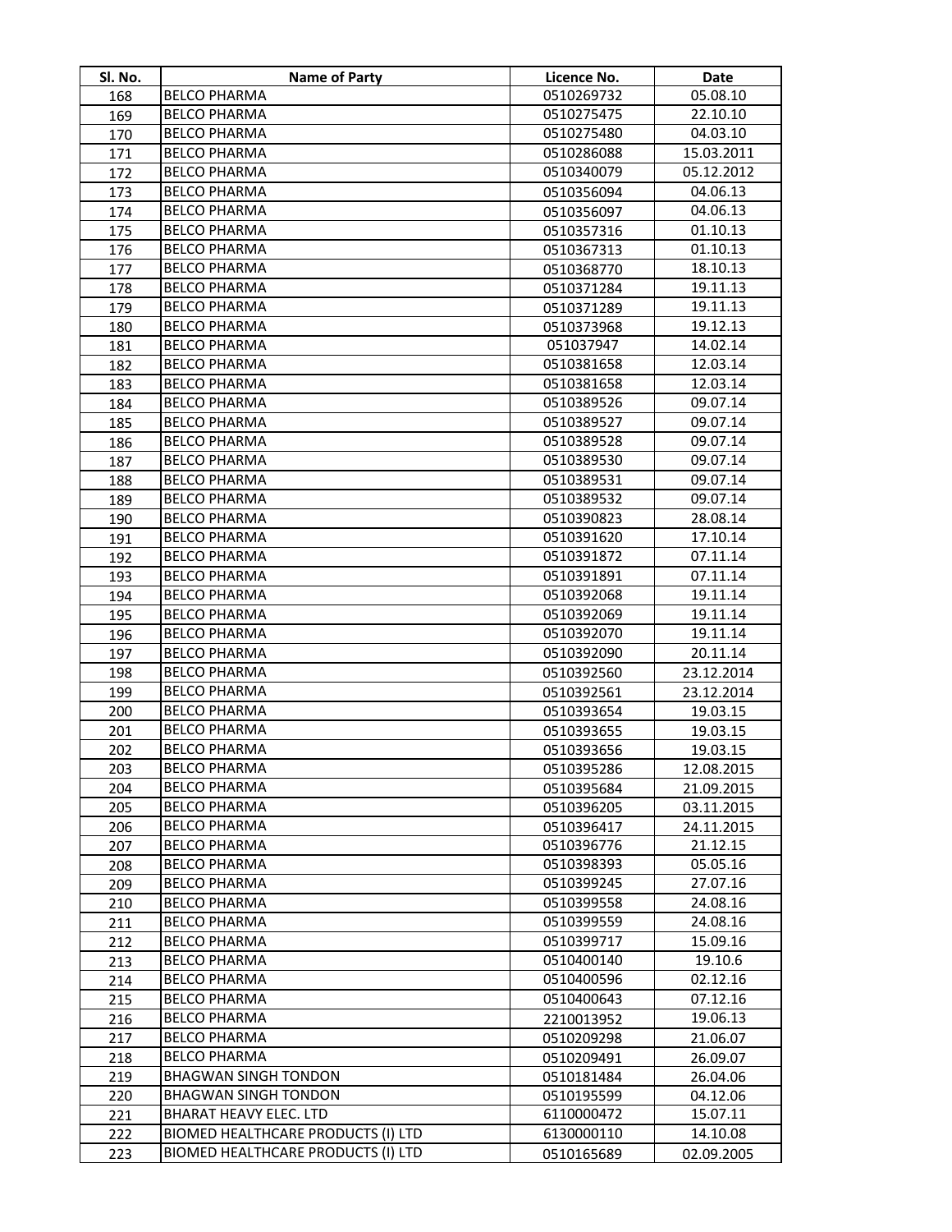| Sl. No. | Name of Party | Licence No. | Date |
|---|---|---|---|
| 168 | BELCO PHARMA | 0510269732 | 05.08.10 |
| 169 | BELCO PHARMA | 0510275475 | 22.10.10 |
| 170 | BELCO PHARMA | 0510275480 | 04.03.10 |
| 171 | BELCO PHARMA | 0510286088 | 15.03.2011 |
| 172 | BELCO PHARMA | 0510340079 | 05.12.2012 |
| 173 | BELCO PHARMA | 0510356094 | 04.06.13 |
| 174 | BELCO PHARMA | 0510356097 | 04.06.13 |
| 175 | BELCO PHARMA | 0510357316 | 01.10.13 |
| 176 | BELCO PHARMA | 0510367313 | 01.10.13 |
| 177 | BELCO PHARMA | 0510368770 | 18.10.13 |
| 178 | BELCO PHARMA | 0510371284 | 19.11.13 |
| 179 | BELCO PHARMA | 0510371289 | 19.11.13 |
| 180 | BELCO PHARMA | 0510373968 | 19.12.13 |
| 181 | BELCO PHARMA | 051037947 | 14.02.14 |
| 182 | BELCO PHARMA | 0510381658 | 12.03.14 |
| 183 | BELCO PHARMA | 0510381658 | 12.03.14 |
| 184 | BELCO PHARMA | 0510389526 | 09.07.14 |
| 185 | BELCO PHARMA | 0510389527 | 09.07.14 |
| 186 | BELCO PHARMA | 0510389528 | 09.07.14 |
| 187 | BELCO PHARMA | 0510389530 | 09.07.14 |
| 188 | BELCO PHARMA | 0510389531 | 09.07.14 |
| 189 | BELCO PHARMA | 0510389532 | 09.07.14 |
| 190 | BELCO PHARMA | 0510390823 | 28.08.14 |
| 191 | BELCO PHARMA | 0510391620 | 17.10.14 |
| 192 | BELCO PHARMA | 0510391872 | 07.11.14 |
| 193 | BELCO PHARMA | 0510391891 | 07.11.14 |
| 194 | BELCO PHARMA | 0510392068 | 19.11.14 |
| 195 | BELCO PHARMA | 0510392069 | 19.11.14 |
| 196 | BELCO PHARMA | 0510392070 | 19.11.14 |
| 197 | BELCO PHARMA | 0510392090 | 20.11.14 |
| 198 | BELCO PHARMA | 0510392560 | 23.12.2014 |
| 199 | BELCO PHARMA | 0510392561 | 23.12.2014 |
| 200 | BELCO PHARMA | 0510393654 | 19.03.15 |
| 201 | BELCO PHARMA | 0510393655 | 19.03.15 |
| 202 | BELCO PHARMA | 0510393656 | 19.03.15 |
| 203 | BELCO PHARMA | 0510395286 | 12.08.2015 |
| 204 | BELCO PHARMA | 0510395684 | 21.09.2015 |
| 205 | BELCO PHARMA | 0510396205 | 03.11.2015 |
| 206 | BELCO PHARMA | 0510396417 | 24.11.2015 |
| 207 | BELCO PHARMA | 0510396776 | 21.12.15 |
| 208 | BELCO PHARMA | 0510398393 | 05.05.16 |
| 209 | BELCO PHARMA | 0510399245 | 27.07.16 |
| 210 | BELCO PHARMA | 0510399558 | 24.08.16 |
| 211 | BELCO PHARMA | 0510399559 | 24.08.16 |
| 212 | BELCO PHARMA | 0510399717 | 15.09.16 |
| 213 | BELCO PHARMA | 0510400140 | 19.10.6 |
| 214 | BELCO PHARMA | 0510400596 | 02.12.16 |
| 215 | BELCO PHARMA | 0510400643 | 07.12.16 |
| 216 | BELCO PHARMA | 2210013952 | 19.06.13 |
| 217 | BELCO PHARMA | 0510209298 | 21.06.07 |
| 218 | BELCO PHARMA | 0510209491 | 26.09.07 |
| 219 | BHAGWAN SINGH TONDON | 0510181484 | 26.04.06 |
| 220 | BHAGWAN SINGH TONDON | 0510195599 | 04.12.06 |
| 221 | BHARAT HEAVY ELEC. LTD | 6110000472 | 15.07.11 |
| 222 | BIOMED HEALTHCARE PRODUCTS (I) LTD | 6130000110 | 14.10.08 |
| 223 | BIOMED HEALTHCARE PRODUCTS (I) LTD | 0510165689 | 02.09.2005 |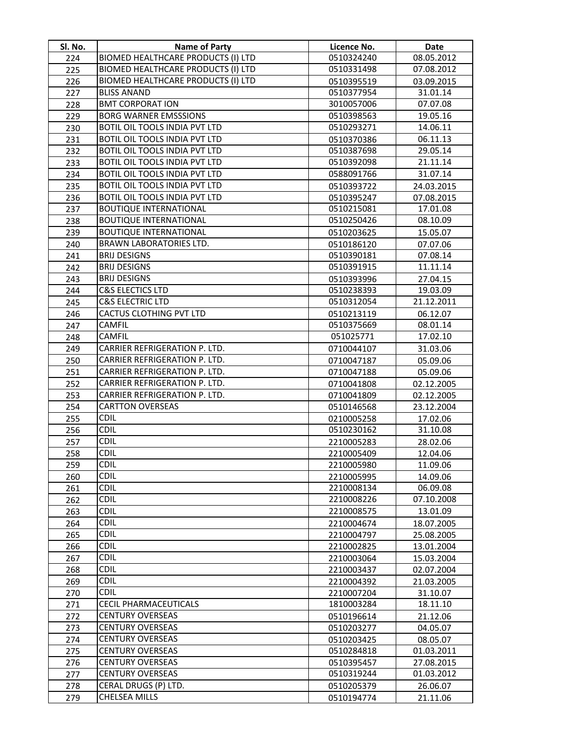| Sl. No. | Name of Party | Licence No. | Date |
|---|---|---|---|
| 224 | BIOMED HEALTHCARE PRODUCTS (I) LTD | 0510324240 | 08.05.2012 |
| 225 | BIOMED HEALTHCARE PRODUCTS (I) LTD | 0510331498 | 07.08.2012 |
| 226 | BIOMED HEALTHCARE PRODUCTS (I) LTD | 0510395519 | 03.09.2015 |
| 227 | BLISS ANAND | 0510377954 | 31.01.14 |
| 228 | BMT CORPORAT ION | 3010057006 | 07.07.08 |
| 229 | BORG WARNER EMSSSIONS | 0510398563 | 19.05.16 |
| 230 | BOTIL OIL TOOLS INDIA PVT LTD | 0510293271 | 14.06.11 |
| 231 | BOTIL OIL TOOLS INDIA PVT LTD | 0510370386 | 06.11.13 |
| 232 | BOTIL OIL TOOLS INDIA PVT LTD | 0510387698 | 29.05.14 |
| 233 | BOTIL OIL TOOLS INDIA PVT LTD | 0510392098 | 21.11.14 |
| 234 | BOTIL OIL TOOLS INDIA PVT LTD | 0588091766 | 31.07.14 |
| 235 | BOTIL OIL TOOLS INDIA PVT LTD | 0510393722 | 24.03.2015 |
| 236 | BOTIL OIL TOOLS INDIA PVT LTD | 0510395247 | 07.08.2015 |
| 237 | BOUTIQUE INTERNATIONAL | 0510215081 | 17.01.08 |
| 238 | BOUTIQUE INTERNATIONAL | 0510250426 | 08.10.09 |
| 239 | BOUTIQUE INTERNATIONAL | 0510203625 | 15.05.07 |
| 240 | BRAWN LABORATORIES LTD. | 0510186120 | 07.07.06 |
| 241 | BRIJ DESIGNS | 0510390181 | 07.08.14 |
| 242 | BRIJ DESIGNS | 0510391915 | 11.11.14 |
| 243 | BRIJ DESIGNS | 0510393996 | 27.04.15 |
| 244 | C&S ELECTICS LTD | 0510238393 | 19.03.09 |
| 245 | C&S ELECTRIC LTD | 0510312054 | 21.12.2011 |
| 246 | CACTUS CLOTHING PVT LTD | 0510213119 | 06.12.07 |
| 247 | CAMFIL | 0510375669 | 08.01.14 |
| 248 | CAMFIL | 051025771 | 17.02.10 |
| 249 | CARRIER REFRIGERATION P. LTD. | 0710044107 | 31.03.06 |
| 250 | CARRIER REFRIGERATION P. LTD. | 0710047187 | 05.09.06 |
| 251 | CARRIER REFRIGERATION P. LTD. | 0710047188 | 05.09.06 |
| 252 | CARRIER REFRIGERATION P. LTD. | 0710041808 | 02.12.2005 |
| 253 | CARRIER REFRIGERATION P. LTD. | 0710041809 | 02.12.2005 |
| 254 | CARTTON OVERSEAS | 0510146568 | 23.12.2004 |
| 255 | CDIL | 0210005258 | 17.02.06 |
| 256 | CDIL | 0510230162 | 31.10.08 |
| 257 | CDIL | 2210005283 | 28.02.06 |
| 258 | CDIL | 2210005409 | 12.04.06 |
| 259 | CDIL | 2210005980 | 11.09.06 |
| 260 | CDIL | 2210005995 | 14.09.06 |
| 261 | CDIL | 2210008134 | 06.09.08 |
| 262 | CDIL | 2210008226 | 07.10.2008 |
| 263 | CDIL | 2210008575 | 13.01.09 |
| 264 | CDIL | 2210004674 | 18.07.2005 |
| 265 | CDIL | 2210004797 | 25.08.2005 |
| 266 | CDIL | 2210002825 | 13.01.2004 |
| 267 | CDIL | 2210003064 | 15.03.2004 |
| 268 | CDIL | 2210003437 | 02.07.2004 |
| 269 | CDIL | 2210004392 | 21.03.2005 |
| 270 | CDIL | 2210007204 | 31.10.07 |
| 271 | CECIL PHARMACEUTICALS | 1810003284 | 18.11.10 |
| 272 | CENTURY OVERSEAS | 0510196614 | 21.12.06 |
| 273 | CENTURY OVERSEAS | 0510203277 | 04.05.07 |
| 274 | CENTURY OVERSEAS | 0510203425 | 08.05.07 |
| 275 | CENTURY OVERSEAS | 0510284818 | 01.03.2011 |
| 276 | CENTURY OVERSEAS | 0510395457 | 27.08.2015 |
| 277 | CENTURY OVERSEAS | 0510319244 | 01.03.2012 |
| 278 | CERAL DRUGS (P) LTD. | 0510205379 | 26.06.07 |
| 279 | CHELSEA MILLS | 0510194774 | 21.11.06 |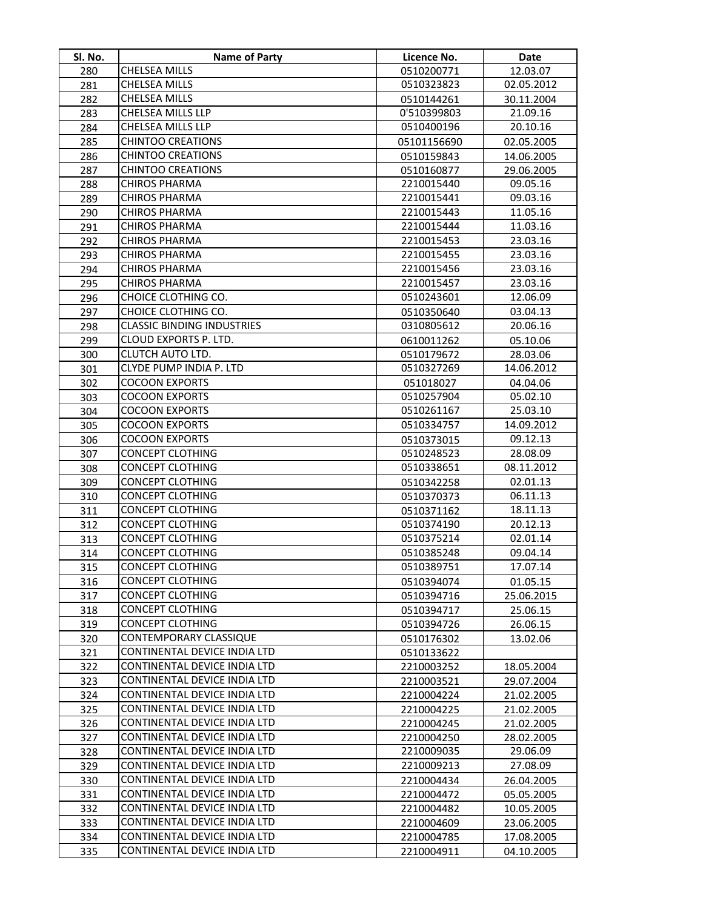| Sl. No. | Name of Party | Licence No. | Date |
|---|---|---|---|
| 280 | CHELSEA MILLS | 0510200771 | 12.03.07 |
| 281 | CHELSEA MILLS | 0510323823 | 02.05.2012 |
| 282 | CHELSEA MILLS | 0510144261 | 30.11.2004 |
| 283 | CHELSEA MILLS LLP | 0'510399803 | 21.09.16 |
| 284 | CHELSEA MILLS LLP | 0510400196 | 20.10.16 |
| 285 | CHINTOO CREATIONS | 05101156690 | 02.05.2005 |
| 286 | CHINTOO CREATIONS | 0510159843 | 14.06.2005 |
| 287 | CHINTOO CREATIONS | 0510160877 | 29.06.2005 |
| 288 | CHIROS PHARMA | 2210015440 | 09.05.16 |
| 289 | CHIROS PHARMA | 2210015441 | 09.03.16 |
| 290 | CHIROS PHARMA | 2210015443 | 11.05.16 |
| 291 | CHIROS PHARMA | 2210015444 | 11.03.16 |
| 292 | CHIROS PHARMA | 2210015453 | 23.03.16 |
| 293 | CHIROS PHARMA | 2210015455 | 23.03.16 |
| 294 | CHIROS PHARMA | 2210015456 | 23.03.16 |
| 295 | CHIROS PHARMA | 2210015457 | 23.03.16 |
| 296 | CHOICE CLOTHING CO. | 0510243601 | 12.06.09 |
| 297 | CHOICE CLOTHING CO. | 0510350640 | 03.04.13 |
| 298 | CLASSIC BINDING INDUSTRIES | 0310805612 | 20.06.16 |
| 299 | CLOUD EXPORTS P. LTD. | 0610011262 | 05.10.06 |
| 300 | CLUTCH AUTO LTD. | 0510179672 | 28.03.06 |
| 301 | CLYDE PUMP INDIA P. LTD | 0510327269 | 14.06.2012 |
| 302 | COCOON EXPORTS | 051018027 | 04.04.06 |
| 303 | COCOON EXPORTS | 0510257904 | 05.02.10 |
| 304 | COCOON EXPORTS | 0510261167 | 25.03.10 |
| 305 | COCOON EXPORTS | 0510334757 | 14.09.2012 |
| 306 | COCOON EXPORTS | 0510373015 | 09.12.13 |
| 307 | CONCEPT CLOTHING | 0510248523 | 28.08.09 |
| 308 | CONCEPT CLOTHING | 0510338651 | 08.11.2012 |
| 309 | CONCEPT CLOTHING | 0510342258 | 02.01.13 |
| 310 | CONCEPT CLOTHING | 0510370373 | 06.11.13 |
| 311 | CONCEPT CLOTHING | 0510371162 | 18.11.13 |
| 312 | CONCEPT CLOTHING | 0510374190 | 20.12.13 |
| 313 | CONCEPT CLOTHING | 0510375214 | 02.01.14 |
| 314 | CONCEPT CLOTHING | 0510385248 | 09.04.14 |
| 315 | CONCEPT CLOTHING | 0510389751 | 17.07.14 |
| 316 | CONCEPT CLOTHING | 0510394074 | 01.05.15 |
| 317 | CONCEPT CLOTHING | 0510394716 | 25.06.2015 |
| 318 | CONCEPT CLOTHING | 0510394717 | 25.06.15 |
| 319 | CONCEPT CLOTHING | 0510394726 | 26.06.15 |
| 320 | CONTEMPORARY CLASSIQUE | 0510176302 | 13.02.06 |
| 321 | CONTINENTAL DEVICE INDIA LTD | 0510133622 | |
| 322 | CONTINENTAL DEVICE INDIA LTD | 2210003252 | 18.05.2004 |
| 323 | CONTINENTAL DEVICE INDIA LTD | 2210003521 | 29.07.2004 |
| 324 | CONTINENTAL DEVICE INDIA LTD | 2210004224 | 21.02.2005 |
| 325 | CONTINENTAL DEVICE INDIA LTD | 2210004225 | 21.02.2005 |
| 326 | CONTINENTAL DEVICE INDIA LTD | 2210004245 | 21.02.2005 |
| 327 | CONTINENTAL DEVICE INDIA LTD | 2210004250 | 28.02.2005 |
| 328 | CONTINENTAL DEVICE INDIA LTD | 2210009035 | 29.06.09 |
| 329 | CONTINENTAL DEVICE INDIA LTD | 2210009213 | 27.08.09 |
| 330 | CONTINENTAL DEVICE INDIA LTD | 2210004434 | 26.04.2005 |
| 331 | CONTINENTAL DEVICE INDIA LTD | 2210004472 | 05.05.2005 |
| 332 | CONTINENTAL DEVICE INDIA LTD | 2210004482 | 10.05.2005 |
| 333 | CONTINENTAL DEVICE INDIA LTD | 2210004609 | 23.06.2005 |
| 334 | CONTINENTAL DEVICE INDIA LTD | 2210004785 | 17.08.2005 |
| 335 | CONTINENTAL DEVICE INDIA LTD | 2210004911 | 04.10.2005 |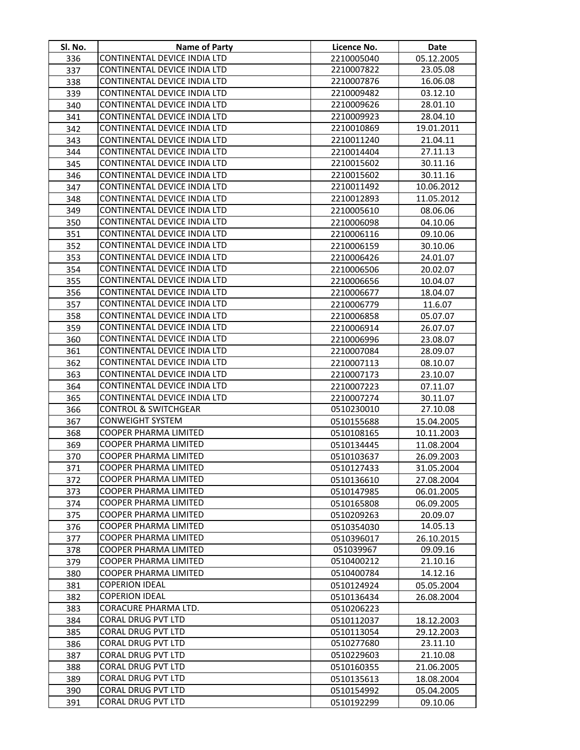| Sl. No. | Name of Party | Licence No. | Date |
|---|---|---|---|
| 336 | CONTINENTAL DEVICE INDIA LTD | 2210005040 | 05.12.2005 |
| 337 | CONTINENTAL DEVICE INDIA LTD | 2210007822 | 23.05.08 |
| 338 | CONTINENTAL DEVICE INDIA LTD | 2210007876 | 16.06.08 |
| 339 | CONTINENTAL DEVICE INDIA LTD | 2210009482 | 03.12.10 |
| 340 | CONTINENTAL DEVICE INDIA LTD | 2210009626 | 28.01.10 |
| 341 | CONTINENTAL DEVICE INDIA LTD | 2210009923 | 28.04.10 |
| 342 | CONTINENTAL DEVICE INDIA LTD | 2210010869 | 19.01.2011 |
| 343 | CONTINENTAL DEVICE INDIA LTD | 2210011240 | 21.04.11 |
| 344 | CONTINENTAL DEVICE INDIA LTD | 2210014404 | 27.11.13 |
| 345 | CONTINENTAL DEVICE INDIA LTD | 2210015602 | 30.11.16 |
| 346 | CONTINENTAL DEVICE INDIA LTD | 2210015602 | 30.11.16 |
| 347 | CONTINENTAL DEVICE INDIA LTD | 2210011492 | 10.06.2012 |
| 348 | CONTINENTAL DEVICE INDIA LTD | 2210012893 | 11.05.2012 |
| 349 | CONTINENTAL DEVICE INDIA LTD | 2210005610 | 08.06.06 |
| 350 | CONTINENTAL DEVICE INDIA LTD | 2210006098 | 04.10.06 |
| 351 | CONTINENTAL DEVICE INDIA LTD | 2210006116 | 09.10.06 |
| 352 | CONTINENTAL DEVICE INDIA LTD | 2210006159 | 30.10.06 |
| 353 | CONTINENTAL DEVICE INDIA LTD | 2210006426 | 24.01.07 |
| 354 | CONTINENTAL DEVICE INDIA LTD | 2210006506 | 20.02.07 |
| 355 | CONTINENTAL DEVICE INDIA LTD | 2210006656 | 10.04.07 |
| 356 | CONTINENTAL DEVICE INDIA LTD | 2210006677 | 18.04.07 |
| 357 | CONTINENTAL DEVICE INDIA LTD | 2210006779 | 11.6.07 |
| 358 | CONTINENTAL DEVICE INDIA LTD | 2210006858 | 05.07.07 |
| 359 | CONTINENTAL DEVICE INDIA LTD | 2210006914 | 26.07.07 |
| 360 | CONTINENTAL DEVICE INDIA LTD | 2210006996 | 23.08.07 |
| 361 | CONTINENTAL DEVICE INDIA LTD | 2210007084 | 28.09.07 |
| 362 | CONTINENTAL DEVICE INDIA LTD | 2210007113 | 08.10.07 |
| 363 | CONTINENTAL DEVICE INDIA LTD | 2210007173 | 23.10.07 |
| 364 | CONTINENTAL DEVICE INDIA LTD | 2210007223 | 07.11.07 |
| 365 | CONTINENTAL DEVICE INDIA LTD | 2210007274 | 30.11.07 |
| 366 | CONTROL & SWITCHGEAR | 0510230010 | 27.10.08 |
| 367 | CONWEIGHT SYSTEM | 0510155688 | 15.04.2005 |
| 368 | COOPER PHARMA LIMITED | 0510108165 | 10.11.2003 |
| 369 | COOPER PHARMA LIMITED | 0510134445 | 11.08.2004 |
| 370 | COOPER PHARMA LIMITED | 0510103637 | 26.09.2003 |
| 371 | COOPER PHARMA LIMITED | 0510127433 | 31.05.2004 |
| 372 | COOPER PHARMA LIMITED | 0510136610 | 27.08.2004 |
| 373 | COOPER PHARMA LIMITED | 0510147985 | 06.01.2005 |
| 374 | COOPER PHARMA LIMITED | 0510165808 | 06.09.2005 |
| 375 | COOPER PHARMA LIMITED | 0510209263 | 20.09.07 |
| 376 | COOPER PHARMA LIMITED | 0510354030 | 14.05.13 |
| 377 | COOPER PHARMA LIMITED | 0510396017 | 26.10.2015 |
| 378 | COOPER PHARMA LIMITED | 051039967 | 09.09.16 |
| 379 | COOPER PHARMA LIMITED | 0510400212 | 21.10.16 |
| 380 | COOPER PHARMA LIMITED | 0510400784 | 14.12.16 |
| 381 | COPERION IDEAL | 0510124924 | 05.05.2004 |
| 382 | COPERION IDEAL | 0510136434 | 26.08.2004 |
| 383 | CORACURE PHARMA LTD. | 0510206223 | |
| 384 | CORAL DRUG PVT LTD | 0510112037 | 18.12.2003 |
| 385 | CORAL DRUG PVT LTD | 0510113054 | 29.12.2003 |
| 386 | CORAL DRUG PVT LTD | 0510277680 | 23.11.10 |
| 387 | CORAL DRUG PVT LTD | 0510229603 | 21.10.08 |
| 388 | CORAL DRUG PVT LTD | 0510160355 | 21.06.2005 |
| 389 | CORAL DRUG PVT LTD | 0510135613 | 18.08.2004 |
| 390 | CORAL DRUG PVT LTD | 0510154992 | 05.04.2005 |
| 391 | CORAL DRUG PVT LTD | 0510192299 | 09.10.06 |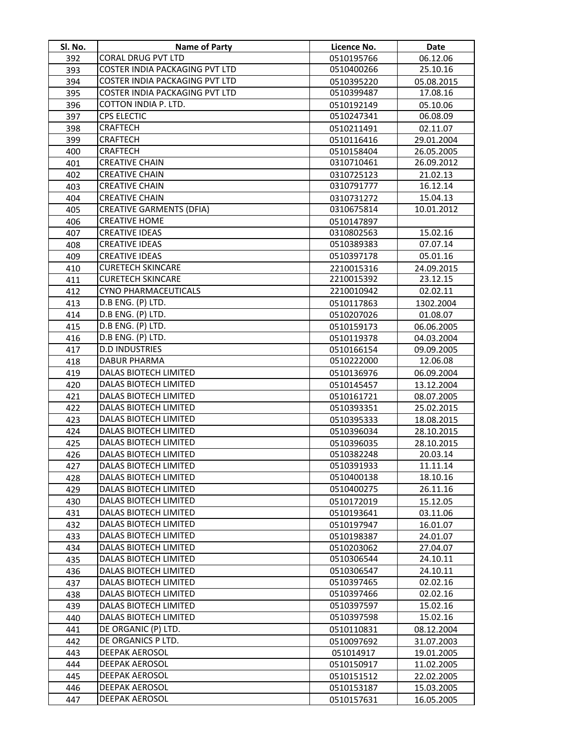| Sl. No. | Name of Party | Licence No. | Date |
|---|---|---|---|
| 392 | CORAL DRUG PVT LTD | 0510195766 | 06.12.06 |
| 393 | COSTER INDIA PACKAGING PVT LTD | 0510400266 | 25.10.16 |
| 394 | COSTER INDIA PACKAGING PVT LTD | 0510395220 | 05.08.2015 |
| 395 | COSTER INDIA PACKAGING PVT LTD | 0510399487 | 17.08.16 |
| 396 | COTTON INDIA P. LTD. | 0510192149 | 05.10.06 |
| 397 | CPS ELECTIC | 0510247341 | 06.08.09 |
| 398 | CRAFTECH | 0510211491 | 02.11.07 |
| 399 | CRAFTECH | 0510116416 | 29.01.2004 |
| 400 | CRAFTECH | 0510158404 | 26.05.2005 |
| 401 | CREATIVE CHAIN | 0310710461 | 26.09.2012 |
| 402 | CREATIVE CHAIN | 0310725123 | 21.02.13 |
| 403 | CREATIVE CHAIN | 0310791777 | 16.12.14 |
| 404 | CREATIVE CHAIN | 0310731272 | 15.04.13 |
| 405 | CREATIVE GARMENTS (DFIA) | 0310675814 | 10.01.2012 |
| 406 | CREATIVE HOME | 0510147897 | |
| 407 | CREATIVE IDEAS | 0310802563 | 15.02.16 |
| 408 | CREATIVE IDEAS | 0510389383 | 07.07.14 |
| 409 | CREATIVE IDEAS | 0510397178 | 05.01.16 |
| 410 | CURETECH SKINCARE | 2210015316 | 24.09.2015 |
| 411 | CURETECH SKINCARE | 2210015392 | 23.12.15 |
| 412 | CYNO PHARMACEUTICALS | 2210010942 | 02.02.11 |
| 413 | D.B ENG. (P) LTD. | 0510117863 | 1302.2004 |
| 414 | D.B ENG. (P) LTD. | 0510207026 | 01.08.07 |
| 415 | D.B ENG. (P) LTD. | 0510159173 | 06.06.2005 |
| 416 | D.B ENG. (P) LTD. | 0510119378 | 04.03.2004 |
| 417 | D.D INDUSTRIES | 0510166154 | 09.09.2005 |
| 418 | DABUR PHARMA | 0510222000 | 12.06.08 |
| 419 | DALAS BIOTECH LIMITED | 0510136976 | 06.09.2004 |
| 420 | DALAS BIOTECH LIMITED | 0510145457 | 13.12.2004 |
| 421 | DALAS BIOTECH LIMITED | 0510161721 | 08.07.2005 |
| 422 | DALAS BIOTECH LIMITED | 0510393351 | 25.02.2015 |
| 423 | DALAS BIOTECH LIMITED | 0510395333 | 18.08.2015 |
| 424 | DALAS BIOTECH LIMITED | 0510396034 | 28.10.2015 |
| 425 | DALAS BIOTECH LIMITED | 0510396035 | 28.10.2015 |
| 426 | DALAS BIOTECH LIMITED | 0510382248 | 20.03.14 |
| 427 | DALAS BIOTECH LIMITED | 0510391933 | 11.11.14 |
| 428 | DALAS BIOTECH LIMITED | 0510400138 | 18.10.16 |
| 429 | DALAS BIOTECH LIMITED | 0510400275 | 26.11.16 |
| 430 | DALAS BIOTECH LIMITED | 0510172019 | 15.12.05 |
| 431 | DALAS BIOTECH LIMITED | 0510193641 | 03.11.06 |
| 432 | DALAS BIOTECH LIMITED | 0510197947 | 16.01.07 |
| 433 | DALAS BIOTECH LIMITED | 0510198387 | 24.01.07 |
| 434 | DALAS BIOTECH LIMITED | 0510203062 | 27.04.07 |
| 435 | DALAS BIOTECH LIMITED | 0510306544 | 24.10.11 |
| 436 | DALAS BIOTECH LIMITED | 0510306547 | 24.10.11 |
| 437 | DALAS BIOTECH LIMITED | 0510397465 | 02.02.16 |
| 438 | DALAS BIOTECH LIMITED | 0510397466 | 02.02.16 |
| 439 | DALAS BIOTECH LIMITED | 0510397597 | 15.02.16 |
| 440 | DALAS BIOTECH LIMITED | 0510397598 | 15.02.16 |
| 441 | DE ORGANIC (P) LTD. | 0510110831 | 08.12.2004 |
| 442 | DE ORGANICS P LTD. | 0510097692 | 31.07.2003 |
| 443 | DEEPAK AEROSOL | 051014917 | 19.01.2005 |
| 444 | DEEPAK AEROSOL | 0510150917 | 11.02.2005 |
| 445 | DEEPAK AEROSOL | 0510151512 | 22.02.2005 |
| 446 | DEEPAK AEROSOL | 0510153187 | 15.03.2005 |
| 447 | DEEPAK AEROSOL | 0510157631 | 16.05.2005 |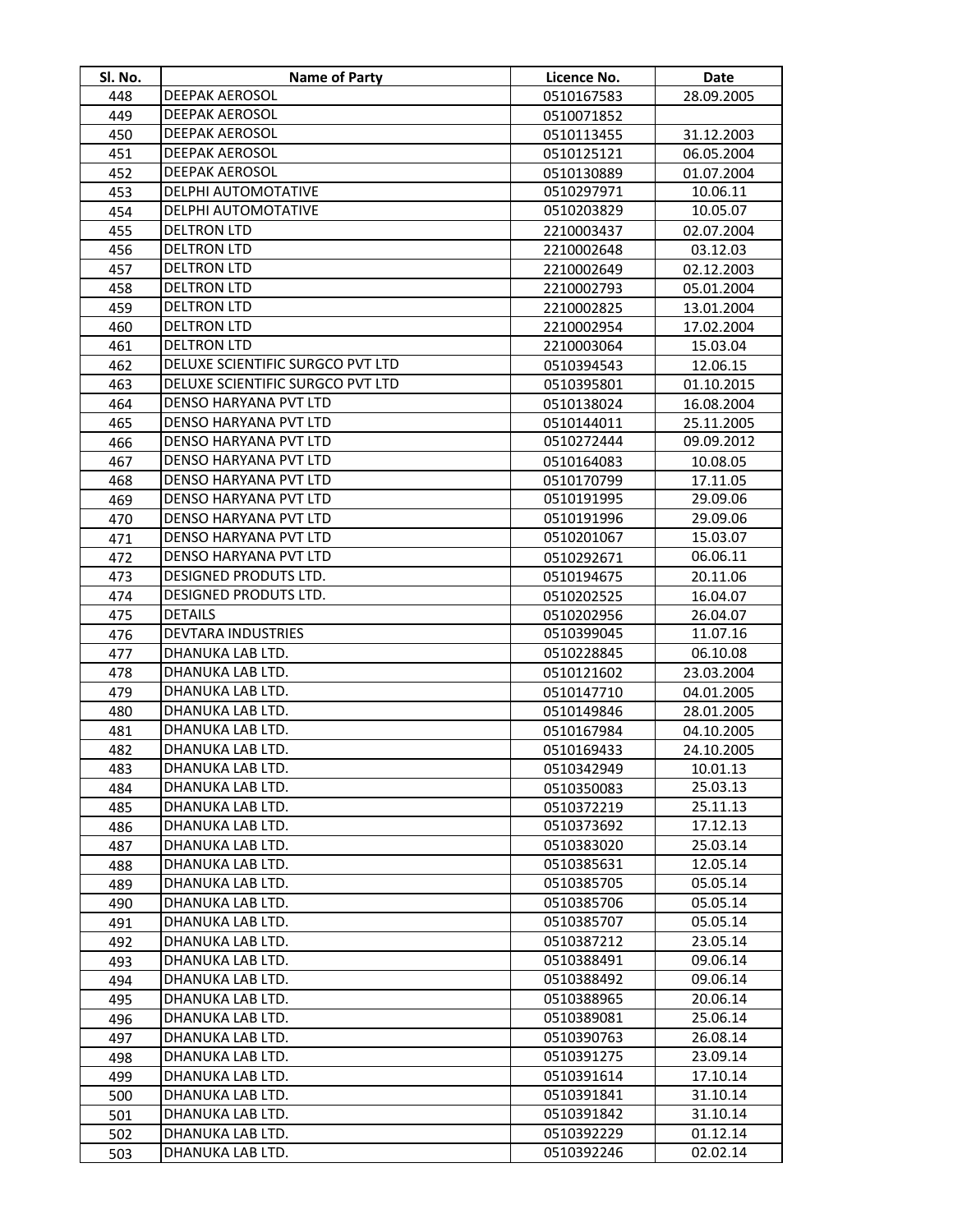| Sl. No. | Name of Party | Licence No. | Date |
|---|---|---|---|
| 448 | DEEPAK AEROSOL | 0510167583 | 28.09.2005 |
| 449 | DEEPAK AEROSOL | 0510071852 | |
| 450 | DEEPAK AEROSOL | 0510113455 | 31.12.2003 |
| 451 | DEEPAK AEROSOL | 0510125121 | 06.05.2004 |
| 452 | DEEPAK AEROSOL | 0510130889 | 01.07.2004 |
| 453 | DELPHI AUTOMOTATIVE | 0510297971 | 10.06.11 |
| 454 | DELPHI AUTOMOTATIVE | 0510203829 | 10.05.07 |
| 455 | DELTRON LTD | 2210003437 | 02.07.2004 |
| 456 | DELTRON LTD | 2210002648 | 03.12.03 |
| 457 | DELTRON LTD | 2210002649 | 02.12.2003 |
| 458 | DELTRON LTD | 2210002793 | 05.01.2004 |
| 459 | DELTRON LTD | 2210002825 | 13.01.2004 |
| 460 | DELTRON LTD | 2210002954 | 17.02.2004 |
| 461 | DELTRON LTD | 2210003064 | 15.03.04 |
| 462 | DELUXE SCIENTIFIC SURGCO PVT LTD | 0510394543 | 12.06.15 |
| 463 | DELUXE SCIENTIFIC SURGCO PVT LTD | 0510395801 | 01.10.2015 |
| 464 | DENSO HARYANA PVT LTD | 0510138024 | 16.08.2004 |
| 465 | DENSO HARYANA PVT LTD | 0510144011 | 25.11.2005 |
| 466 | DENSO HARYANA PVT LTD | 0510272444 | 09.09.2012 |
| 467 | DENSO HARYANA PVT LTD | 0510164083 | 10.08.05 |
| 468 | DENSO HARYANA PVT LTD | 0510170799 | 17.11.05 |
| 469 | DENSO HARYANA PVT LTD | 0510191995 | 29.09.06 |
| 470 | DENSO HARYANA PVT LTD | 0510191996 | 29.09.06 |
| 471 | DENSO HARYANA PVT LTD | 0510201067 | 15.03.07 |
| 472 | DENSO HARYANA PVT LTD | 0510292671 | 06.06.11 |
| 473 | DESIGNED PRODUTS LTD. | 0510194675 | 20.11.06 |
| 474 | DESIGNED PRODUTS LTD. | 0510202525 | 16.04.07 |
| 475 | DETAILS | 0510202956 | 26.04.07 |
| 476 | DEVTARA INDUSTRIES | 0510399045 | 11.07.16 |
| 477 | DHANUKA LAB LTD. | 0510228845 | 06.10.08 |
| 478 | DHANUKA LAB LTD. | 0510121602 | 23.03.2004 |
| 479 | DHANUKA LAB LTD. | 0510147710 | 04.01.2005 |
| 480 | DHANUKA LAB LTD. | 0510149846 | 28.01.2005 |
| 481 | DHANUKA LAB LTD. | 0510167984 | 04.10.2005 |
| 482 | DHANUKA LAB LTD. | 0510169433 | 24.10.2005 |
| 483 | DHANUKA LAB LTD. | 0510342949 | 10.01.13 |
| 484 | DHANUKA LAB LTD. | 0510350083 | 25.03.13 |
| 485 | DHANUKA LAB LTD. | 0510372219 | 25.11.13 |
| 486 | DHANUKA LAB LTD. | 0510373692 | 17.12.13 |
| 487 | DHANUKA LAB LTD. | 0510383020 | 25.03.14 |
| 488 | DHANUKA LAB LTD. | 0510385631 | 12.05.14 |
| 489 | DHANUKA LAB LTD. | 0510385705 | 05.05.14 |
| 490 | DHANUKA LAB LTD. | 0510385706 | 05.05.14 |
| 491 | DHANUKA LAB LTD. | 0510385707 | 05.05.14 |
| 492 | DHANUKA LAB LTD. | 0510387212 | 23.05.14 |
| 493 | DHANUKA LAB LTD. | 0510388491 | 09.06.14 |
| 494 | DHANUKA LAB LTD. | 0510388492 | 09.06.14 |
| 495 | DHANUKA LAB LTD. | 0510388965 | 20.06.14 |
| 496 | DHANUKA LAB LTD. | 0510389081 | 25.06.14 |
| 497 | DHANUKA LAB LTD. | 0510390763 | 26.08.14 |
| 498 | DHANUKA LAB LTD. | 0510391275 | 23.09.14 |
| 499 | DHANUKA LAB LTD. | 0510391614 | 17.10.14 |
| 500 | DHANUKA LAB LTD. | 0510391841 | 31.10.14 |
| 501 | DHANUKA LAB LTD. | 0510391842 | 31.10.14 |
| 502 | DHANUKA LAB LTD. | 0510392229 | 01.12.14 |
| 503 | DHANUKA LAB LTD. | 0510392246 | 02.02.14 |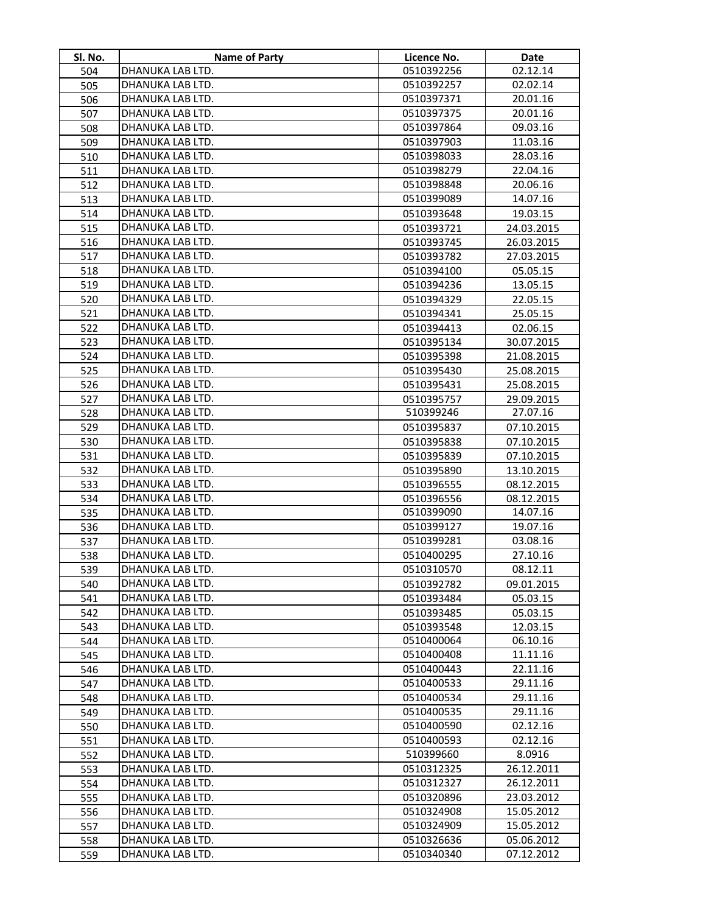| Sl. No. | Name of Party | Licence No. | Date |
|---|---|---|---|
| 504 | DHANUKA LAB LTD. | 0510392256 | 02.12.14 |
| 505 | DHANUKA LAB LTD. | 0510392257 | 02.02.14 |
| 506 | DHANUKA LAB LTD. | 0510397371 | 20.01.16 |
| 507 | DHANUKA LAB LTD. | 0510397375 | 20.01.16 |
| 508 | DHANUKA LAB LTD. | 0510397864 | 09.03.16 |
| 509 | DHANUKA LAB LTD. | 0510397903 | 11.03.16 |
| 510 | DHANUKA LAB LTD. | 0510398033 | 28.03.16 |
| 511 | DHANUKA LAB LTD. | 0510398279 | 22.04.16 |
| 512 | DHANUKA LAB LTD. | 0510398848 | 20.06.16 |
| 513 | DHANUKA LAB LTD. | 0510399089 | 14.07.16 |
| 514 | DHANUKA LAB LTD. | 0510393648 | 19.03.15 |
| 515 | DHANUKA LAB LTD. | 0510393721 | 24.03.2015 |
| 516 | DHANUKA LAB LTD. | 0510393745 | 26.03.2015 |
| 517 | DHANUKA LAB LTD. | 0510393782 | 27.03.2015 |
| 518 | DHANUKA LAB LTD. | 0510394100 | 05.05.15 |
| 519 | DHANUKA LAB LTD. | 0510394236 | 13.05.15 |
| 520 | DHANUKA LAB LTD. | 0510394329 | 22.05.15 |
| 521 | DHANUKA LAB LTD. | 0510394341 | 25.05.15 |
| 522 | DHANUKA LAB LTD. | 0510394413 | 02.06.15 |
| 523 | DHANUKA LAB LTD. | 0510395134 | 30.07.2015 |
| 524 | DHANUKA LAB LTD. | 0510395398 | 21.08.2015 |
| 525 | DHANUKA LAB LTD. | 0510395430 | 25.08.2015 |
| 526 | DHANUKA LAB LTD. | 0510395431 | 25.08.2015 |
| 527 | DHANUKA LAB LTD. | 0510395757 | 29.09.2015 |
| 528 | DHANUKA LAB LTD. | 510399246 | 27.07.16 |
| 529 | DHANUKA LAB LTD. | 0510395837 | 07.10.2015 |
| 530 | DHANUKA LAB LTD. | 0510395838 | 07.10.2015 |
| 531 | DHANUKA LAB LTD. | 0510395839 | 07.10.2015 |
| 532 | DHANUKA LAB LTD. | 0510395890 | 13.10.2015 |
| 533 | DHANUKA LAB LTD. | 0510396555 | 08.12.2015 |
| 534 | DHANUKA LAB LTD. | 0510396556 | 08.12.2015 |
| 535 | DHANUKA LAB LTD. | 0510399090 | 14.07.16 |
| 536 | DHANUKA LAB LTD. | 0510399127 | 19.07.16 |
| 537 | DHANUKA LAB LTD. | 0510399281 | 03.08.16 |
| 538 | DHANUKA LAB LTD. | 0510400295 | 27.10.16 |
| 539 | DHANUKA LAB LTD. | 0510310570 | 08.12.11 |
| 540 | DHANUKA LAB LTD. | 0510392782 | 09.01.2015 |
| 541 | DHANUKA LAB LTD. | 0510393484 | 05.03.15 |
| 542 | DHANUKA LAB LTD. | 0510393485 | 05.03.15 |
| 543 | DHANUKA LAB LTD. | 0510393548 | 12.03.15 |
| 544 | DHANUKA LAB LTD. | 0510400064 | 06.10.16 |
| 545 | DHANUKA LAB LTD. | 0510400408 | 11.11.16 |
| 546 | DHANUKA LAB LTD. | 0510400443 | 22.11.16 |
| 547 | DHANUKA LAB LTD. | 0510400533 | 29.11.16 |
| 548 | DHANUKA LAB LTD. | 0510400534 | 29.11.16 |
| 549 | DHANUKA LAB LTD. | 0510400535 | 29.11.16 |
| 550 | DHANUKA LAB LTD. | 0510400590 | 02.12.16 |
| 551 | DHANUKA LAB LTD. | 0510400593 | 02.12.16 |
| 552 | DHANUKA LAB LTD. | 510399660 | 8.0916 |
| 553 | DHANUKA LAB LTD. | 0510312325 | 26.12.2011 |
| 554 | DHANUKA LAB LTD. | 0510312327 | 26.12.2011 |
| 555 | DHANUKA LAB LTD. | 0510320896 | 23.03.2012 |
| 556 | DHANUKA LAB LTD. | 0510324908 | 15.05.2012 |
| 557 | DHANUKA LAB LTD. | 0510324909 | 15.05.2012 |
| 558 | DHANUKA LAB LTD. | 0510326636 | 05.06.2012 |
| 559 | DHANUKA LAB LTD. | 0510340340 | 07.12.2012 |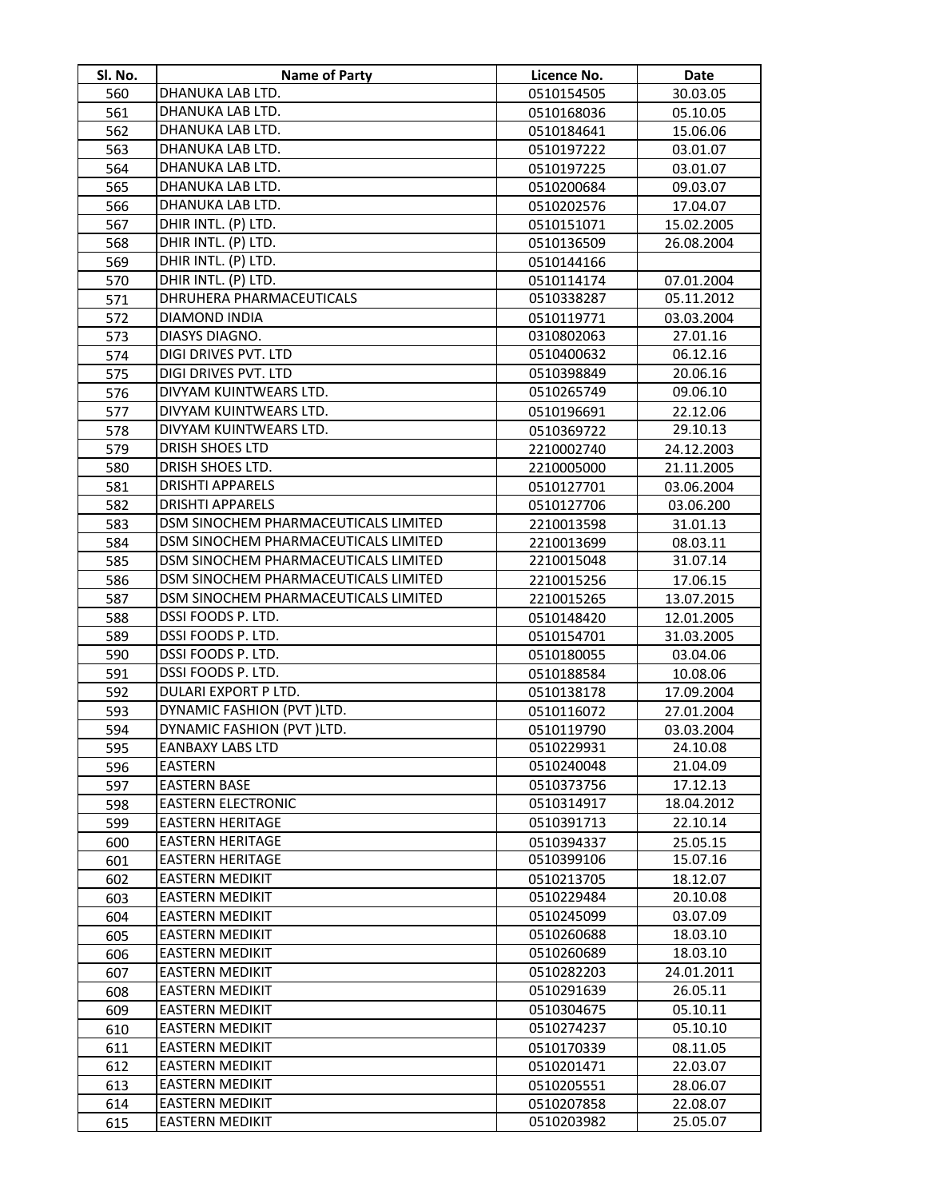| Sl. No. | Name of Party | Licence No. | Date |
|---|---|---|---|
| 560 | DHANUKA LAB LTD. | 0510154505 | 30.03.05 |
| 561 | DHANUKA LAB LTD. | 0510168036 | 05.10.05 |
| 562 | DHANUKA LAB LTD. | 0510184641 | 15.06.06 |
| 563 | DHANUKA LAB LTD. | 0510197222 | 03.01.07 |
| 564 | DHANUKA LAB LTD. | 0510197225 | 03.01.07 |
| 565 | DHANUKA LAB LTD. | 0510200684 | 09.03.07 |
| 566 | DHANUKA LAB LTD. | 0510202576 | 17.04.07 |
| 567 | DHIR INTL. (P) LTD. | 0510151071 | 15.02.2005 |
| 568 | DHIR INTL. (P) LTD. | 0510136509 | 26.08.2004 |
| 569 | DHIR INTL. (P) LTD. | 0510144166 | |
| 570 | DHIR INTL. (P) LTD. | 0510114174 | 07.01.2004 |
| 571 | DHRUHERA PHARMACEUTICALS | 0510338287 | 05.11.2012 |
| 572 | DIAMOND INDIA | 0510119771 | 03.03.2004 |
| 573 | DIASYS DIAGNO. | 0310802063 | 27.01.16 |
| 574 | DIGI DRIVES PVT. LTD | 0510400632 | 06.12.16 |
| 575 | DIGI DRIVES PVT. LTD | 0510398849 | 20.06.16 |
| 576 | DIVYAM KUINTWEARS LTD. | 0510265749 | 09.06.10 |
| 577 | DIVYAM KUINTWEARS LTD. | 0510196691 | 22.12.06 |
| 578 | DIVYAM KUINTWEARS LTD. | 0510369722 | 29.10.13 |
| 579 | DRISH SHOES LTD | 2210002740 | 24.12.2003 |
| 580 | DRISH SHOES LTD. | 2210005000 | 21.11.2005 |
| 581 | DRISHTI APPARELS | 0510127701 | 03.06.2004 |
| 582 | DRISHTI APPARELS | 0510127706 | 03.06.200 |
| 583 | DSM SINOCHEM PHARMACEUTICALS LIMITED | 2210013598 | 31.01.13 |
| 584 | DSM SINOCHEM PHARMACEUTICALS LIMITED | 2210013699 | 08.03.11 |
| 585 | DSM SINOCHEM PHARMACEUTICALS LIMITED | 2210015048 | 31.07.14 |
| 586 | DSM SINOCHEM PHARMACEUTICALS LIMITED | 2210015256 | 17.06.15 |
| 587 | DSM SINOCHEM PHARMACEUTICALS LIMITED | 2210015265 | 13.07.2015 |
| 588 | DSSI FOODS P. LTD. | 0510148420 | 12.01.2005 |
| 589 | DSSI FOODS P. LTD. | 0510154701 | 31.03.2005 |
| 590 | DSSI FOODS P. LTD. | 0510180055 | 03.04.06 |
| 591 | DSSI FOODS P. LTD. | 0510188584 | 10.08.06 |
| 592 | DULARI EXPORT P LTD. | 0510138178 | 17.09.2004 |
| 593 | DYNAMIC FASHION (PVT )LTD. | 0510116072 | 27.01.2004 |
| 594 | DYNAMIC FASHION (PVT )LTD. | 0510119790 | 03.03.2004 |
| 595 | EANBAXY LABS LTD | 0510229931 | 24.10.08 |
| 596 | EASTERN | 0510240048 | 21.04.09 |
| 597 | EASTERN BASE | 0510373756 | 17.12.13 |
| 598 | EASTERN ELECTRONIC | 0510314917 | 18.04.2012 |
| 599 | EASTERN HERITAGE | 0510391713 | 22.10.14 |
| 600 | EASTERN HERITAGE | 0510394337 | 25.05.15 |
| 601 | EASTERN HERITAGE | 0510399106 | 15.07.16 |
| 602 | EASTERN MEDIKIT | 0510213705 | 18.12.07 |
| 603 | EASTERN MEDIKIT | 0510229484 | 20.10.08 |
| 604 | EASTERN MEDIKIT | 0510245099 | 03.07.09 |
| 605 | EASTERN MEDIKIT | 0510260688 | 18.03.10 |
| 606 | EASTERN MEDIKIT | 0510260689 | 18.03.10 |
| 607 | EASTERN MEDIKIT | 0510282203 | 24.01.2011 |
| 608 | EASTERN MEDIKIT | 0510291639 | 26.05.11 |
| 609 | EASTERN MEDIKIT | 0510304675 | 05.10.11 |
| 610 | EASTERN MEDIKIT | 0510274237 | 05.10.10 |
| 611 | EASTERN MEDIKIT | 0510170339 | 08.11.05 |
| 612 | EASTERN MEDIKIT | 0510201471 | 22.03.07 |
| 613 | EASTERN MEDIKIT | 0510205551 | 28.06.07 |
| 614 | EASTERN MEDIKIT | 0510207858 | 22.08.07 |
| 615 | EASTERN MEDIKIT | 0510203982 | 25.05.07 |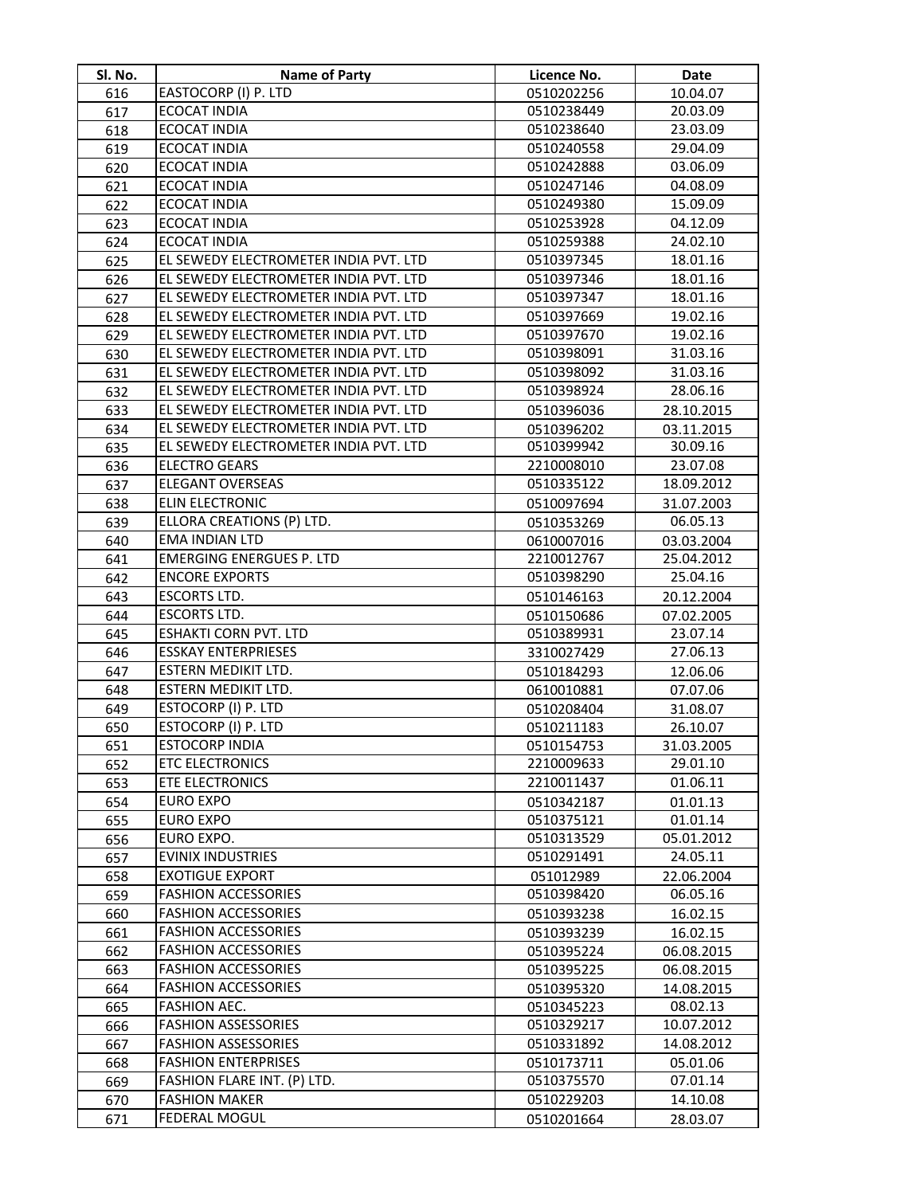| Sl. No. | Name of Party | Licence No. | Date |
|---|---|---|---|
| 616 | EASTOCORP (I) P. LTD | 0510202256 | 10.04.07 |
| 617 | ECOCAT INDIA | 0510238449 | 20.03.09 |
| 618 | ECOCAT INDIA | 0510238640 | 23.03.09 |
| 619 | ECOCAT INDIA | 0510240558 | 29.04.09 |
| 620 | ECOCAT INDIA | 0510242888 | 03.06.09 |
| 621 | ECOCAT INDIA | 0510247146 | 04.08.09 |
| 622 | ECOCAT INDIA | 0510249380 | 15.09.09 |
| 623 | ECOCAT INDIA | 0510253928 | 04.12.09 |
| 624 | ECOCAT INDIA | 0510259388 | 24.02.10 |
| 625 | EL SEWEDY ELECTROMETER INDIA PVT. LTD | 0510397345 | 18.01.16 |
| 626 | EL SEWEDY ELECTROMETER INDIA PVT. LTD | 0510397346 | 18.01.16 |
| 627 | EL SEWEDY ELECTROMETER INDIA PVT. LTD | 0510397347 | 18.01.16 |
| 628 | EL SEWEDY ELECTROMETER INDIA PVT. LTD | 0510397669 | 19.02.16 |
| 629 | EL SEWEDY ELECTROMETER INDIA PVT. LTD | 0510397670 | 19.02.16 |
| 630 | EL SEWEDY ELECTROMETER INDIA PVT. LTD | 0510398091 | 31.03.16 |
| 631 | EL SEWEDY ELECTROMETER INDIA PVT. LTD | 0510398092 | 31.03.16 |
| 632 | EL SEWEDY ELECTROMETER INDIA PVT. LTD | 0510398924 | 28.06.16 |
| 633 | EL SEWEDY ELECTROMETER INDIA PVT. LTD | 0510396036 | 28.10.2015 |
| 634 | EL SEWEDY ELECTROMETER INDIA PVT. LTD | 0510396202 | 03.11.2015 |
| 635 | EL SEWEDY ELECTROMETER INDIA PVT. LTD | 0510399942 | 30.09.16 |
| 636 | ELECTRO GEARS | 2210008010 | 23.07.08 |
| 637 | ELEGANT OVERSEAS | 0510335122 | 18.09.2012 |
| 638 | ELIN ELECTRONIC | 0510097694 | 31.07.2003 |
| 639 | ELLORA CREATIONS (P) LTD. | 0510353269 | 06.05.13 |
| 640 | EMA INDIAN LTD | 0610007016 | 03.03.2004 |
| 641 | EMERGING ENERGUES P. LTD | 2210012767 | 25.04.2012 |
| 642 | ENCORE EXPORTS | 0510398290 | 25.04.16 |
| 643 | ESCORTS LTD. | 0510146163 | 20.12.2004 |
| 644 | ESCORTS LTD. | 0510150686 | 07.02.2005 |
| 645 | ESHAKTI CORN PVT. LTD | 0510389931 | 23.07.14 |
| 646 | ESSKAY ENTERPRIESES | 3310027429 | 27.06.13 |
| 647 | ESTERN MEDIKIT LTD. | 0510184293 | 12.06.06 |
| 648 | ESTERN MEDIKIT LTD. | 0610010881 | 07.07.06 |
| 649 | ESTOCORP (I) P. LTD | 0510208404 | 31.08.07 |
| 650 | ESTOCORP (I) P. LTD | 0510211183 | 26.10.07 |
| 651 | ESTOCORP INDIA | 0510154753 | 31.03.2005 |
| 652 | ETC ELECTRONICS | 2210009633 | 29.01.10 |
| 653 | ETE ELECTRONICS | 2210011437 | 01.06.11 |
| 654 | EURO EXPO | 0510342187 | 01.01.13 |
| 655 | EURO EXPO | 0510375121 | 01.01.14 |
| 656 | EURO EXPO. | 0510313529 | 05.01.2012 |
| 657 | EVINIX INDUSTRIES | 0510291491 | 24.05.11 |
| 658 | EXOTIGUE EXPORT | 051012989 | 22.06.2004 |
| 659 | FASHION ACCESSORIES | 0510398420 | 06.05.16 |
| 660 | FASHION ACCESSORIES | 0510393238 | 16.02.15 |
| 661 | FASHION ACCESSORIES | 0510393239 | 16.02.15 |
| 662 | FASHION ACCESSORIES | 0510395224 | 06.08.2015 |
| 663 | FASHION ACCESSORIES | 0510395225 | 06.08.2015 |
| 664 | FASHION ACCESSORIES | 0510395320 | 14.08.2015 |
| 665 | FASHION AEC. | 0510345223 | 08.02.13 |
| 666 | FASHION ASSESSORIES | 0510329217 | 10.07.2012 |
| 667 | FASHION ASSESSORIES | 0510331892 | 14.08.2012 |
| 668 | FASHION ENTERPRISES | 0510173711 | 05.01.06 |
| 669 | FASHION FLARE INT. (P) LTD. | 0510375570 | 07.01.14 |
| 670 | FASHION MAKER | 0510229203 | 14.10.08 |
| 671 | FEDERAL MOGUL | 0510201664 | 28.03.07 |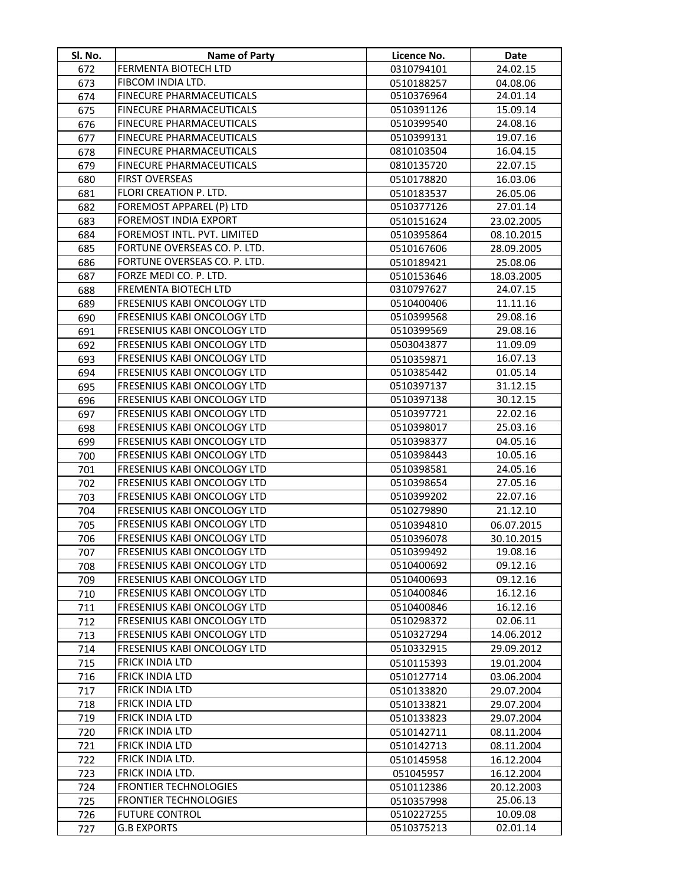| Sl. No. | Name of Party | Licence No. | Date |
|---|---|---|---|
| 672 | FERMENTA BIOTECH LTD | 0310794101 | 24.02.15 |
| 673 | FIBCOM INDIA LTD. | 0510188257 | 04.08.06 |
| 674 | FINECURE PHARMACEUTICALS | 0510376964 | 24.01.14 |
| 675 | FINECURE PHARMACEUTICALS | 0510391126 | 15.09.14 |
| 676 | FINECURE PHARMACEUTICALS | 0510399540 | 24.08.16 |
| 677 | FINECURE PHARMACEUTICALS | 0510399131 | 19.07.16 |
| 678 | FINECURE PHARMACEUTICALS | 0810103504 | 16.04.15 |
| 679 | FINECURE PHARMACEUTICALS | 0810135720 | 22.07.15 |
| 680 | FIRST OVERSEAS | 0510178820 | 16.03.06 |
| 681 | FLORI CREATION P. LTD. | 0510183537 | 26.05.06 |
| 682 | FOREMOST APPAREL (P) LTD | 0510377126 | 27.01.14 |
| 683 | FOREMOST INDIA EXPORT | 0510151624 | 23.02.2005 |
| 684 | FOREMOST INTL. PVT. LIMITED | 0510395864 | 08.10.2015 |
| 685 | FORTUNE OVERSEAS CO. P. LTD. | 0510167606 | 28.09.2005 |
| 686 | FORTUNE OVERSEAS CO. P. LTD. | 0510189421 | 25.08.06 |
| 687 | FORZE MEDI CO. P. LTD. | 0510153646 | 18.03.2005 |
| 688 | FREMENTA BIOTECH LTD | 0310797627 | 24.07.15 |
| 689 | FRESENIUS KABI ONCOLOGY LTD | 0510400406 | 11.11.16 |
| 690 | FRESENIUS KABI ONCOLOGY LTD | 0510399568 | 29.08.16 |
| 691 | FRESENIUS KABI ONCOLOGY LTD | 0510399569 | 29.08.16 |
| 692 | FRESENIUS KABI ONCOLOGY LTD | 0503043877 | 11.09.09 |
| 693 | FRESENIUS KABI ONCOLOGY LTD | 0510359871 | 16.07.13 |
| 694 | FRESENIUS KABI ONCOLOGY LTD | 0510385442 | 01.05.14 |
| 695 | FRESENIUS KABI ONCOLOGY LTD | 0510397137 | 31.12.15 |
| 696 | FRESENIUS KABI ONCOLOGY LTD | 0510397138 | 30.12.15 |
| 697 | FRESENIUS KABI ONCOLOGY LTD | 0510397721 | 22.02.16 |
| 698 | FRESENIUS KABI ONCOLOGY LTD | 0510398017 | 25.03.16 |
| 699 | FRESENIUS KABI ONCOLOGY LTD | 0510398377 | 04.05.16 |
| 700 | FRESENIUS KABI ONCOLOGY LTD | 0510398443 | 10.05.16 |
| 701 | FRESENIUS KABI ONCOLOGY LTD | 0510398581 | 24.05.16 |
| 702 | FRESENIUS KABI ONCOLOGY LTD | 0510398654 | 27.05.16 |
| 703 | FRESENIUS KABI ONCOLOGY LTD | 0510399202 | 22.07.16 |
| 704 | FRESENIUS KABI ONCOLOGY LTD | 0510279890 | 21.12.10 |
| 705 | FRESENIUS KABI ONCOLOGY LTD | 0510394810 | 06.07.2015 |
| 706 | FRESENIUS KABI ONCOLOGY LTD | 0510396078 | 30.10.2015 |
| 707 | FRESENIUS KABI ONCOLOGY LTD | 0510399492 | 19.08.16 |
| 708 | FRESENIUS KABI ONCOLOGY LTD | 0510400692 | 09.12.16 |
| 709 | FRESENIUS KABI ONCOLOGY LTD | 0510400693 | 09.12.16 |
| 710 | FRESENIUS KABI ONCOLOGY LTD | 0510400846 | 16.12.16 |
| 711 | FRESENIUS KABI ONCOLOGY LTD | 0510400846 | 16.12.16 |
| 712 | FRESENIUS KABI ONCOLOGY LTD | 0510298372 | 02.06.11 |
| 713 | FRESENIUS KABI ONCOLOGY LTD | 0510327294 | 14.06.2012 |
| 714 | FRESENIUS KABI ONCOLOGY LTD | 0510332915 | 29.09.2012 |
| 715 | FRICK INDIA LTD | 0510115393 | 19.01.2004 |
| 716 | FRICK INDIA LTD | 0510127714 | 03.06.2004 |
| 717 | FRICK INDIA LTD | 0510133820 | 29.07.2004 |
| 718 | FRICK INDIA LTD | 0510133821 | 29.07.2004 |
| 719 | FRICK INDIA LTD | 0510133823 | 29.07.2004 |
| 720 | FRICK INDIA LTD | 0510142711 | 08.11.2004 |
| 721 | FRICK INDIA LTD | 0510142713 | 08.11.2004 |
| 722 | FRICK INDIA LTD. | 0510145958 | 16.12.2004 |
| 723 | FRICK INDIA LTD. | 051045957 | 16.12.2004 |
| 724 | FRONTIER TECHNOLOGIES | 0510112386 | 20.12.2003 |
| 725 | FRONTIER TECHNOLOGIES | 0510357998 | 25.06.13 |
| 726 | FUTURE CONTROL | 0510227255 | 10.09.08 |
| 727 | G.B EXPORTS | 0510375213 | 02.01.14 |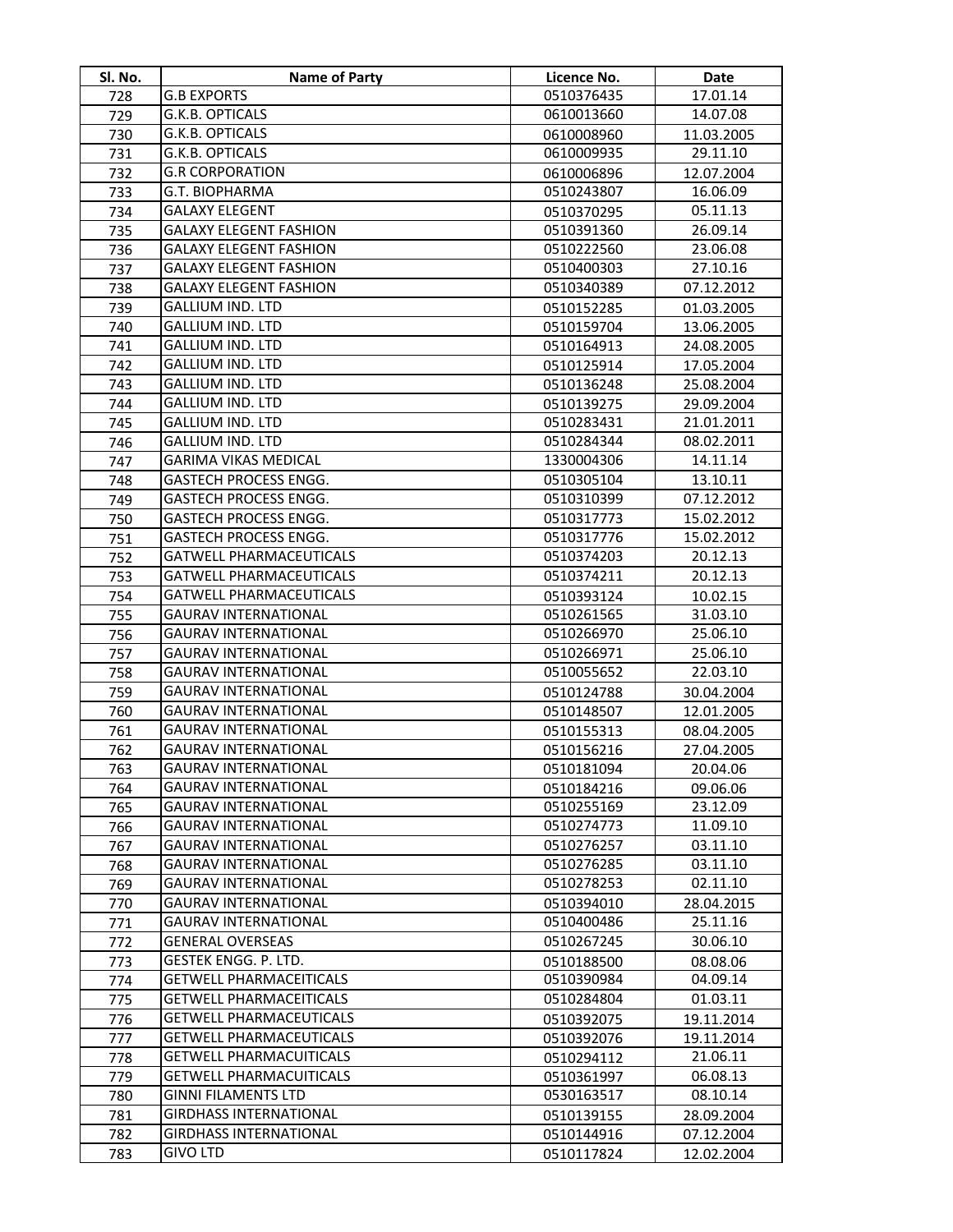| Sl. No. | Name of Party | Licence No. | Date |
|---|---|---|---|
| 728 | G.B EXPORTS | 0510376435 | 17.01.14 |
| 729 | G.K.B. OPTICALS | 0610013660 | 14.07.08 |
| 730 | G.K.B. OPTICALS | 0610008960 | 11.03.2005 |
| 731 | G.K.B. OPTICALS | 0610009935 | 29.11.10 |
| 732 | G.R CORPORATION | 0610006896 | 12.07.2004 |
| 733 | G.T. BIOPHARMA | 0510243807 | 16.06.09 |
| 734 | GALAXY ELEGENT | 0510370295 | 05.11.13 |
| 735 | GALAXY ELEGENT FASHION | 0510391360 | 26.09.14 |
| 736 | GALAXY ELEGENT FASHION | 0510222560 | 23.06.08 |
| 737 | GALAXY ELEGENT FASHION | 0510400303 | 27.10.16 |
| 738 | GALAXY ELEGENT FASHION | 0510340389 | 07.12.2012 |
| 739 | GALLIUM IND. LTD | 0510152285 | 01.03.2005 |
| 740 | GALLIUM IND. LTD | 0510159704 | 13.06.2005 |
| 741 | GALLIUM IND. LTD | 0510164913 | 24.08.2005 |
| 742 | GALLIUM IND. LTD | 0510125914 | 17.05.2004 |
| 743 | GALLIUM IND. LTD | 0510136248 | 25.08.2004 |
| 744 | GALLIUM IND. LTD | 0510139275 | 29.09.2004 |
| 745 | GALLIUM IND. LTD | 0510283431 | 21.01.2011 |
| 746 | GALLIUM IND. LTD | 0510284344 | 08.02.2011 |
| 747 | GARIMA VIKAS MEDICAL | 1330004306 | 14.11.14 |
| 748 | GASTECH PROCESS ENGG. | 0510305104 | 13.10.11 |
| 749 | GASTECH PROCESS ENGG. | 0510310399 | 07.12.2012 |
| 750 | GASTECH PROCESS ENGG. | 0510317773 | 15.02.2012 |
| 751 | GASTECH PROCESS ENGG. | 0510317776 | 15.02.2012 |
| 752 | GATWELL PHARMACEUTICALS | 0510374203 | 20.12.13 |
| 753 | GATWELL PHARMACEUTICALS | 0510374211 | 20.12.13 |
| 754 | GATWELL PHARMACEUTICALS | 0510393124 | 10.02.15 |
| 755 | GAURAV INTERNATIONAL | 0510261565 | 31.03.10 |
| 756 | GAURAV INTERNATIONAL | 0510266970 | 25.06.10 |
| 757 | GAURAV INTERNATIONAL | 0510266971 | 25.06.10 |
| 758 | GAURAV INTERNATIONAL | 0510055652 | 22.03.10 |
| 759 | GAURAV INTERNATIONAL | 0510124788 | 30.04.2004 |
| 760 | GAURAV INTERNATIONAL | 0510148507 | 12.01.2005 |
| 761 | GAURAV INTERNATIONAL | 0510155313 | 08.04.2005 |
| 762 | GAURAV INTERNATIONAL | 0510156216 | 27.04.2005 |
| 763 | GAURAV INTERNATIONAL | 0510181094 | 20.04.06 |
| 764 | GAURAV INTERNATIONAL | 0510184216 | 09.06.06 |
| 765 | GAURAV INTERNATIONAL | 0510255169 | 23.12.09 |
| 766 | GAURAV INTERNATIONAL | 0510274773 | 11.09.10 |
| 767 | GAURAV INTERNATIONAL | 0510276257 | 03.11.10 |
| 768 | GAURAV INTERNATIONAL | 0510276285 | 03.11.10 |
| 769 | GAURAV INTERNATIONAL | 0510278253 | 02.11.10 |
| 770 | GAURAV INTERNATIONAL | 0510394010 | 28.04.2015 |
| 771 | GAURAV INTERNATIONAL | 0510400486 | 25.11.16 |
| 772 | GENERAL OVERSEAS | 0510267245 | 30.06.10 |
| 773 | GESTEK ENGG. P. LTD. | 0510188500 | 08.08.06 |
| 774 | GETWELL PHARMACEITICALS | 0510390984 | 04.09.14 |
| 775 | GETWELL PHARMACEITICALS | 0510284804 | 01.03.11 |
| 776 | GETWELL PHARMACEUTICALS | 0510392075 | 19.11.2014 |
| 777 | GETWELL PHARMACEUTICALS | 0510392076 | 19.11.2014 |
| 778 | GETWELL PHARMACUITICALS | 0510294112 | 21.06.11 |
| 779 | GETWELL PHARMACUITICALS | 0510361997 | 06.08.13 |
| 780 | GINNI FILAMENTS LTD | 0530163517 | 08.10.14 |
| 781 | GIRDHASS INTERNATIONAL | 0510139155 | 28.09.2004 |
| 782 | GIRDHASS INTERNATIONAL | 0510144916 | 07.12.2004 |
| 783 | GIVO LTD | 0510117824 | 12.02.2004 |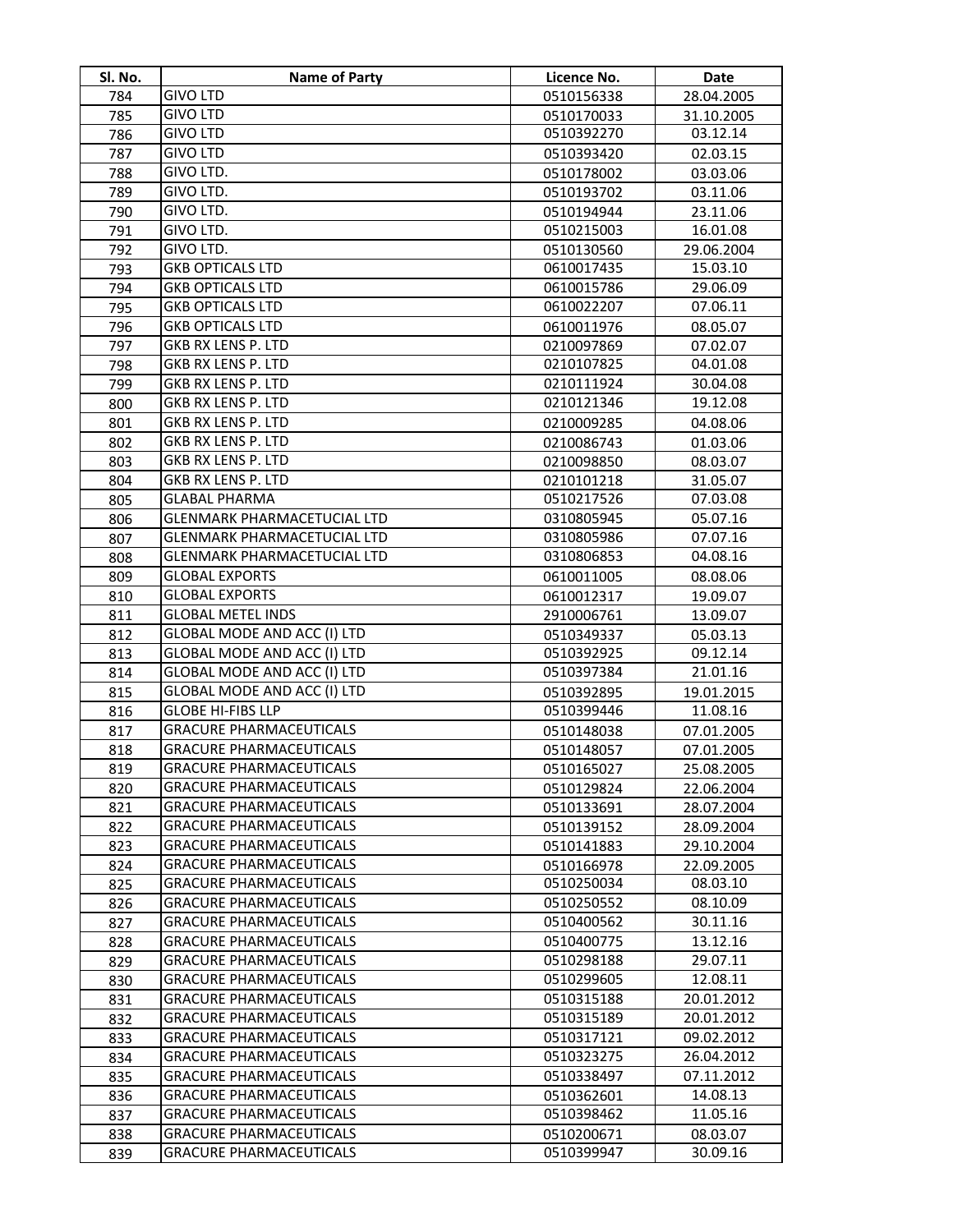| Sl. No. | Name of Party | Licence No. | Date |
|---|---|---|---|
| 784 | GIVO LTD | 0510156338 | 28.04.2005 |
| 785 | GIVO LTD | 0510170033 | 31.10.2005 |
| 786 | GIVO LTD | 0510392270 | 03.12.14 |
| 787 | GIVO LTD | 0510393420 | 02.03.15 |
| 788 | GIVO LTD. | 0510178002 | 03.03.06 |
| 789 | GIVO LTD. | 0510193702 | 03.11.06 |
| 790 | GIVO LTD. | 0510194944 | 23.11.06 |
| 791 | GIVO LTD. | 0510215003 | 16.01.08 |
| 792 | GIVO LTD. | 0510130560 | 29.06.2004 |
| 793 | GKB OPTICALS LTD | 0610017435 | 15.03.10 |
| 794 | GKB OPTICALS LTD | 0610015786 | 29.06.09 |
| 795 | GKB OPTICALS LTD | 0610022207 | 07.06.11 |
| 796 | GKB OPTICALS LTD | 0610011976 | 08.05.07 |
| 797 | GKB RX LENS P. LTD | 0210097869 | 07.02.07 |
| 798 | GKB RX LENS P. LTD | 0210107825 | 04.01.08 |
| 799 | GKB RX LENS P. LTD | 0210111924 | 30.04.08 |
| 800 | GKB RX LENS P. LTD | 0210121346 | 19.12.08 |
| 801 | GKB RX LENS P. LTD | 0210009285 | 04.08.06 |
| 802 | GKB RX LENS P. LTD | 0210086743 | 01.03.06 |
| 803 | GKB RX LENS P. LTD | 0210098850 | 08.03.07 |
| 804 | GKB RX LENS P. LTD | 0210101218 | 31.05.07 |
| 805 | GLABAL PHARMA | 0510217526 | 07.03.08 |
| 806 | GLENMARK PHARMACETUCIAL LTD | 0310805945 | 05.07.16 |
| 807 | GLENMARK PHARMACETUCIAL LTD | 0310805986 | 07.07.16 |
| 808 | GLENMARK PHARMACETUCIAL LTD | 0310806853 | 04.08.16 |
| 809 | GLOBAL EXPORTS | 0610011005 | 08.08.06 |
| 810 | GLOBAL EXPORTS | 0610012317 | 19.09.07 |
| 811 | GLOBAL METEL INDS | 2910006761 | 13.09.07 |
| 812 | GLOBAL MODE AND ACC (I) LTD | 0510349337 | 05.03.13 |
| 813 | GLOBAL MODE AND ACC (I) LTD | 0510392925 | 09.12.14 |
| 814 | GLOBAL MODE AND ACC (I) LTD | 0510397384 | 21.01.16 |
| 815 | GLOBAL MODE AND ACC (I) LTD | 0510392895 | 19.01.2015 |
| 816 | GLOBE HI-FIBS LLP | 0510399446 | 11.08.16 |
| 817 | GRACURE PHARMACEUTICALS | 0510148038 | 07.01.2005 |
| 818 | GRACURE PHARMACEUTICALS | 0510148057 | 07.01.2005 |
| 819 | GRACURE PHARMACEUTICALS | 0510165027 | 25.08.2005 |
| 820 | GRACURE PHARMACEUTICALS | 0510129824 | 22.06.2004 |
| 821 | GRACURE PHARMACEUTICALS | 0510133691 | 28.07.2004 |
| 822 | GRACURE PHARMACEUTICALS | 0510139152 | 28.09.2004 |
| 823 | GRACURE PHARMACEUTICALS | 0510141883 | 29.10.2004 |
| 824 | GRACURE PHARMACEUTICALS | 0510166978 | 22.09.2005 |
| 825 | GRACURE PHARMACEUTICALS | 0510250034 | 08.03.10 |
| 826 | GRACURE PHARMACEUTICALS | 0510250552 | 08.10.09 |
| 827 | GRACURE PHARMACEUTICALS | 0510400562 | 30.11.16 |
| 828 | GRACURE PHARMACEUTICALS | 0510400775 | 13.12.16 |
| 829 | GRACURE PHARMACEUTICALS | 0510298188 | 29.07.11 |
| 830 | GRACURE PHARMACEUTICALS | 0510299605 | 12.08.11 |
| 831 | GRACURE PHARMACEUTICALS | 0510315188 | 20.01.2012 |
| 832 | GRACURE PHARMACEUTICALS | 0510315189 | 20.01.2012 |
| 833 | GRACURE PHARMACEUTICALS | 0510317121 | 09.02.2012 |
| 834 | GRACURE PHARMACEUTICALS | 0510323275 | 26.04.2012 |
| 835 | GRACURE PHARMACEUTICALS | 0510338497 | 07.11.2012 |
| 836 | GRACURE PHARMACEUTICALS | 0510362601 | 14.08.13 |
| 837 | GRACURE PHARMACEUTICALS | 0510398462 | 11.05.16 |
| 838 | GRACURE PHARMACEUTICALS | 0510200671 | 08.03.07 |
| 839 | GRACURE PHARMACEUTICALS | 0510399947 | 30.09.16 |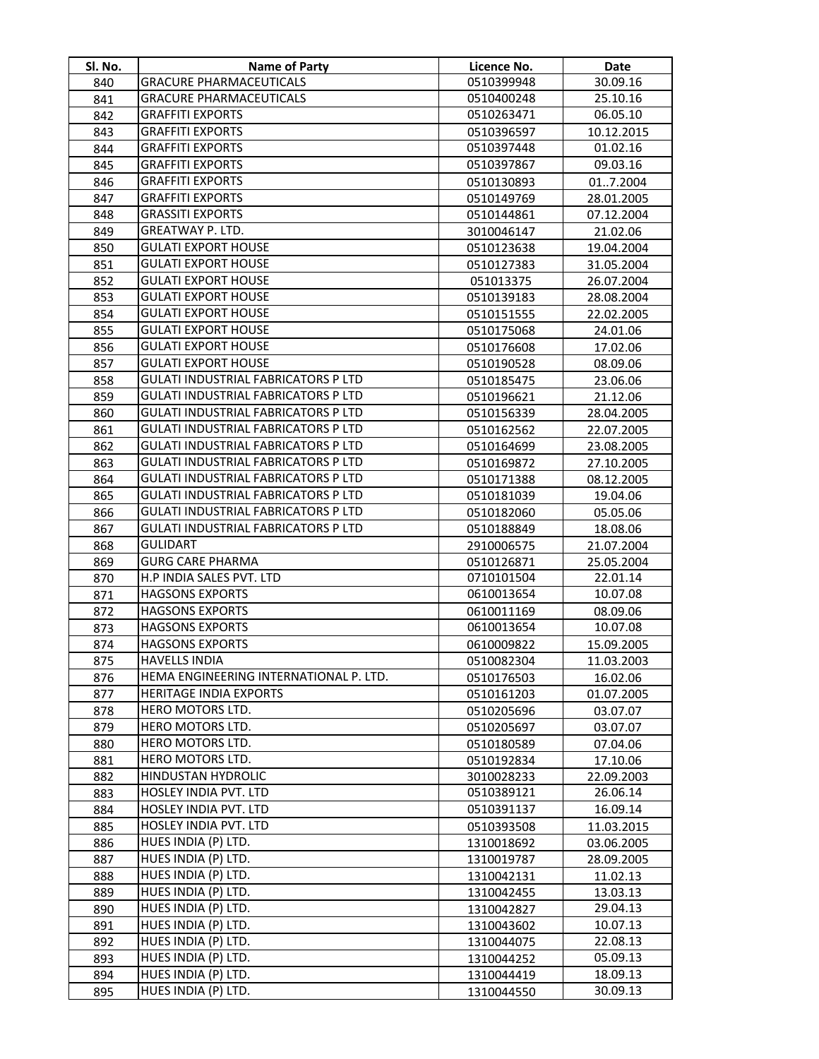| Sl. No. | Name of Party | Licence No. | Date |
|---|---|---|---|
| 840 | GRACURE PHARMACEUTICALS | 0510399948 | 30.09.16 |
| 841 | GRACURE PHARMACEUTICALS | 0510400248 | 25.10.16 |
| 842 | GRAFFITI EXPORTS | 0510263471 | 06.05.10 |
| 843 | GRAFFITI EXPORTS | 0510396597 | 10.12.2015 |
| 844 | GRAFFITI EXPORTS | 0510397448 | 01.02.16 |
| 845 | GRAFFITI EXPORTS | 0510397867 | 09.03.16 |
| 846 | GRAFFITI EXPORTS | 0510130893 | 01..7.2004 |
| 847 | GRAFFITI EXPORTS | 0510149769 | 28.01.2005 |
| 848 | GRASSITI EXPORTS | 0510144861 | 07.12.2004 |
| 849 | GREATWAY P. LTD. | 3010046147 | 21.02.06 |
| 850 | GULATI EXPORT HOUSE | 0510123638 | 19.04.2004 |
| 851 | GULATI EXPORT HOUSE | 0510127383 | 31.05.2004 |
| 852 | GULATI EXPORT HOUSE | 051013375 | 26.07.2004 |
| 853 | GULATI EXPORT HOUSE | 0510139183 | 28.08.2004 |
| 854 | GULATI EXPORT HOUSE | 0510151555 | 22.02.2005 |
| 855 | GULATI EXPORT HOUSE | 0510175068 | 24.01.06 |
| 856 | GULATI EXPORT HOUSE | 0510176608 | 17.02.06 |
| 857 | GULATI EXPORT HOUSE | 0510190528 | 08.09.06 |
| 858 | GULATI INDUSTRIAL FABRICATORS P LTD | 0510185475 | 23.06.06 |
| 859 | GULATI INDUSTRIAL FABRICATORS P LTD | 0510196621 | 21.12.06 |
| 860 | GULATI INDUSTRIAL FABRICATORS P LTD | 0510156339 | 28.04.2005 |
| 861 | GULATI INDUSTRIAL FABRICATORS P LTD | 0510162562 | 22.07.2005 |
| 862 | GULATI INDUSTRIAL FABRICATORS P LTD | 0510164699 | 23.08.2005 |
| 863 | GULATI INDUSTRIAL FABRICATORS P LTD | 0510169872 | 27.10.2005 |
| 864 | GULATI INDUSTRIAL FABRICATORS P LTD | 0510171388 | 08.12.2005 |
| 865 | GULATI INDUSTRIAL FABRICATORS P LTD | 0510181039 | 19.04.06 |
| 866 | GULATI INDUSTRIAL FABRICATORS P LTD | 0510182060 | 05.05.06 |
| 867 | GULATI INDUSTRIAL FABRICATORS P LTD | 0510188849 | 18.08.06 |
| 868 | GULIDART | 2910006575 | 21.07.2004 |
| 869 | GURG CARE PHARMA | 0510126871 | 25.05.2004 |
| 870 | H.P INDIA SALES PVT. LTD | 0710101504 | 22.01.14 |
| 871 | HAGSONS EXPORTS | 0610013654 | 10.07.08 |
| 872 | HAGSONS EXPORTS | 0610011169 | 08.09.06 |
| 873 | HAGSONS EXPORTS | 0610013654 | 10.07.08 |
| 874 | HAGSONS EXPORTS | 0610009822 | 15.09.2005 |
| 875 | HAVELLS INDIA | 0510082304 | 11.03.2003 |
| 876 | HEMA ENGINEERING INTERNATIONAL P. LTD. | 0510176503 | 16.02.06 |
| 877 | HERITAGE INDIA EXPORTS | 0510161203 | 01.07.2005 |
| 878 | HERO MOTORS LTD. | 0510205696 | 03.07.07 |
| 879 | HERO MOTORS LTD. | 0510205697 | 03.07.07 |
| 880 | HERO MOTORS LTD. | 0510180589 | 07.04.06 |
| 881 | HERO MOTORS LTD. | 0510192834 | 17.10.06 |
| 882 | HINDUSTAN HYDROLIC | 3010028233 | 22.09.2003 |
| 883 | HOSLEY INDIA PVT. LTD | 0510389121 | 26.06.14 |
| 884 | HOSLEY INDIA PVT. LTD | 0510391137 | 16.09.14 |
| 885 | HOSLEY INDIA PVT. LTD | 0510393508 | 11.03.2015 |
| 886 | HUES INDIA (P) LTD. | 1310018692 | 03.06.2005 |
| 887 | HUES INDIA (P) LTD. | 1310019787 | 28.09.2005 |
| 888 | HUES INDIA (P) LTD. | 1310042131 | 11.02.13 |
| 889 | HUES INDIA (P) LTD. | 1310042455 | 13.03.13 |
| 890 | HUES INDIA (P) LTD. | 1310042827 | 29.04.13 |
| 891 | HUES INDIA (P) LTD. | 1310043602 | 10.07.13 |
| 892 | HUES INDIA (P) LTD. | 1310044075 | 22.08.13 |
| 893 | HUES INDIA (P) LTD. | 1310044252 | 05.09.13 |
| 894 | HUES INDIA (P) LTD. | 1310044419 | 18.09.13 |
| 895 | HUES INDIA (P) LTD. | 1310044550 | 30.09.13 |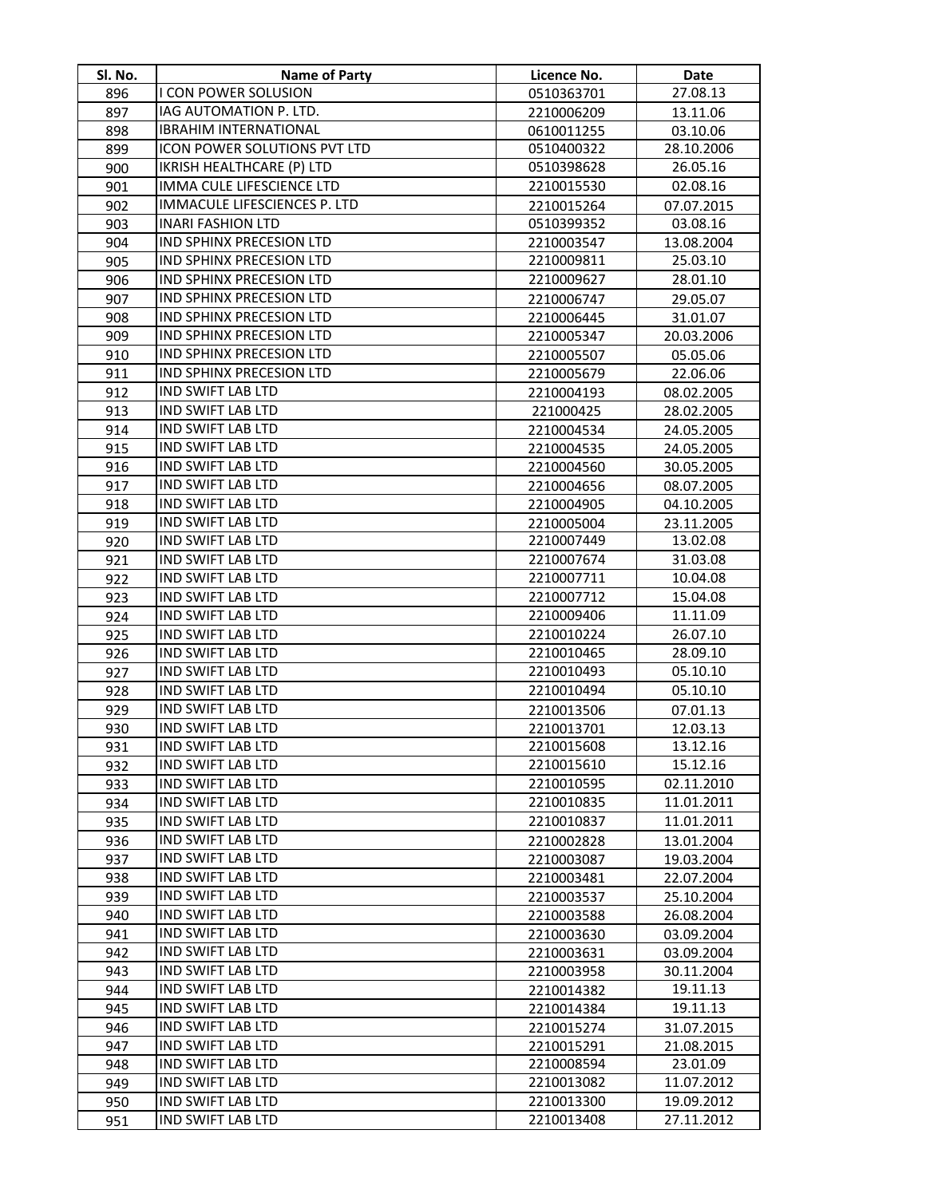| Sl. No. | Name of Party | Licence No. | Date |
| --- | --- | --- | --- |
| 896 | I CON POWER SOLUSION | 0510363701 | 27.08.13 |
| 897 | IAG AUTOMATION P. LTD. | 2210006209 | 13.11.06 |
| 898 | IBRAHIM INTERNATIONAL | 0610011255 | 03.10.06 |
| 899 | ICON POWER SOLUTIONS PVT LTD | 0510400322 | 28.10.2006 |
| 900 | IKRISH HEALTHCARE (P) LTD | 0510398628 | 26.05.16 |
| 901 | IMMA CULE LIFESCIENCE LTD | 2210015530 | 02.08.16 |
| 902 | IMMACULE LIFESCIENCES P. LTD | 2210015264 | 07.07.2015 |
| 903 | INARI FASHION LTD | 0510399352 | 03.08.16 |
| 904 | IND SPHINX PRECESION LTD | 2210003547 | 13.08.2004 |
| 905 | IND SPHINX PRECESION LTD | 2210009811 | 25.03.10 |
| 906 | IND SPHINX PRECESION LTD | 2210009627 | 28.01.10 |
| 907 | IND SPHINX PRECESION LTD | 2210006747 | 29.05.07 |
| 908 | IND SPHINX PRECESION LTD | 2210006445 | 31.01.07 |
| 909 | IND SPHINX PRECESION LTD | 2210005347 | 20.03.2006 |
| 910 | IND SPHINX PRECESION LTD | 2210005507 | 05.05.06 |
| 911 | IND SPHINX PRECESION LTD | 2210005679 | 22.06.06 |
| 912 | IND SWIFT LAB LTD | 2210004193 | 08.02.2005 |
| 913 | IND SWIFT LAB LTD | 221000425 | 28.02.2005 |
| 914 | IND SWIFT LAB LTD | 2210004534 | 24.05.2005 |
| 915 | IND SWIFT LAB LTD | 2210004535 | 24.05.2005 |
| 916 | IND SWIFT LAB LTD | 2210004560 | 30.05.2005 |
| 917 | IND SWIFT LAB LTD | 2210004656 | 08.07.2005 |
| 918 | IND SWIFT LAB LTD | 2210004905 | 04.10.2005 |
| 919 | IND SWIFT LAB LTD | 2210005004 | 23.11.2005 |
| 920 | IND SWIFT LAB LTD | 2210007449 | 13.02.08 |
| 921 | IND SWIFT LAB LTD | 2210007674 | 31.03.08 |
| 922 | IND SWIFT LAB LTD | 2210007711 | 10.04.08 |
| 923 | IND SWIFT LAB LTD | 2210007712 | 15.04.08 |
| 924 | IND SWIFT LAB LTD | 2210009406 | 11.11.09 |
| 925 | IND SWIFT LAB LTD | 2210010224 | 26.07.10 |
| 926 | IND SWIFT LAB LTD | 2210010465 | 28.09.10 |
| 927 | IND SWIFT LAB LTD | 2210010493 | 05.10.10 |
| 928 | IND SWIFT LAB LTD | 2210010494 | 05.10.10 |
| 929 | IND SWIFT LAB LTD | 2210013506 | 07.01.13 |
| 930 | IND SWIFT LAB LTD | 2210013701 | 12.03.13 |
| 931 | IND SWIFT LAB LTD | 2210015608 | 13.12.16 |
| 932 | IND SWIFT LAB LTD | 2210015610 | 15.12.16 |
| 933 | IND SWIFT LAB LTD | 2210010595 | 02.11.2010 |
| 934 | IND SWIFT LAB LTD | 2210010835 | 11.01.2011 |
| 935 | IND SWIFT LAB LTD | 2210010837 | 11.01.2011 |
| 936 | IND SWIFT LAB LTD | 2210002828 | 13.01.2004 |
| 937 | IND SWIFT LAB LTD | 2210003087 | 19.03.2004 |
| 938 | IND SWIFT LAB LTD | 2210003481 | 22.07.2004 |
| 939 | IND SWIFT LAB LTD | 2210003537 | 25.10.2004 |
| 940 | IND SWIFT LAB LTD | 2210003588 | 26.08.2004 |
| 941 | IND SWIFT LAB LTD | 2210003630 | 03.09.2004 |
| 942 | IND SWIFT LAB LTD | 2210003631 | 03.09.2004 |
| 943 | IND SWIFT LAB LTD | 2210003958 | 30.11.2004 |
| 944 | IND SWIFT LAB LTD | 2210014382 | 19.11.13 |
| 945 | IND SWIFT LAB LTD | 2210014384 | 19.11.13 |
| 946 | IND SWIFT LAB LTD | 2210015274 | 31.07.2015 |
| 947 | IND SWIFT LAB LTD | 2210015291 | 21.08.2015 |
| 948 | IND SWIFT LAB LTD | 2210008594 | 23.01.09 |
| 949 | IND SWIFT LAB LTD | 2210013082 | 11.07.2012 |
| 950 | IND SWIFT LAB LTD | 2210013300 | 19.09.2012 |
| 951 | IND SWIFT LAB LTD | 2210013408 | 27.11.2012 |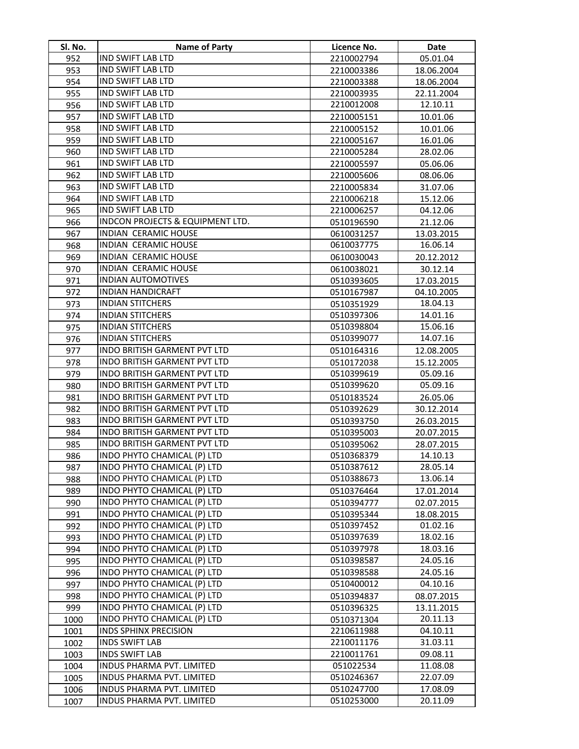| Sl. No. | Name of Party | Licence No. | Date |
|---|---|---|---|
| 952 | IND SWIFT LAB LTD | 2210002794 | 05.01.04 |
| 953 | IND SWIFT LAB LTD | 2210003386 | 18.06.2004 |
| 954 | IND SWIFT LAB LTD | 2210003388 | 18.06.2004 |
| 955 | IND SWIFT LAB LTD | 2210003935 | 22.11.2004 |
| 956 | IND SWIFT LAB LTD | 2210012008 | 12.10.11 |
| 957 | IND SWIFT LAB LTD | 2210005151 | 10.01.06 |
| 958 | IND SWIFT LAB LTD | 2210005152 | 10.01.06 |
| 959 | IND SWIFT LAB LTD | 2210005167 | 16.01.06 |
| 960 | IND SWIFT LAB LTD | 2210005284 | 28.02.06 |
| 961 | IND SWIFT LAB LTD | 2210005597 | 05.06.06 |
| 962 | IND SWIFT LAB LTD | 2210005606 | 08.06.06 |
| 963 | IND SWIFT LAB LTD | 2210005834 | 31.07.06 |
| 964 | IND SWIFT LAB LTD | 2210006218 | 15.12.06 |
| 965 | IND SWIFT LAB LTD | 2210006257 | 04.12.06 |
| 966 | INDCON PROJECTS & EQUIPMENT LTD. | 0510196590 | 21.12.06 |
| 967 | INDIAN CERAMIC HOUSE | 0610031257 | 13.03.2015 |
| 968 | INDIAN CERAMIC HOUSE | 0610037775 | 16.06.14 |
| 969 | INDIAN CERAMIC HOUSE | 0610030043 | 20.12.2012 |
| 970 | INDIAN CERAMIC HOUSE | 0610038021 | 30.12.14 |
| 971 | INDIAN AUTOMOTIVES | 0510393605 | 17.03.2015 |
| 972 | INDIAN HANDICRAFT | 0510167987 | 04.10.2005 |
| 973 | INDIAN STITCHERS | 0510351929 | 18.04.13 |
| 974 | INDIAN STITCHERS | 0510397306 | 14.01.16 |
| 975 | INDIAN STITCHERS | 0510398804 | 15.06.16 |
| 976 | INDIAN STITCHERS | 0510399077 | 14.07.16 |
| 977 | INDO BRITISH GARMENT PVT LTD | 0510164316 | 12.08.2005 |
| 978 | INDO BRITISH GARMENT PVT LTD | 0510172038 | 15.12.2005 |
| 979 | INDO BRITISH GARMENT PVT LTD | 0510399619 | 05.09.16 |
| 980 | INDO BRITISH GARMENT PVT LTD | 0510399620 | 05.09.16 |
| 981 | INDO BRITISH GARMENT PVT LTD | 0510183524 | 26.05.06 |
| 982 | INDO BRITISH GARMENT PVT LTD | 0510392629 | 30.12.2014 |
| 983 | INDO BRITISH GARMENT PVT LTD | 0510393750 | 26.03.2015 |
| 984 | INDO BRITISH GARMENT PVT LTD | 0510395003 | 20.07.2015 |
| 985 | INDO BRITISH GARMENT PVT LTD | 0510395062 | 28.07.2015 |
| 986 | INDO PHYTO CHAMICAL (P) LTD | 0510368379 | 14.10.13 |
| 987 | INDO PHYTO CHAMICAL (P) LTD | 0510387612 | 28.05.14 |
| 988 | INDO PHYTO CHAMICAL (P) LTD | 0510388673 | 13.06.14 |
| 989 | INDO PHYTO CHAMICAL (P) LTD | 0510376464 | 17.01.2014 |
| 990 | INDO PHYTO CHAMICAL (P) LTD | 0510394777 | 02.07.2015 |
| 991 | INDO PHYTO CHAMICAL (P) LTD | 0510395344 | 18.08.2015 |
| 992 | INDO PHYTO CHAMICAL (P) LTD | 0510397452 | 01.02.16 |
| 993 | INDO PHYTO CHAMICAL (P) LTD | 0510397639 | 18.02.16 |
| 994 | INDO PHYTO CHAMICAL (P) LTD | 0510397978 | 18.03.16 |
| 995 | INDO PHYTO CHAMICAL (P) LTD | 0510398587 | 24.05.16 |
| 996 | INDO PHYTO CHAMICAL (P) LTD | 0510398588 | 24.05.16 |
| 997 | INDO PHYTO CHAMICAL (P) LTD | 0510400012 | 04.10.16 |
| 998 | INDO PHYTO CHAMICAL (P) LTD | 0510394837 | 08.07.2015 |
| 999 | INDO PHYTO CHAMICAL (P) LTD | 0510396325 | 13.11.2015 |
| 1000 | INDO PHYTO CHAMICAL (P) LTD | 0510371304 | 20.11.13 |
| 1001 | INDS SPHINX PRECISION | 2210611988 | 04.10.11 |
| 1002 | INDS SWIFT LAB | 2210011176 | 31.03.11 |
| 1003 | INDS SWIFT LAB | 2210011761 | 09.08.11 |
| 1004 | INDUS PHARMA PVT. LIMITED | 051022534 | 11.08.08 |
| 1005 | INDUS PHARMA PVT. LIMITED | 0510246367 | 22.07.09 |
| 1006 | INDUS PHARMA PVT. LIMITED | 0510247700 | 17.08.09 |
| 1007 | INDUS PHARMA PVT. LIMITED | 0510253000 | 20.11.09 |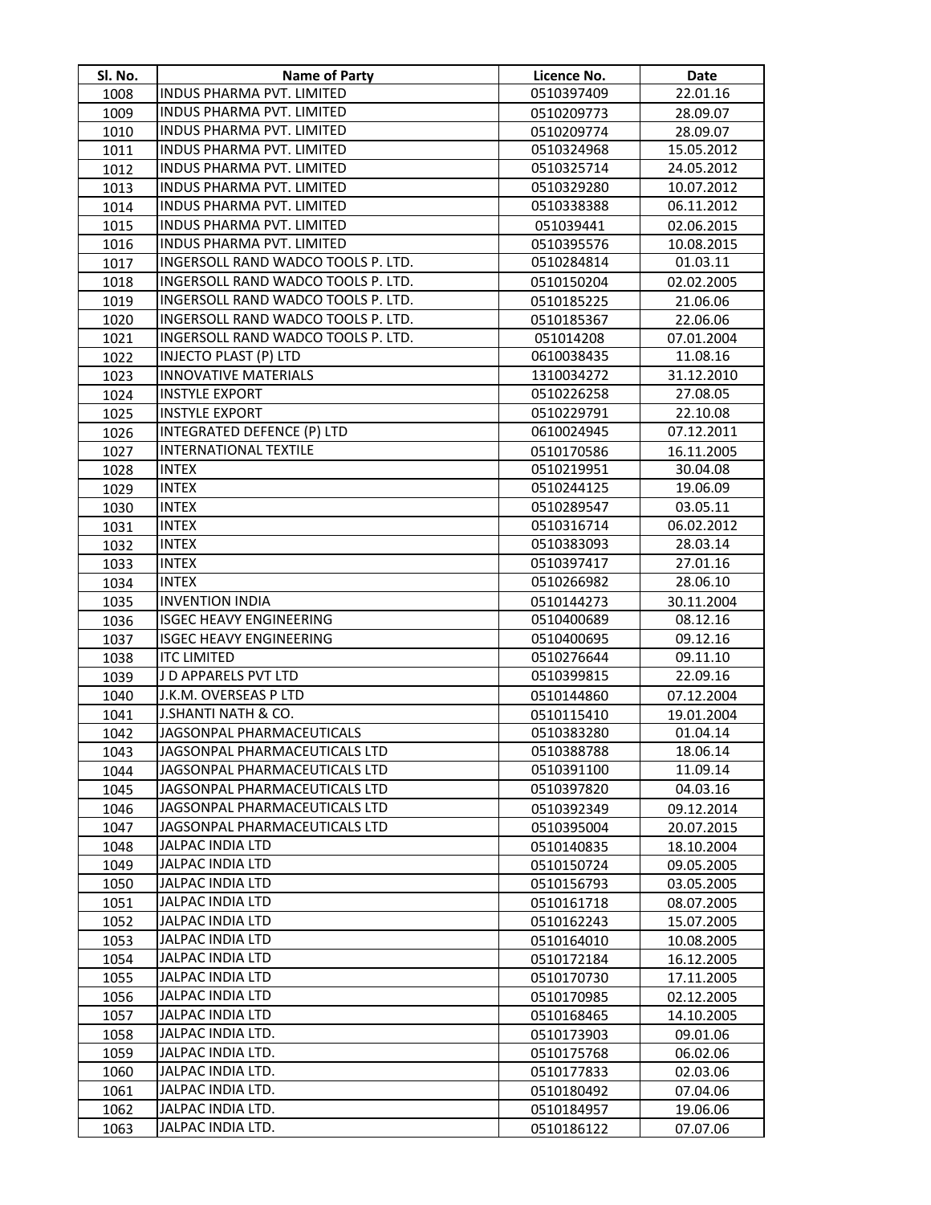| Sl. No. | Name of Party | Licence No. | Date |
|---|---|---|---|
| 1008 | INDUS PHARMA PVT. LIMITED | 0510397409 | 22.01.16 |
| 1009 | INDUS PHARMA PVT. LIMITED | 0510209773 | 28.09.07 |
| 1010 | INDUS PHARMA PVT. LIMITED | 0510209774 | 28.09.07 |
| 1011 | INDUS PHARMA PVT. LIMITED | 0510324968 | 15.05.2012 |
| 1012 | INDUS PHARMA PVT. LIMITED | 0510325714 | 24.05.2012 |
| 1013 | INDUS PHARMA PVT. LIMITED | 0510329280 | 10.07.2012 |
| 1014 | INDUS PHARMA PVT. LIMITED | 0510338388 | 06.11.2012 |
| 1015 | INDUS PHARMA PVT. LIMITED | 051039441 | 02.06.2015 |
| 1016 | INDUS PHARMA PVT. LIMITED | 0510395576 | 10.08.2015 |
| 1017 | INGERSOLL RAND WADCO TOOLS P. LTD. | 0510284814 | 01.03.11 |
| 1018 | INGERSOLL RAND WADCO TOOLS P. LTD. | 0510150204 | 02.02.2005 |
| 1019 | INGERSOLL RAND WADCO TOOLS P. LTD. | 0510185225 | 21.06.06 |
| 1020 | INGERSOLL RAND WADCO TOOLS P. LTD. | 0510185367 | 22.06.06 |
| 1021 | INGERSOLL RAND WADCO TOOLS P. LTD. | 051014208 | 07.01.2004 |
| 1022 | INJECTO PLAST (P) LTD | 0610038435 | 11.08.16 |
| 1023 | INNOVATIVE MATERIALS | 1310034272 | 31.12.2010 |
| 1024 | INSTYLE EXPORT | 0510226258 | 27.08.05 |
| 1025 | INSTYLE EXPORT | 0510229791 | 22.10.08 |
| 1026 | INTEGRATED DEFENCE (P) LTD | 0610024945 | 07.12.2011 |
| 1027 | INTERNATIONAL TEXTILE | 0510170586 | 16.11.2005 |
| 1028 | INTEX | 0510219951 | 30.04.08 |
| 1029 | INTEX | 0510244125 | 19.06.09 |
| 1030 | INTEX | 0510289547 | 03.05.11 |
| 1031 | INTEX | 0510316714 | 06.02.2012 |
| 1032 | INTEX | 0510383093 | 28.03.14 |
| 1033 | INTEX | 0510397417 | 27.01.16 |
| 1034 | INTEX | 0510266982 | 28.06.10 |
| 1035 | INVENTION INDIA | 0510144273 | 30.11.2004 |
| 1036 | ISGEC HEAVY ENGINEERING | 0510400689 | 08.12.16 |
| 1037 | ISGEC HEAVY ENGINEERING | 0510400695 | 09.12.16 |
| 1038 | ITC LIMITED | 0510276644 | 09.11.10 |
| 1039 | J D APPARELS PVT LTD | 0510399815 | 22.09.16 |
| 1040 | J.K.M. OVERSEAS P LTD | 0510144860 | 07.12.2004 |
| 1041 | J.SHANTI NATH & CO. | 0510115410 | 19.01.2004 |
| 1042 | JAGSONPAL PHARMACEUTICALS | 0510383280 | 01.04.14 |
| 1043 | JAGSONPAL PHARMACEUTICALS LTD | 0510388788 | 18.06.14 |
| 1044 | JAGSONPAL PHARMACEUTICALS LTD | 0510391100 | 11.09.14 |
| 1045 | JAGSONPAL PHARMACEUTICALS LTD | 0510397820 | 04.03.16 |
| 1046 | JAGSONPAL PHARMACEUTICALS LTD | 0510392349 | 09.12.2014 |
| 1047 | JAGSONPAL PHARMACEUTICALS LTD | 0510395004 | 20.07.2015 |
| 1048 | JALPAC INDIA LTD | 0510140835 | 18.10.2004 |
| 1049 | JALPAC INDIA LTD | 0510150724 | 09.05.2005 |
| 1050 | JALPAC INDIA LTD | 0510156793 | 03.05.2005 |
| 1051 | JALPAC INDIA LTD | 0510161718 | 08.07.2005 |
| 1052 | JALPAC INDIA LTD | 0510162243 | 15.07.2005 |
| 1053 | JALPAC INDIA LTD | 0510164010 | 10.08.2005 |
| 1054 | JALPAC INDIA LTD | 0510172184 | 16.12.2005 |
| 1055 | JALPAC INDIA LTD | 0510170730 | 17.11.2005 |
| 1056 | JALPAC INDIA LTD | 0510170985 | 02.12.2005 |
| 1057 | JALPAC INDIA LTD | 0510168465 | 14.10.2005 |
| 1058 | JALPAC INDIA LTD. | 0510173903 | 09.01.06 |
| 1059 | JALPAC INDIA LTD. | 0510175768 | 06.02.06 |
| 1060 | JALPAC INDIA LTD. | 0510177833 | 02.03.06 |
| 1061 | JALPAC INDIA LTD. | 0510180492 | 07.04.06 |
| 1062 | JALPAC INDIA LTD. | 0510184957 | 19.06.06 |
| 1063 | JALPAC INDIA LTD. | 0510186122 | 07.07.06 |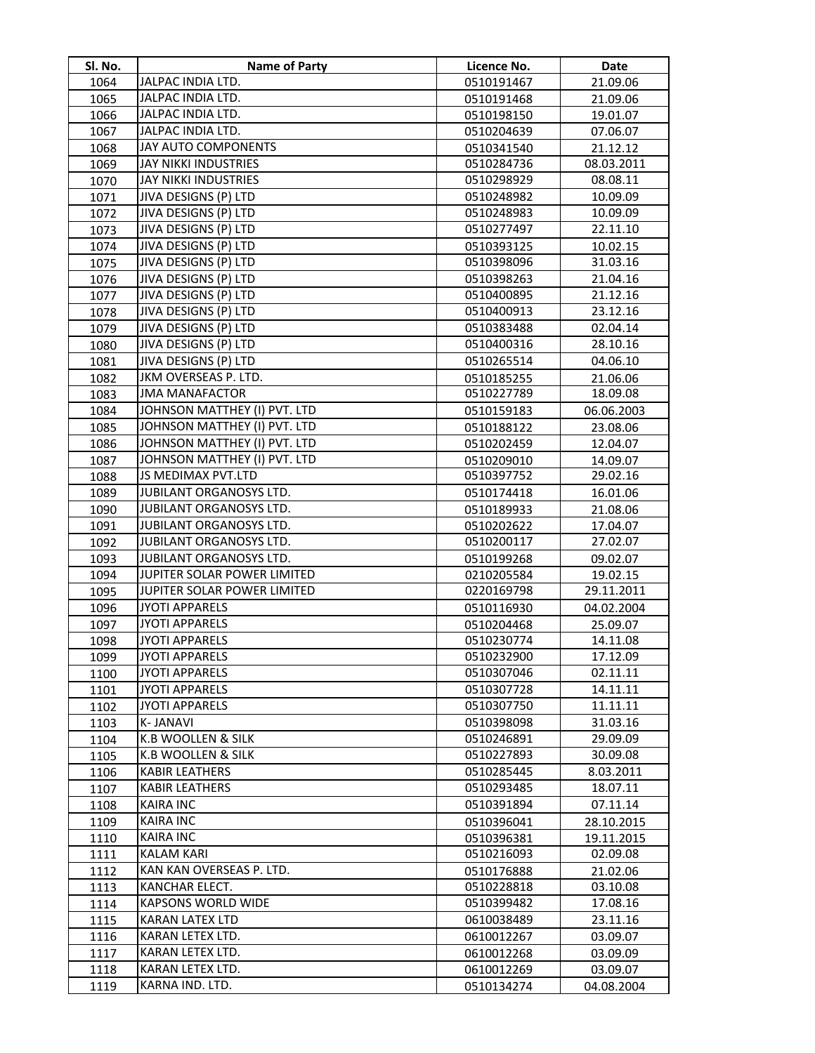| Sl. No. | Name of Party | Licence No. | Date |
|---|---|---|---|
| 1064 | JALPAC INDIA LTD. | 0510191467 | 21.09.06 |
| 1065 | JALPAC INDIA LTD. | 0510191468 | 21.09.06 |
| 1066 | JALPAC INDIA LTD. | 0510198150 | 19.01.07 |
| 1067 | JALPAC INDIA LTD. | 0510204639 | 07.06.07 |
| 1068 | JAY AUTO COMPONENTS | 0510341540 | 21.12.12 |
| 1069 | JAY NIKKI INDUSTRIES | 0510284736 | 08.03.2011 |
| 1070 | JAY NIKKI INDUSTRIES | 0510298929 | 08.08.11 |
| 1071 | JIVA DESIGNS (P) LTD | 0510248982 | 10.09.09 |
| 1072 | JIVA DESIGNS (P) LTD | 0510248983 | 10.09.09 |
| 1073 | JIVA DESIGNS (P) LTD | 0510277497 | 22.11.10 |
| 1074 | JIVA DESIGNS (P) LTD | 0510393125 | 10.02.15 |
| 1075 | JIVA DESIGNS (P) LTD | 0510398096 | 31.03.16 |
| 1076 | JIVA DESIGNS (P) LTD | 0510398263 | 21.04.16 |
| 1077 | JIVA DESIGNS (P) LTD | 0510400895 | 21.12.16 |
| 1078 | JIVA DESIGNS (P) LTD | 0510400913 | 23.12.16 |
| 1079 | JIVA DESIGNS (P) LTD | 0510383488 | 02.04.14 |
| 1080 | JIVA DESIGNS (P) LTD | 0510400316 | 28.10.16 |
| 1081 | JIVA DESIGNS (P) LTD | 0510265514 | 04.06.10 |
| 1082 | JKM OVERSEAS P. LTD. | 0510185255 | 21.06.06 |
| 1083 | JMA MANAFACTOR | 0510227789 | 18.09.08 |
| 1084 | JOHNSON MATTHEY (I) PVT. LTD | 0510159183 | 06.06.2003 |
| 1085 | JOHNSON MATTHEY (I) PVT. LTD | 0510188122 | 23.08.06 |
| 1086 | JOHNSON MATTHEY (I) PVT. LTD | 0510202459 | 12.04.07 |
| 1087 | JOHNSON MATTHEY (I) PVT. LTD | 0510209010 | 14.09.07 |
| 1088 | JS MEDIMAX PVT.LTD | 0510397752 | 29.02.16 |
| 1089 | JUBILANT ORGANOSYS LTD. | 0510174418 | 16.01.06 |
| 1090 | JUBILANT ORGANOSYS LTD. | 0510189933 | 21.08.06 |
| 1091 | JUBILANT ORGANOSYS LTD. | 0510202622 | 17.04.07 |
| 1092 | JUBILANT ORGANOSYS LTD. | 0510200117 | 27.02.07 |
| 1093 | JUBILANT ORGANOSYS LTD. | 0510199268 | 09.02.07 |
| 1094 | JUPITER SOLAR POWER LIMITED | 0210205584 | 19.02.15 |
| 1095 | JUPITER SOLAR POWER LIMITED | 0220169798 | 29.11.2011 |
| 1096 | JYOTI APPARELS | 0510116930 | 04.02.2004 |
| 1097 | JYOTI APPARELS | 0510204468 | 25.09.07 |
| 1098 | JYOTI APPARELS | 0510230774 | 14.11.08 |
| 1099 | JYOTI APPARELS | 0510232900 | 17.12.09 |
| 1100 | JYOTI APPARELS | 0510307046 | 02.11.11 |
| 1101 | JYOTI APPARELS | 0510307728 | 14.11.11 |
| 1102 | JYOTI APPARELS | 0510307750 | 11.11.11 |
| 1103 | K- JANAVI | 0510398098 | 31.03.16 |
| 1104 | K.B WOOLLEN & SILK | 0510246891 | 29.09.09 |
| 1105 | K.B WOOLLEN & SILK | 0510227893 | 30.09.08 |
| 1106 | KABIR LEATHERS | 0510285445 | 8.03.2011 |
| 1107 | KABIR LEATHERS | 0510293485 | 18.07.11 |
| 1108 | KAIRA INC | 0510391894 | 07.11.14 |
| 1109 | KAIRA INC | 0510396041 | 28.10.2015 |
| 1110 | KAIRA INC | 0510396381 | 19.11.2015 |
| 1111 | KALAM KARI | 0510216093 | 02.09.08 |
| 1112 | KAN KAN OVERSEAS P. LTD. | 0510176888 | 21.02.06 |
| 1113 | KANCHAR ELECT. | 0510228818 | 03.10.08 |
| 1114 | KAPSONS WORLD WIDE | 0510399482 | 17.08.16 |
| 1115 | KARAN LATEX LTD | 0610038489 | 23.11.16 |
| 1116 | KARAN LETEX LTD. | 0610012267 | 03.09.07 |
| 1117 | KARAN LETEX LTD. | 0610012268 | 03.09.09 |
| 1118 | KARAN LETEX LTD. | 0610012269 | 03.09.07 |
| 1119 | KARNA IND. LTD. | 0510134274 | 04.08.2004 |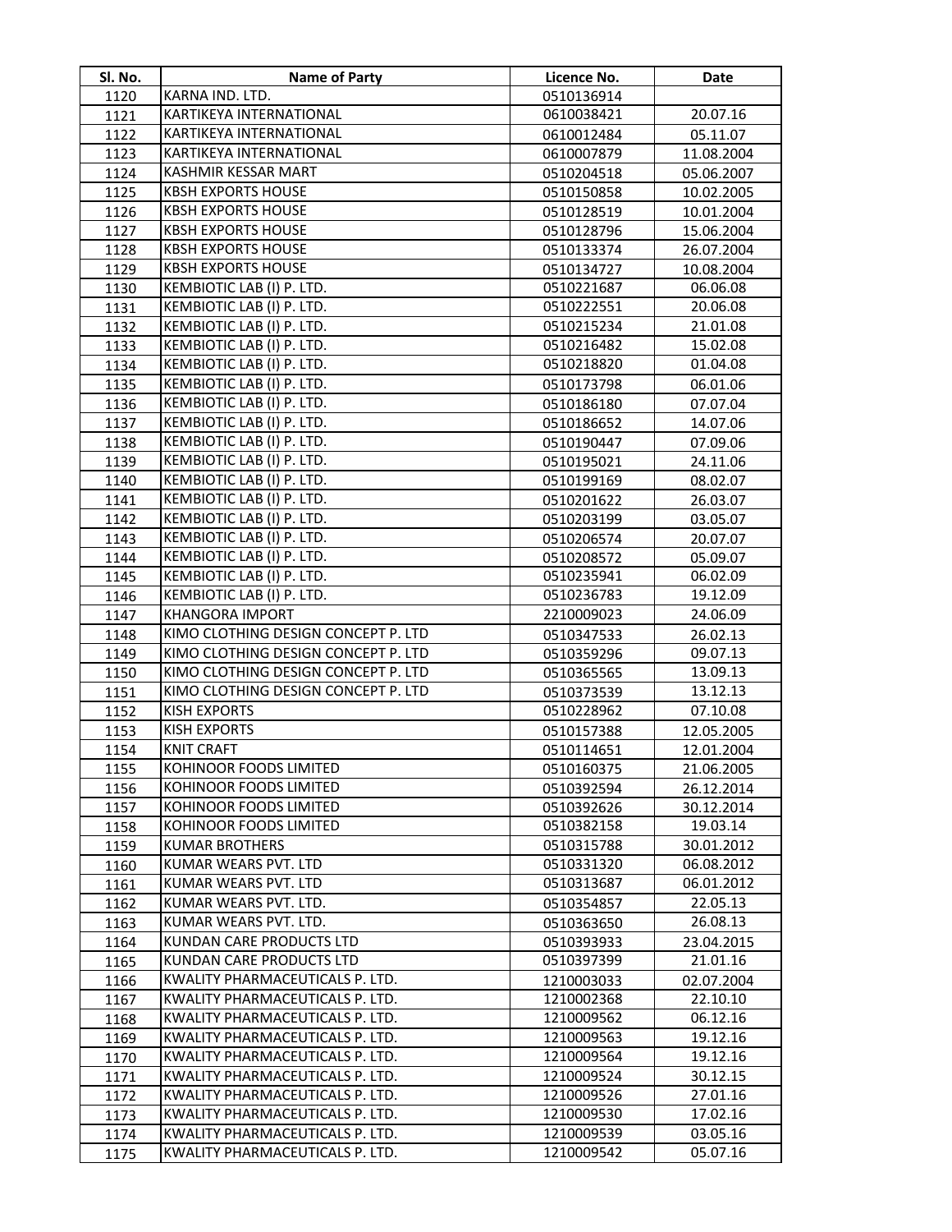| Sl. No. | Name of Party | Licence No. | Date |
|---|---|---|---|
| 1120 | KARNA IND. LTD. | 0510136914 | |
| 1121 | KARTIKEYA INTERNATIONAL | 0610038421 | 20.07.16 |
| 1122 | KARTIKEYA INTERNATIONAL | 0610012484 | 05.11.07 |
| 1123 | KARTIKEYA INTERNATIONAL | 0610007879 | 11.08.2004 |
| 1124 | KASHMIR KESSAR MART | 0510204518 | 05.06.2007 |
| 1125 | KBSH EXPORTS HOUSE | 0510150858 | 10.02.2005 |
| 1126 | KBSH EXPORTS HOUSE | 0510128519 | 10.01.2004 |
| 1127 | KBSH EXPORTS HOUSE | 0510128796 | 15.06.2004 |
| 1128 | KBSH EXPORTS HOUSE | 0510133374 | 26.07.2004 |
| 1129 | KBSH EXPORTS HOUSE | 0510134727 | 10.08.2004 |
| 1130 | KEMBIOTIC LAB (I) P. LTD. | 0510221687 | 06.06.08 |
| 1131 | KEMBIOTIC LAB (I) P. LTD. | 0510222551 | 20.06.08 |
| 1132 | KEMBIOTIC LAB (I) P. LTD. | 0510215234 | 21.01.08 |
| 1133 | KEMBIOTIC LAB (I) P. LTD. | 0510216482 | 15.02.08 |
| 1134 | KEMBIOTIC LAB (I) P. LTD. | 0510218820 | 01.04.08 |
| 1135 | KEMBIOTIC LAB (I) P. LTD. | 0510173798 | 06.01.06 |
| 1136 | KEMBIOTIC LAB (I) P. LTD. | 0510186180 | 07.07.04 |
| 1137 | KEMBIOTIC LAB (I) P. LTD. | 0510186652 | 14.07.06 |
| 1138 | KEMBIOTIC LAB (I) P. LTD. | 0510190447 | 07.09.06 |
| 1139 | KEMBIOTIC LAB (I) P. LTD. | 0510195021 | 24.11.06 |
| 1140 | KEMBIOTIC LAB (I) P. LTD. | 0510199169 | 08.02.07 |
| 1141 | KEMBIOTIC LAB (I) P. LTD. | 0510201622 | 26.03.07 |
| 1142 | KEMBIOTIC LAB (I) P. LTD. | 0510203199 | 03.05.07 |
| 1143 | KEMBIOTIC LAB (I) P. LTD. | 0510206574 | 20.07.07 |
| 1144 | KEMBIOTIC LAB (I) P. LTD. | 0510208572 | 05.09.07 |
| 1145 | KEMBIOTIC LAB (I) P. LTD. | 0510235941 | 06.02.09 |
| 1146 | KEMBIOTIC LAB (I) P. LTD. | 0510236783 | 19.12.09 |
| 1147 | KHANGORA IMPORT | 2210009023 | 24.06.09 |
| 1148 | KIMO CLOTHING DESIGN CONCEPT P. LTD | 0510347533 | 26.02.13 |
| 1149 | KIMO CLOTHING DESIGN CONCEPT P. LTD | 0510359296 | 09.07.13 |
| 1150 | KIMO CLOTHING DESIGN CONCEPT P. LTD | 0510365565 | 13.09.13 |
| 1151 | KIMO CLOTHING DESIGN CONCEPT P. LTD | 0510373539 | 13.12.13 |
| 1152 | KISH EXPORTS | 0510228962 | 07.10.08 |
| 1153 | KISH EXPORTS | 0510157388 | 12.05.2005 |
| 1154 | KNIT CRAFT | 0510114651 | 12.01.2004 |
| 1155 | KOHINOOR FOODS LIMITED | 0510160375 | 21.06.2005 |
| 1156 | KOHINOOR FOODS LIMITED | 0510392594 | 26.12.2014 |
| 1157 | KOHINOOR FOODS LIMITED | 0510392626 | 30.12.2014 |
| 1158 | KOHINOOR FOODS LIMITED | 0510382158 | 19.03.14 |
| 1159 | KUMAR BROTHERS | 0510315788 | 30.01.2012 |
| 1160 | KUMAR WEARS PVT. LTD | 0510331320 | 06.08.2012 |
| 1161 | KUMAR WEARS PVT. LTD | 0510313687 | 06.01.2012 |
| 1162 | KUMAR WEARS PVT. LTD. | 0510354857 | 22.05.13 |
| 1163 | KUMAR WEARS PVT. LTD. | 0510363650 | 26.08.13 |
| 1164 | KUNDAN CARE PRODUCTS LTD | 0510393933 | 23.04.2015 |
| 1165 | KUNDAN CARE PRODUCTS LTD | 0510397399 | 21.01.16 |
| 1166 | KWALITY PHARMACEUTICALS P. LTD. | 1210003033 | 02.07.2004 |
| 1167 | KWALITY PHARMACEUTICALS P. LTD. | 1210002368 | 22.10.10 |
| 1168 | KWALITY PHARMACEUTICALS P. LTD. | 1210009562 | 06.12.16 |
| 1169 | KWALITY PHARMACEUTICALS P. LTD. | 1210009563 | 19.12.16 |
| 1170 | KWALITY PHARMACEUTICALS P. LTD. | 1210009564 | 19.12.16 |
| 1171 | KWALITY PHARMACEUTICALS P. LTD. | 1210009524 | 30.12.15 |
| 1172 | KWALITY PHARMACEUTICALS P. LTD. | 1210009526 | 27.01.16 |
| 1173 | KWALITY PHARMACEUTICALS P. LTD. | 1210009530 | 17.02.16 |
| 1174 | KWALITY PHARMACEUTICALS P. LTD. | 1210009539 | 03.05.16 |
| 1175 | KWALITY PHARMACEUTICALS P. LTD. | 1210009542 | 05.07.16 |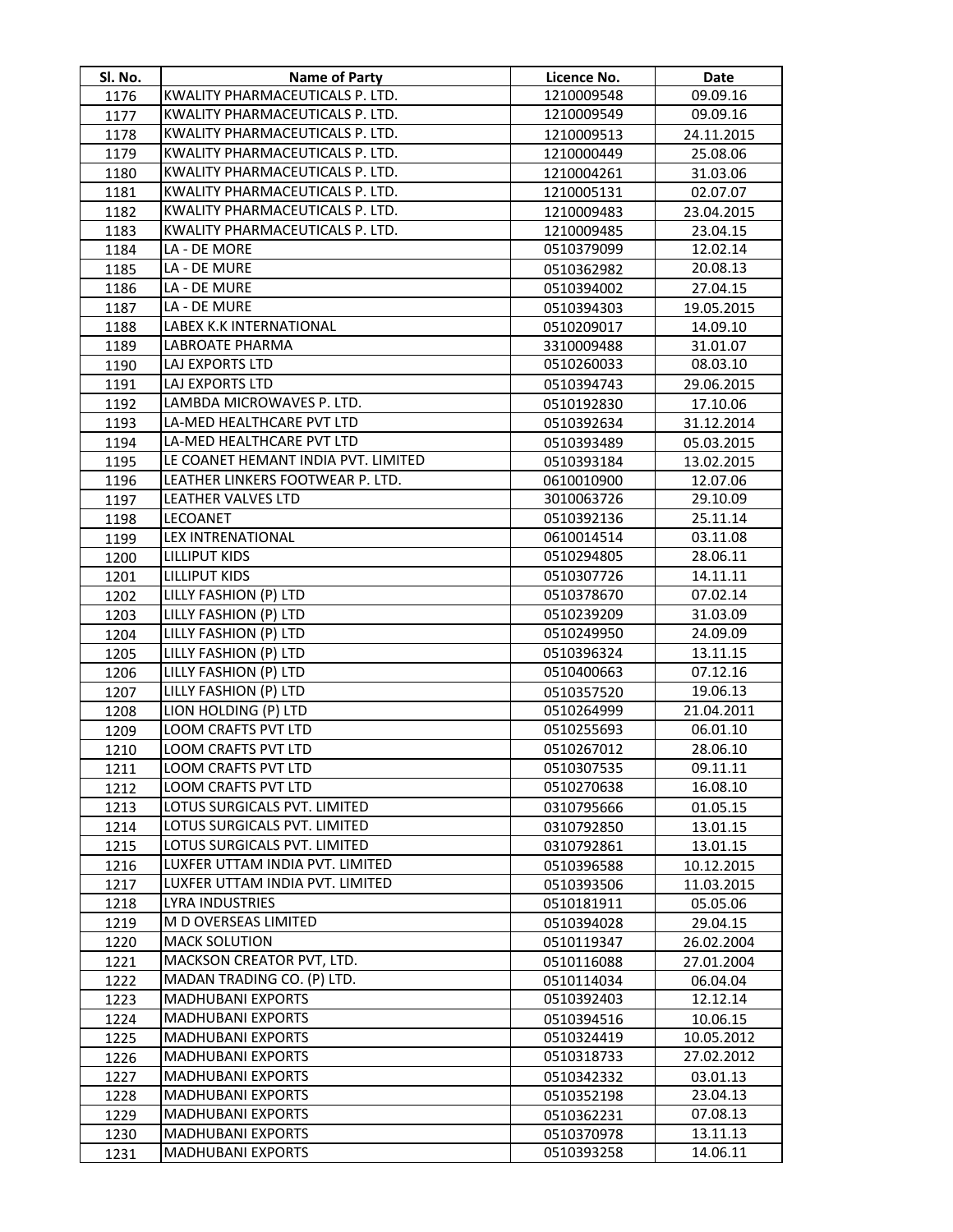| Sl. No. | Name of Party | Licence No. | Date |
|---|---|---|---|
| 1176 | KWALITY PHARMACEUTICALS P. LTD. | 1210009548 | 09.09.16 |
| 1177 | KWALITY PHARMACEUTICALS P. LTD. | 1210009549 | 09.09.16 |
| 1178 | KWALITY PHARMACEUTICALS P. LTD. | 1210009513 | 24.11.2015 |
| 1179 | KWALITY PHARMACEUTICALS P. LTD. | 1210000449 | 25.08.06 |
| 1180 | KWALITY PHARMACEUTICALS P. LTD. | 1210004261 | 31.03.06 |
| 1181 | KWALITY PHARMACEUTICALS P. LTD. | 1210005131 | 02.07.07 |
| 1182 | KWALITY PHARMACEUTICALS P. LTD. | 1210009483 | 23.04.2015 |
| 1183 | KWALITY PHARMACEUTICALS P. LTD. | 1210009485 | 23.04.15 |
| 1184 | LA - DE MORE | 0510379099 | 12.02.14 |
| 1185 | LA - DE MURE | 0510362982 | 20.08.13 |
| 1186 | LA - DE MURE | 0510394002 | 27.04.15 |
| 1187 | LA - DE MURE | 0510394303 | 19.05.2015 |
| 1188 | LABEX K.K INTERNATIONAL | 0510209017 | 14.09.10 |
| 1189 | LABROATE PHARMA | 3310009488 | 31.01.07 |
| 1190 | LAJ EXPORTS LTD | 0510260033 | 08.03.10 |
| 1191 | LAJ EXPORTS LTD | 0510394743 | 29.06.2015 |
| 1192 | LAMBDA MICROWAVES P. LTD. | 0510192830 | 17.10.06 |
| 1193 | LA-MED HEALTHCARE PVT LTD | 0510392634 | 31.12.2014 |
| 1194 | LA-MED HEALTHCARE PVT LTD | 0510393489 | 05.03.2015 |
| 1195 | LE COANET HEMANT INDIA PVT. LIMITED | 0510393184 | 13.02.2015 |
| 1196 | LEATHER LINKERS FOOTWEAR P. LTD. | 0610010900 | 12.07.06 |
| 1197 | LEATHER VALVES LTD | 3010063726 | 29.10.09 |
| 1198 | LECOANET | 0510392136 | 25.11.14 |
| 1199 | LEX INTRENATIONAL | 0610014514 | 03.11.08 |
| 1200 | LILLIPUT KIDS | 0510294805 | 28.06.11 |
| 1201 | LILLIPUT KIDS | 0510307726 | 14.11.11 |
| 1202 | LILLY FASHION (P) LTD | 0510378670 | 07.02.14 |
| 1203 | LILLY FASHION (P) LTD | 0510239209 | 31.03.09 |
| 1204 | LILLY FASHION (P) LTD | 0510249950 | 24.09.09 |
| 1205 | LILLY FASHION (P) LTD | 0510396324 | 13.11.15 |
| 1206 | LILLY FASHION (P) LTD | 0510400663 | 07.12.16 |
| 1207 | LILLY FASHION (P) LTD | 0510357520 | 19.06.13 |
| 1208 | LION HOLDING (P) LTD | 0510264999 | 21.04.2011 |
| 1209 | LOOM CRAFTS PVT LTD | 0510255693 | 06.01.10 |
| 1210 | LOOM CRAFTS PVT LTD | 0510267012 | 28.06.10 |
| 1211 | LOOM CRAFTS PVT LTD | 0510307535 | 09.11.11 |
| 1212 | LOOM CRAFTS PVT LTD | 0510270638 | 16.08.10 |
| 1213 | LOTUS SURGICALS PVT. LIMITED | 0310795666 | 01.05.15 |
| 1214 | LOTUS SURGICALS PVT. LIMITED | 0310792850 | 13.01.15 |
| 1215 | LOTUS SURGICALS PVT. LIMITED | 0310792861 | 13.01.15 |
| 1216 | LUXFER UTTAM INDIA PVT. LIMITED | 0510396588 | 10.12.2015 |
| 1217 | LUXFER UTTAM INDIA PVT. LIMITED | 0510393506 | 11.03.2015 |
| 1218 | LYRA INDUSTRIES | 0510181911 | 05.05.06 |
| 1219 | M D OVERSEAS LIMITED | 0510394028 | 29.04.15 |
| 1220 | MACK SOLUTION | 0510119347 | 26.02.2004 |
| 1221 | MACKSON CREATOR PVT, LTD. | 0510116088 | 27.01.2004 |
| 1222 | MADAN TRADING CO. (P) LTD. | 0510114034 | 06.04.04 |
| 1223 | MADHUBANI EXPORTS | 0510392403 | 12.12.14 |
| 1224 | MADHUBANI EXPORTS | 0510394516 | 10.06.15 |
| 1225 | MADHUBANI EXPORTS | 0510324419 | 10.05.2012 |
| 1226 | MADHUBANI EXPORTS | 0510318733 | 27.02.2012 |
| 1227 | MADHUBANI EXPORTS | 0510342332 | 03.01.13 |
| 1228 | MADHUBANI EXPORTS | 0510352198 | 23.04.13 |
| 1229 | MADHUBANI EXPORTS | 0510362231 | 07.08.13 |
| 1230 | MADHUBANI EXPORTS | 0510370978 | 13.11.13 |
| 1231 | MADHUBANI EXPORTS | 0510393258 | 14.06.11 |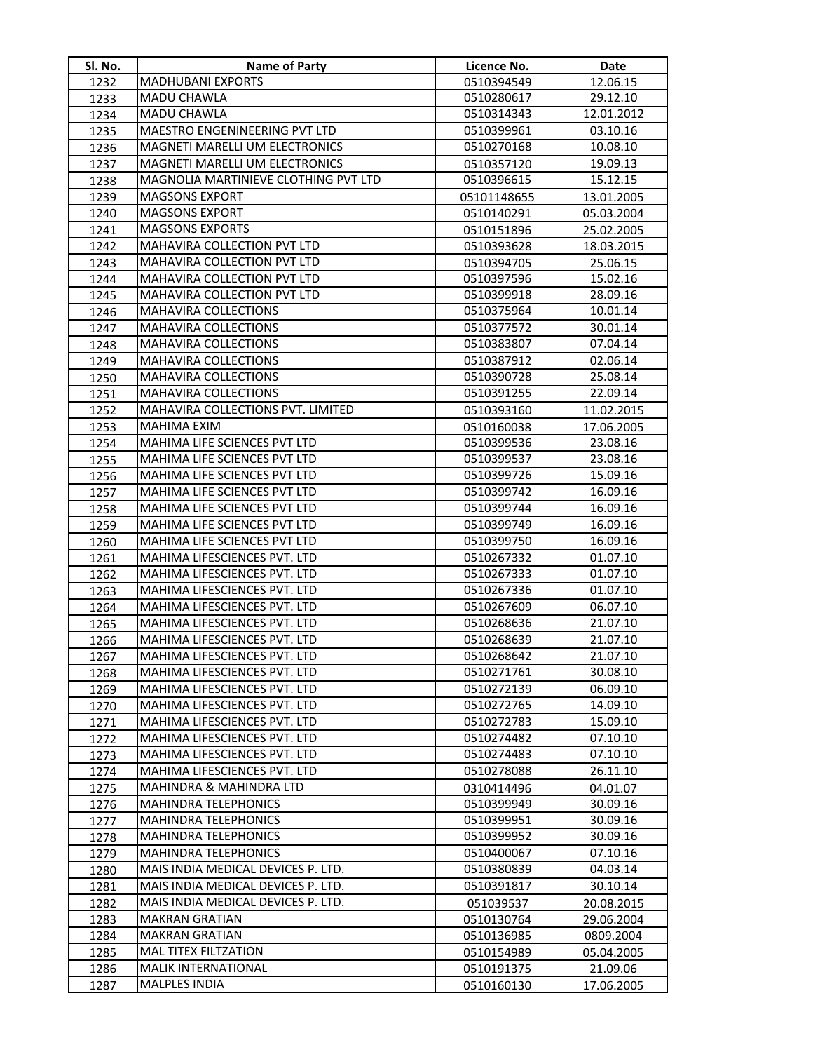| Sl. No. | Name of Party | Licence No. | Date |
|---|---|---|---|
| 1232 | MADHUBANI EXPORTS | 0510394549 | 12.06.15 |
| 1233 | MADU CHAWLA | 0510280617 | 29.12.10 |
| 1234 | MADU CHAWLA | 0510314343 | 12.01.2012 |
| 1235 | MAESTRO ENGENINEERING PVT LTD | 0510399961 | 03.10.16 |
| 1236 | MAGNETI MARELLI UM ELECTRONICS | 0510270168 | 10.08.10 |
| 1237 | MAGNETI MARELLI UM ELECTRONICS | 0510357120 | 19.09.13 |
| 1238 | MAGNOLIA MARTINIEVE CLOTHING PVT LTD | 0510396615 | 15.12.15 |
| 1239 | MAGSONS EXPORT | 05101148655 | 13.01.2005 |
| 1240 | MAGSONS EXPORT | 0510140291 | 05.03.2004 |
| 1241 | MAGSONS EXPORTS | 0510151896 | 25.02.2005 |
| 1242 | MAHAVIRA COLLECTION PVT LTD | 0510393628 | 18.03.2015 |
| 1243 | MAHAVIRA COLLECTION PVT LTD | 0510394705 | 25.06.15 |
| 1244 | MAHAVIRA COLLECTION PVT LTD | 0510397596 | 15.02.16 |
| 1245 | MAHAVIRA COLLECTION PVT LTD | 0510399918 | 28.09.16 |
| 1246 | MAHAVIRA COLLECTIONS | 0510375964 | 10.01.14 |
| 1247 | MAHAVIRA COLLECTIONS | 0510377572 | 30.01.14 |
| 1248 | MAHAVIRA COLLECTIONS | 0510383807 | 07.04.14 |
| 1249 | MAHAVIRA COLLECTIONS | 0510387912 | 02.06.14 |
| 1250 | MAHAVIRA COLLECTIONS | 0510390728 | 25.08.14 |
| 1251 | MAHAVIRA COLLECTIONS | 0510391255 | 22.09.14 |
| 1252 | MAHAVIRA COLLECTIONS PVT. LIMITED | 0510393160 | 11.02.2015 |
| 1253 | MAHIMA EXIM | 0510160038 | 17.06.2005 |
| 1254 | MAHIMA LIFE SCIENCES PVT LTD | 0510399536 | 23.08.16 |
| 1255 | MAHIMA LIFE SCIENCES PVT LTD | 0510399537 | 23.08.16 |
| 1256 | MAHIMA LIFE SCIENCES PVT LTD | 0510399726 | 15.09.16 |
| 1257 | MAHIMA LIFE SCIENCES PVT LTD | 0510399742 | 16.09.16 |
| 1258 | MAHIMA LIFE SCIENCES PVT LTD | 0510399744 | 16.09.16 |
| 1259 | MAHIMA LIFE SCIENCES PVT LTD | 0510399749 | 16.09.16 |
| 1260 | MAHIMA LIFE SCIENCES PVT LTD | 0510399750 | 16.09.16 |
| 1261 | MAHIMA LIFESCIENCES PVT. LTD | 0510267332 | 01.07.10 |
| 1262 | MAHIMA LIFESCIENCES PVT. LTD | 0510267333 | 01.07.10 |
| 1263 | MAHIMA LIFESCIENCES PVT. LTD | 0510267336 | 01.07.10 |
| 1264 | MAHIMA LIFESCIENCES PVT. LTD | 0510267609 | 06.07.10 |
| 1265 | MAHIMA LIFESCIENCES PVT. LTD | 0510268636 | 21.07.10 |
| 1266 | MAHIMA LIFESCIENCES PVT. LTD | 0510268639 | 21.07.10 |
| 1267 | MAHIMA LIFESCIENCES PVT. LTD | 0510268642 | 21.07.10 |
| 1268 | MAHIMA LIFESCIENCES PVT. LTD | 0510271761 | 30.08.10 |
| 1269 | MAHIMA LIFESCIENCES PVT. LTD | 0510272139 | 06.09.10 |
| 1270 | MAHIMA LIFESCIENCES PVT. LTD | 0510272765 | 14.09.10 |
| 1271 | MAHIMA LIFESCIENCES PVT. LTD | 0510272783 | 15.09.10 |
| 1272 | MAHIMA LIFESCIENCES PVT. LTD | 0510274482 | 07.10.10 |
| 1273 | MAHIMA LIFESCIENCES PVT. LTD | 0510274483 | 07.10.10 |
| 1274 | MAHIMA LIFESCIENCES PVT. LTD | 0510278088 | 26.11.10 |
| 1275 | MAHINDRA & MAHINDRA LTD | 0310414496 | 04.01.07 |
| 1276 | MAHINDRA TELEPHONICS | 0510399949 | 30.09.16 |
| 1277 | MAHINDRA TELEPHONICS | 0510399951 | 30.09.16 |
| 1278 | MAHINDRA TELEPHONICS | 0510399952 | 30.09.16 |
| 1279 | MAHINDRA TELEPHONICS | 0510400067 | 07.10.16 |
| 1280 | MAIS INDIA MEDICAL DEVICES P. LTD. | 0510380839 | 04.03.14 |
| 1281 | MAIS INDIA MEDICAL DEVICES P. LTD. | 0510391817 | 30.10.14 |
| 1282 | MAIS INDIA MEDICAL DEVICES P. LTD. | 051039537 | 20.08.2015 |
| 1283 | MAKRAN GRATIAN | 0510130764 | 29.06.2004 |
| 1284 | MAKRAN GRATIAN | 0510136985 | 0809.2004 |
| 1285 | MAL TITEX FILTZATION | 0510154989 | 05.04.2005 |
| 1286 | MALIK INTERNATIONAL | 0510191375 | 21.09.06 |
| 1287 | MALPLES INDIA | 0510160130 | 17.06.2005 |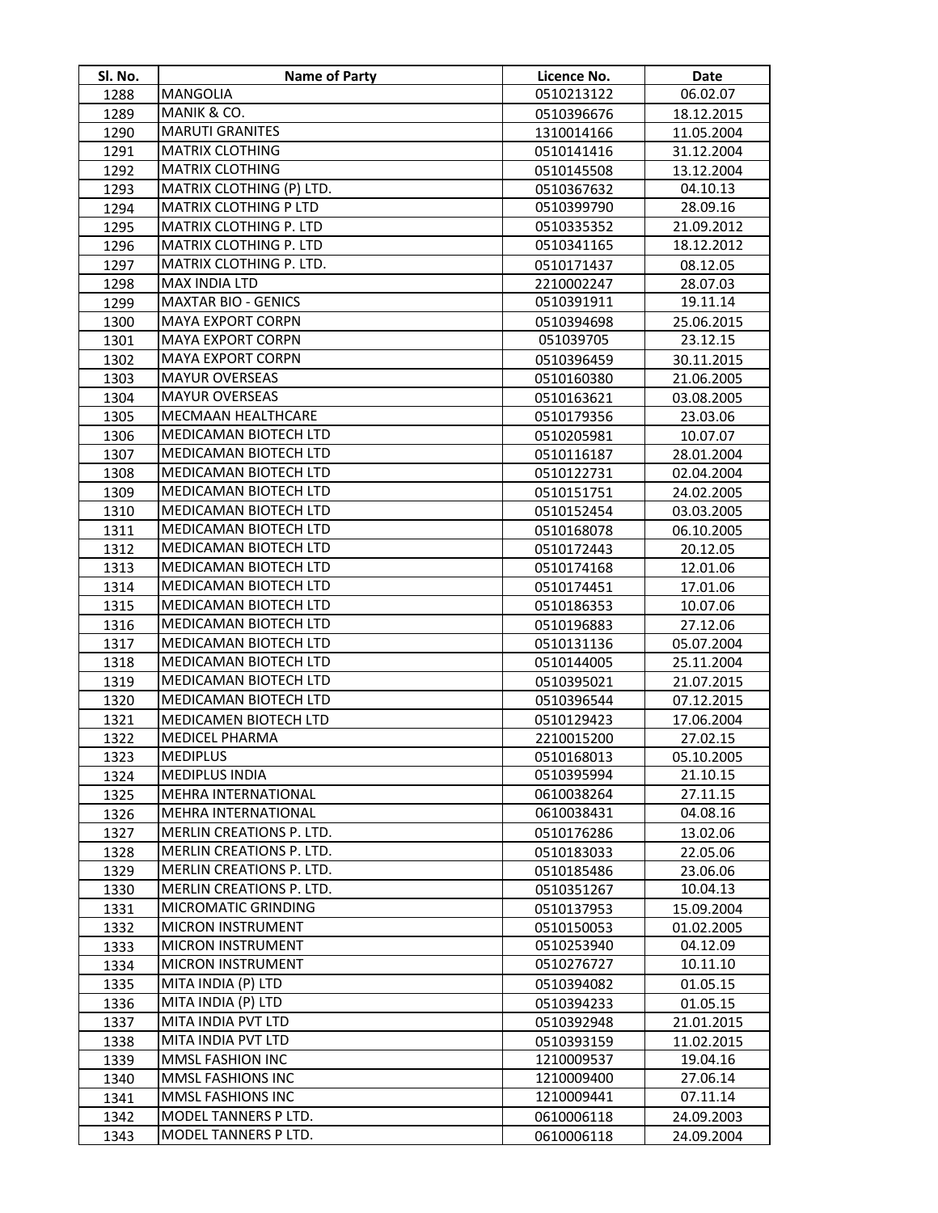| Sl. No. | Name of Party | Licence No. | Date |
|---|---|---|---|
| 1288 | MANGOLIA | 0510213122 | 06.02.07 |
| 1289 | MANIK & CO. | 0510396676 | 18.12.2015 |
| 1290 | MARUTI GRANITES | 1310014166 | 11.05.2004 |
| 1291 | MATRIX CLOTHING | 0510141416 | 31.12.2004 |
| 1292 | MATRIX CLOTHING | 0510145508 | 13.12.2004 |
| 1293 | MATRIX CLOTHING (P) LTD. | 0510367632 | 04.10.13 |
| 1294 | MATRIX CLOTHING P LTD | 0510399790 | 28.09.16 |
| 1295 | MATRIX CLOTHING P. LTD | 0510335352 | 21.09.2012 |
| 1296 | MATRIX CLOTHING P. LTD | 0510341165 | 18.12.2012 |
| 1297 | MATRIX CLOTHING P. LTD. | 0510171437 | 08.12.05 |
| 1298 | MAX INDIA LTD | 2210002247 | 28.07.03 |
| 1299 | MAXTAR BIO - GENICS | 0510391911 | 19.11.14 |
| 1300 | MAYA EXPORT CORPN | 0510394698 | 25.06.2015 |
| 1301 | MAYA EXPORT CORPN | 051039705 | 23.12.15 |
| 1302 | MAYA EXPORT CORPN | 0510396459 | 30.11.2015 |
| 1303 | MAYUR OVERSEAS | 0510160380 | 21.06.2005 |
| 1304 | MAYUR OVERSEAS | 0510163621 | 03.08.2005 |
| 1305 | MECMAAN HEALTHCARE | 0510179356 | 23.03.06 |
| 1306 | MEDICAMAN BIOTECH LTD | 0510205981 | 10.07.07 |
| 1307 | MEDICAMAN BIOTECH LTD | 0510116187 | 28.01.2004 |
| 1308 | MEDICAMAN BIOTECH LTD | 0510122731 | 02.04.2004 |
| 1309 | MEDICAMAN BIOTECH LTD | 0510151751 | 24.02.2005 |
| 1310 | MEDICAMAN BIOTECH LTD | 0510152454 | 03.03.2005 |
| 1311 | MEDICAMAN BIOTECH LTD | 0510168078 | 06.10.2005 |
| 1312 | MEDICAMAN BIOTECH LTD | 0510172443 | 20.12.05 |
| 1313 | MEDICAMAN BIOTECH LTD | 0510174168 | 12.01.06 |
| 1314 | MEDICAMAN BIOTECH LTD | 0510174451 | 17.01.06 |
| 1315 | MEDICAMAN BIOTECH LTD | 0510186353 | 10.07.06 |
| 1316 | MEDICAMAN BIOTECH LTD | 0510196883 | 27.12.06 |
| 1317 | MEDICAMAN BIOTECH LTD | 0510131136 | 05.07.2004 |
| 1318 | MEDICAMAN BIOTECH LTD | 0510144005 | 25.11.2004 |
| 1319 | MEDICAMAN BIOTECH LTD | 0510395021 | 21.07.2015 |
| 1320 | MEDICAMAN BIOTECH LTD | 0510396544 | 07.12.2015 |
| 1321 | MEDICAMEN BIOTECH LTD | 0510129423 | 17.06.2004 |
| 1322 | MEDICEL PHARMA | 2210015200 | 27.02.15 |
| 1323 | MEDIPLUS | 0510168013 | 05.10.2005 |
| 1324 | MEDIPLUS INDIA | 0510395994 | 21.10.15 |
| 1325 | MEHRA INTERNATIONAL | 0610038264 | 27.11.15 |
| 1326 | MEHRA INTERNATIONAL | 0610038431 | 04.08.16 |
| 1327 | MERLIN CREATIONS P. LTD. | 0510176286 | 13.02.06 |
| 1328 | MERLIN CREATIONS P. LTD. | 0510183033 | 22.05.06 |
| 1329 | MERLIN CREATIONS P. LTD. | 0510185486 | 23.06.06 |
| 1330 | MERLIN CREATIONS P. LTD. | 0510351267 | 10.04.13 |
| 1331 | MICROMATIC GRINDING | 0510137953 | 15.09.2004 |
| 1332 | MICRON INSTRUMENT | 0510150053 | 01.02.2005 |
| 1333 | MICRON INSTRUMENT | 0510253940 | 04.12.09 |
| 1334 | MICRON INSTRUMENT | 0510276727 | 10.11.10 |
| 1335 | MITA INDIA (P) LTD | 0510394082 | 01.05.15 |
| 1336 | MITA INDIA (P) LTD | 0510394233 | 01.05.15 |
| 1337 | MITA INDIA PVT LTD | 0510392948 | 21.01.2015 |
| 1338 | MITA INDIA PVT LTD | 0510393159 | 11.02.2015 |
| 1339 | MMSL FASHION INC | 1210009537 | 19.04.16 |
| 1340 | MMSL FASHIONS INC | 1210009400 | 27.06.14 |
| 1341 | MMSL FASHIONS INC | 1210009441 | 07.11.14 |
| 1342 | MODEL TANNERS P LTD. | 0610006118 | 24.09.2003 |
| 1343 | MODEL TANNERS P LTD. | 0610006118 | 24.09.2004 |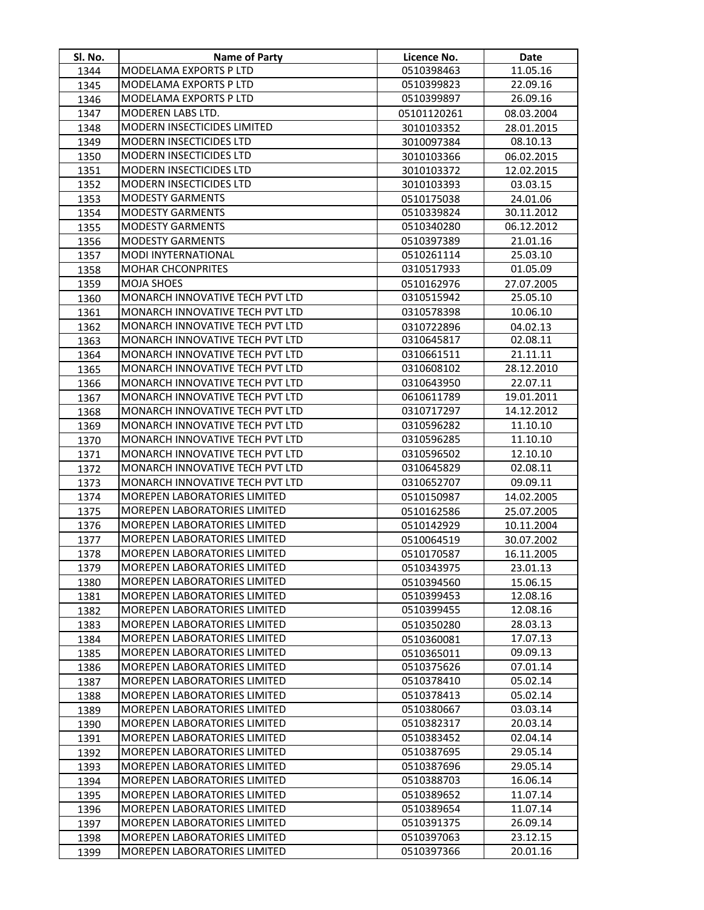| Sl. No. | Name of Party | Licence No. | Date |
|---|---|---|---|
| 1344 | MODELAMA EXPORTS P LTD | 0510398463 | 11.05.16 |
| 1345 | MODELAMA EXPORTS P LTD | 0510399823 | 22.09.16 |
| 1346 | MODELAMA EXPORTS P LTD | 0510399897 | 26.09.16 |
| 1347 | MODEREN LABS LTD. | 05101120261 | 08.03.2004 |
| 1348 | MODERN INSECTICIDES LIMITED | 3010103352 | 28.01.2015 |
| 1349 | MODERN INSECTICIDES LTD | 3010097384 | 08.10.13 |
| 1350 | MODERN INSECTICIDES LTD | 3010103366 | 06.02.2015 |
| 1351 | MODERN INSECTICIDES LTD | 3010103372 | 12.02.2015 |
| 1352 | MODERN INSECTICIDES LTD | 3010103393 | 03.03.15 |
| 1353 | MODESTY GARMENTS | 0510175038 | 24.01.06 |
| 1354 | MODESTY GARMENTS | 0510339824 | 30.11.2012 |
| 1355 | MODESTY GARMENTS | 0510340280 | 06.12.2012 |
| 1356 | MODESTY GARMENTS | 0510397389 | 21.01.16 |
| 1357 | MODI INYTERNATIONAL | 0510261114 | 25.03.10 |
| 1358 | MOHAR CHCONPRITES | 0310517933 | 01.05.09 |
| 1359 | MOJA SHOES | 0510162976 | 27.07.2005 |
| 1360 | MONARCH INNOVATIVE TECH PVT LTD | 0310515942 | 25.05.10 |
| 1361 | MONARCH INNOVATIVE TECH PVT LTD | 0310578398 | 10.06.10 |
| 1362 | MONARCH INNOVATIVE TECH PVT LTD | 0310722896 | 04.02.13 |
| 1363 | MONARCH INNOVATIVE TECH PVT LTD | 0310645817 | 02.08.11 |
| 1364 | MONARCH INNOVATIVE TECH PVT LTD | 0310661511 | 21.11.11 |
| 1365 | MONARCH INNOVATIVE TECH PVT LTD | 0310608102 | 28.12.2010 |
| 1366 | MONARCH INNOVATIVE TECH PVT LTD | 0310643950 | 22.07.11 |
| 1367 | MONARCH INNOVATIVE TECH PVT LTD | 0610611789 | 19.01.2011 |
| 1368 | MONARCH INNOVATIVE TECH PVT LTD | 0310717297 | 14.12.2012 |
| 1369 | MONARCH INNOVATIVE TECH PVT LTD | 0310596282 | 11.10.10 |
| 1370 | MONARCH INNOVATIVE TECH PVT LTD | 0310596285 | 11.10.10 |
| 1371 | MONARCH INNOVATIVE TECH PVT LTD | 0310596502 | 12.10.10 |
| 1372 | MONARCH INNOVATIVE TECH PVT LTD | 0310645829 | 02.08.11 |
| 1373 | MONARCH INNOVATIVE TECH PVT LTD | 0310652707 | 09.09.11 |
| 1374 | MOREPEN LABORATORIES LIMITED | 0510150987 | 14.02.2005 |
| 1375 | MOREPEN LABORATORIES LIMITED | 0510162586 | 25.07.2005 |
| 1376 | MOREPEN LABORATORIES LIMITED | 0510142929 | 10.11.2004 |
| 1377 | MOREPEN LABORATORIES LIMITED | 0510064519 | 30.07.2002 |
| 1378 | MOREPEN LABORATORIES LIMITED | 0510170587 | 16.11.2005 |
| 1379 | MOREPEN LABORATORIES LIMITED | 0510343975 | 23.01.13 |
| 1380 | MOREPEN LABORATORIES LIMITED | 0510394560 | 15.06.15 |
| 1381 | MOREPEN LABORATORIES LIMITED | 0510399453 | 12.08.16 |
| 1382 | MOREPEN LABORATORIES LIMITED | 0510399455 | 12.08.16 |
| 1383 | MOREPEN LABORATORIES LIMITED | 0510350280 | 28.03.13 |
| 1384 | MOREPEN LABORATORIES LIMITED | 0510360081 | 17.07.13 |
| 1385 | MOREPEN LABORATORIES LIMITED | 0510365011 | 09.09.13 |
| 1386 | MOREPEN LABORATORIES LIMITED | 0510375626 | 07.01.14 |
| 1387 | MOREPEN LABORATORIES LIMITED | 0510378410 | 05.02.14 |
| 1388 | MOREPEN LABORATORIES LIMITED | 0510378413 | 05.02.14 |
| 1389 | MOREPEN LABORATORIES LIMITED | 0510380667 | 03.03.14 |
| 1390 | MOREPEN LABORATORIES LIMITED | 0510382317 | 20.03.14 |
| 1391 | MOREPEN LABORATORIES LIMITED | 0510383452 | 02.04.14 |
| 1392 | MOREPEN LABORATORIES LIMITED | 0510387695 | 29.05.14 |
| 1393 | MOREPEN LABORATORIES LIMITED | 0510387696 | 29.05.14 |
| 1394 | MOREPEN LABORATORIES LIMITED | 0510388703 | 16.06.14 |
| 1395 | MOREPEN LABORATORIES LIMITED | 0510389652 | 11.07.14 |
| 1396 | MOREPEN LABORATORIES LIMITED | 0510389654 | 11.07.14 |
| 1397 | MOREPEN LABORATORIES LIMITED | 0510391375 | 26.09.14 |
| 1398 | MOREPEN LABORATORIES LIMITED | 0510397063 | 23.12.15 |
| 1399 | MOREPEN LABORATORIES LIMITED | 0510397366 | 20.01.16 |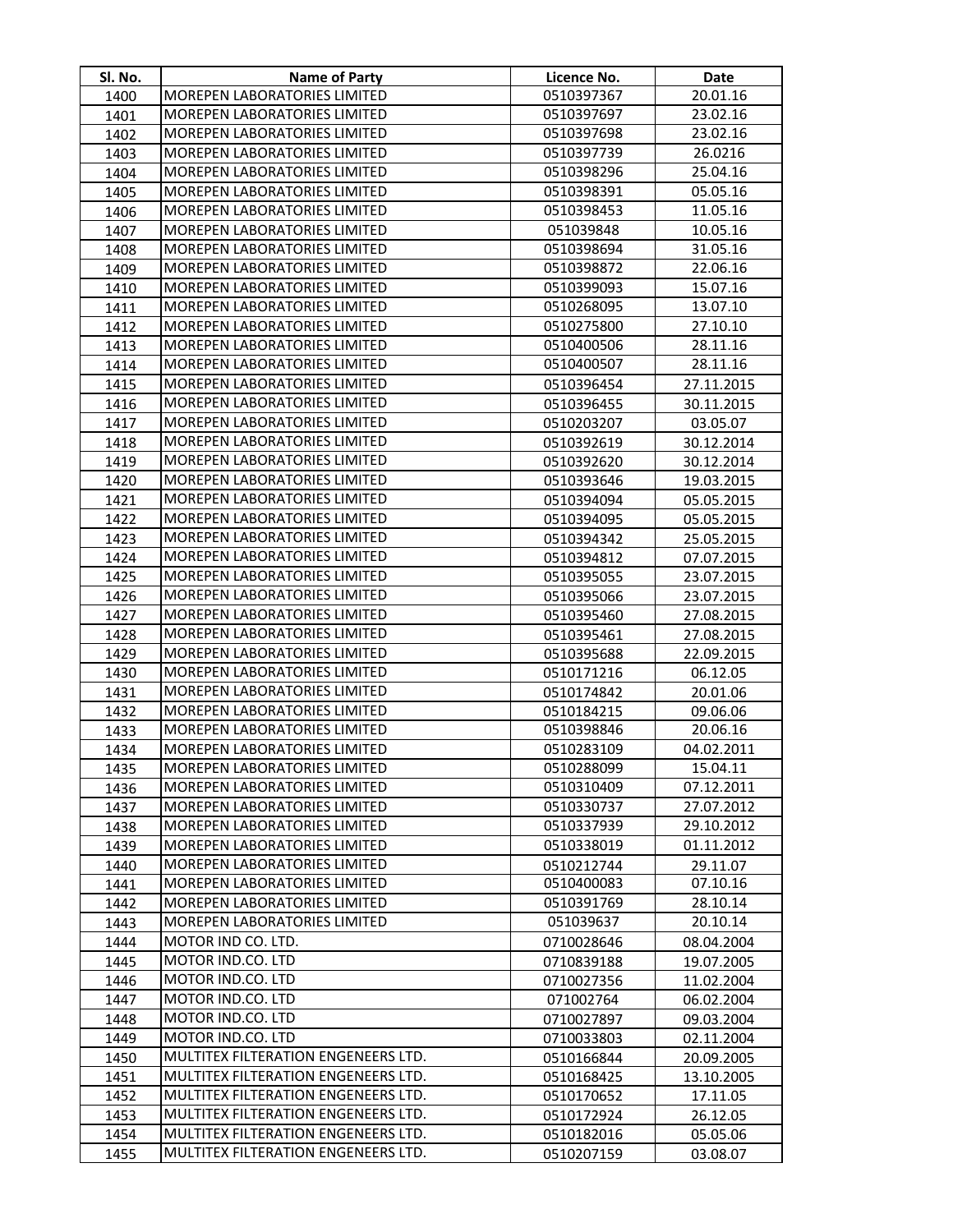| Sl. No. | Name of Party | Licence No. | Date |
|---|---|---|---|
| 1400 | MOREPEN LABORATORIES LIMITED | 0510397367 | 20.01.16 |
| 1401 | MOREPEN LABORATORIES LIMITED | 0510397697 | 23.02.16 |
| 1402 | MOREPEN LABORATORIES LIMITED | 0510397698 | 23.02.16 |
| 1403 | MOREPEN LABORATORIES LIMITED | 0510397739 | 26.0216 |
| 1404 | MOREPEN LABORATORIES LIMITED | 0510398296 | 25.04.16 |
| 1405 | MOREPEN LABORATORIES LIMITED | 0510398391 | 05.05.16 |
| 1406 | MOREPEN LABORATORIES LIMITED | 0510398453 | 11.05.16 |
| 1407 | MOREPEN LABORATORIES LIMITED | 051039848 | 10.05.16 |
| 1408 | MOREPEN LABORATORIES LIMITED | 0510398694 | 31.05.16 |
| 1409 | MOREPEN LABORATORIES LIMITED | 0510398872 | 22.06.16 |
| 1410 | MOREPEN LABORATORIES LIMITED | 0510399093 | 15.07.16 |
| 1411 | MOREPEN LABORATORIES LIMITED | 0510268095 | 13.07.10 |
| 1412 | MOREPEN LABORATORIES LIMITED | 0510275800 | 27.10.10 |
| 1413 | MOREPEN LABORATORIES LIMITED | 0510400506 | 28.11.16 |
| 1414 | MOREPEN LABORATORIES LIMITED | 0510400507 | 28.11.16 |
| 1415 | MOREPEN LABORATORIES LIMITED | 0510396454 | 27.11.2015 |
| 1416 | MOREPEN LABORATORIES LIMITED | 0510396455 | 30.11.2015 |
| 1417 | MOREPEN LABORATORIES LIMITED | 0510203207 | 03.05.07 |
| 1418 | MOREPEN LABORATORIES LIMITED | 0510392619 | 30.12.2014 |
| 1419 | MOREPEN LABORATORIES LIMITED | 0510392620 | 30.12.2014 |
| 1420 | MOREPEN LABORATORIES LIMITED | 0510393646 | 19.03.2015 |
| 1421 | MOREPEN LABORATORIES LIMITED | 0510394094 | 05.05.2015 |
| 1422 | MOREPEN LABORATORIES LIMITED | 0510394095 | 05.05.2015 |
| 1423 | MOREPEN LABORATORIES LIMITED | 0510394342 | 25.05.2015 |
| 1424 | MOREPEN LABORATORIES LIMITED | 0510394812 | 07.07.2015 |
| 1425 | MOREPEN LABORATORIES LIMITED | 0510395055 | 23.07.2015 |
| 1426 | MOREPEN LABORATORIES LIMITED | 0510395066 | 23.07.2015 |
| 1427 | MOREPEN LABORATORIES LIMITED | 0510395460 | 27.08.2015 |
| 1428 | MOREPEN LABORATORIES LIMITED | 0510395461 | 27.08.2015 |
| 1429 | MOREPEN LABORATORIES LIMITED | 0510395688 | 22.09.2015 |
| 1430 | MOREPEN LABORATORIES LIMITED | 0510171216 | 06.12.05 |
| 1431 | MOREPEN LABORATORIES LIMITED | 0510174842 | 20.01.06 |
| 1432 | MOREPEN LABORATORIES LIMITED | 0510184215 | 09.06.06 |
| 1433 | MOREPEN LABORATORIES LIMITED | 0510398846 | 20.06.16 |
| 1434 | MOREPEN LABORATORIES LIMITED | 0510283109 | 04.02.2011 |
| 1435 | MOREPEN LABORATORIES LIMITED | 0510288099 | 15.04.11 |
| 1436 | MOREPEN LABORATORIES LIMITED | 0510310409 | 07.12.2011 |
| 1437 | MOREPEN LABORATORIES LIMITED | 0510330737 | 27.07.2012 |
| 1438 | MOREPEN LABORATORIES LIMITED | 0510337939 | 29.10.2012 |
| 1439 | MOREPEN LABORATORIES LIMITED | 0510338019 | 01.11.2012 |
| 1440 | MOREPEN LABORATORIES LIMITED | 0510212744 | 29.11.07 |
| 1441 | MOREPEN LABORATORIES LIMITED | 0510400083 | 07.10.16 |
| 1442 | MOREPEN LABORATORIES LIMITED | 0510391769 | 28.10.14 |
| 1443 | MOREPEN LABORATORIES LIMITED | 051039637 | 20.10.14 |
| 1444 | MOTOR IND CO. LTD. | 0710028646 | 08.04.2004 |
| 1445 | MOTOR IND.CO. LTD | 0710839188 | 19.07.2005 |
| 1446 | MOTOR IND.CO. LTD | 0710027356 | 11.02.2004 |
| 1447 | MOTOR IND.CO. LTD | 071002764 | 06.02.2004 |
| 1448 | MOTOR IND.CO. LTD | 0710027897 | 09.03.2004 |
| 1449 | MOTOR IND.CO. LTD | 0710033803 | 02.11.2004 |
| 1450 | MULTITEX FILTERATION ENGENEERS LTD. | 0510166844 | 20.09.2005 |
| 1451 | MULTITEX FILTERATION ENGENEERS LTD. | 0510168425 | 13.10.2005 |
| 1452 | MULTITEX FILTERATION ENGENEERS LTD. | 0510170652 | 17.11.05 |
| 1453 | MULTITEX FILTERATION ENGENEERS LTD. | 0510172924 | 26.12.05 |
| 1454 | MULTITEX FILTERATION ENGENEERS LTD. | 0510182016 | 05.05.06 |
| 1455 | MULTITEX FILTERATION ENGENEERS LTD. | 0510207159 | 03.08.07 |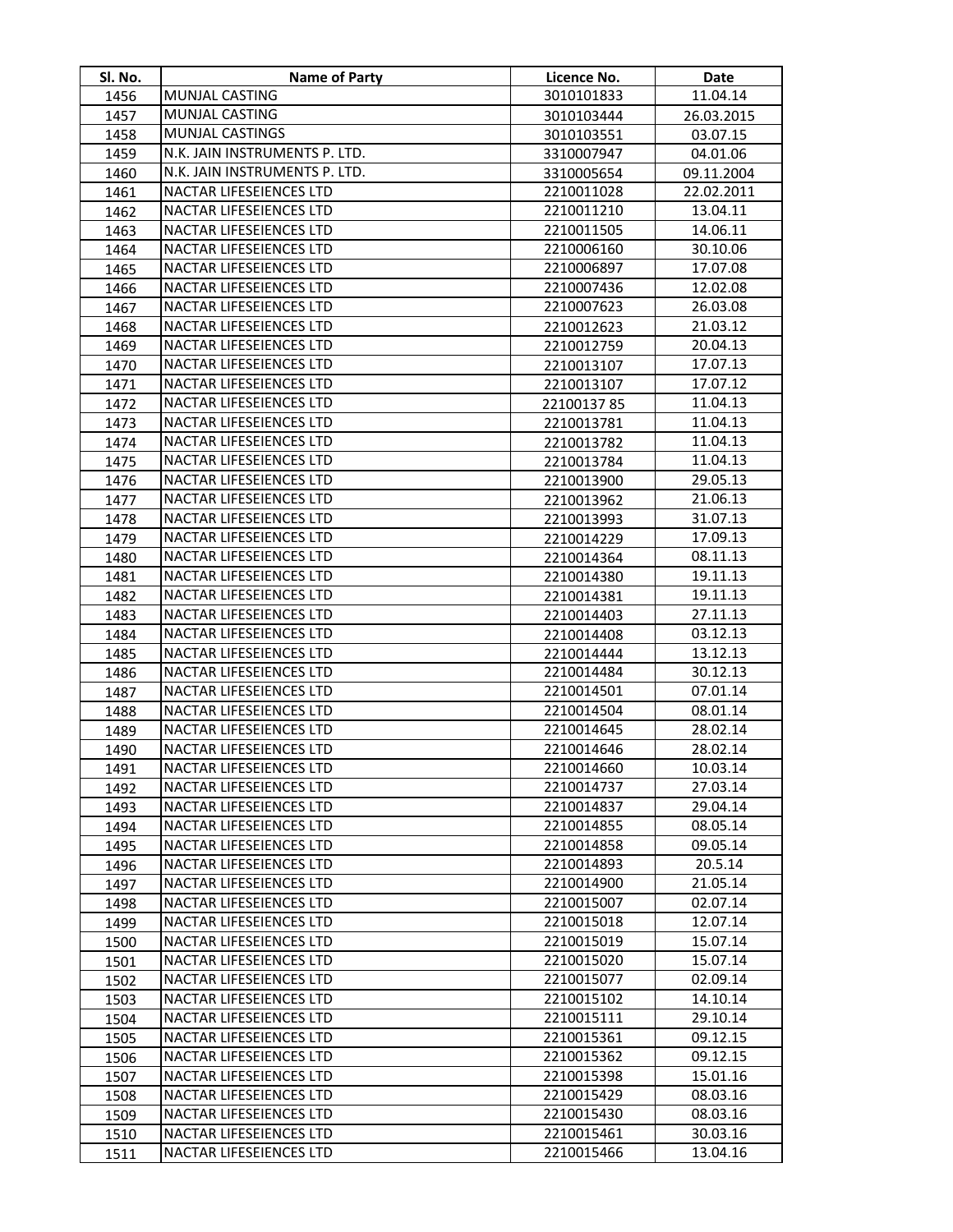| Sl. No. | Name of Party | Licence No. | Date |
|---|---|---|---|
| 1456 | MUNJAL CASTING | 3010101833 | 11.04.14 |
| 1457 | MUNJAL CASTING | 3010103444 | 26.03.2015 |
| 1458 | MUNJAL CASTINGS | 3010103551 | 03.07.15 |
| 1459 | N.K. JAIN INSTRUMENTS P. LTD. | 3310007947 | 04.01.06 |
| 1460 | N.K. JAIN INSTRUMENTS P. LTD. | 3310005654 | 09.11.2004 |
| 1461 | NACTAR LIFESEIENCES LTD | 2210011028 | 22.02.2011 |
| 1462 | NACTAR LIFESEIENCES LTD | 2210011210 | 13.04.11 |
| 1463 | NACTAR LIFESEIENCES LTD | 2210011505 | 14.06.11 |
| 1464 | NACTAR LIFESEIENCES LTD | 2210006160 | 30.10.06 |
| 1465 | NACTAR LIFESEIENCES LTD | 2210006897 | 17.07.08 |
| 1466 | NACTAR LIFESEIENCES LTD | 2210007436 | 12.02.08 |
| 1467 | NACTAR LIFESEIENCES LTD | 2210007623 | 26.03.08 |
| 1468 | NACTAR LIFESEIENCES LTD | 2210012623 | 21.03.12 |
| 1469 | NACTAR LIFESEIENCES LTD | 2210012759 | 20.04.13 |
| 1470 | NACTAR LIFESEIENCES LTD | 2210013107 | 17.07.13 |
| 1471 | NACTAR LIFESEIENCES LTD | 2210013107 | 17.07.12 |
| 1472 | NACTAR LIFESEIENCES LTD | 22100137 85 | 11.04.13 |
| 1473 | NACTAR LIFESEIENCES LTD | 2210013781 | 11.04.13 |
| 1474 | NACTAR LIFESEIENCES LTD | 2210013782 | 11.04.13 |
| 1475 | NACTAR LIFESEIENCES LTD | 2210013784 | 11.04.13 |
| 1476 | NACTAR LIFESEIENCES LTD | 2210013900 | 29.05.13 |
| 1477 | NACTAR LIFESEIENCES LTD | 2210013962 | 21.06.13 |
| 1478 | NACTAR LIFESEIENCES LTD | 2210013993 | 31.07.13 |
| 1479 | NACTAR LIFESEIENCES LTD | 2210014229 | 17.09.13 |
| 1480 | NACTAR LIFESEIENCES LTD | 2210014364 | 08.11.13 |
| 1481 | NACTAR LIFESEIENCES LTD | 2210014380 | 19.11.13 |
| 1482 | NACTAR LIFESEIENCES LTD | 2210014381 | 19.11.13 |
| 1483 | NACTAR LIFESEIENCES LTD | 2210014403 | 27.11.13 |
| 1484 | NACTAR LIFESEIENCES LTD | 2210014408 | 03.12.13 |
| 1485 | NACTAR LIFESEIENCES LTD | 2210014444 | 13.12.13 |
| 1486 | NACTAR LIFESEIENCES LTD | 2210014484 | 30.12.13 |
| 1487 | NACTAR LIFESEIENCES LTD | 2210014501 | 07.01.14 |
| 1488 | NACTAR LIFESEIENCES LTD | 2210014504 | 08.01.14 |
| 1489 | NACTAR LIFESEIENCES LTD | 2210014645 | 28.02.14 |
| 1490 | NACTAR LIFESEIENCES LTD | 2210014646 | 28.02.14 |
| 1491 | NACTAR LIFESEIENCES LTD | 2210014660 | 10.03.14 |
| 1492 | NACTAR LIFESEIENCES LTD | 2210014737 | 27.03.14 |
| 1493 | NACTAR LIFESEIENCES LTD | 2210014837 | 29.04.14 |
| 1494 | NACTAR LIFESEIENCES LTD | 2210014855 | 08.05.14 |
| 1495 | NACTAR LIFESEIENCES LTD | 2210014858 | 09.05.14 |
| 1496 | NACTAR LIFESEIENCES LTD | 2210014893 | 20.5.14 |
| 1497 | NACTAR LIFESEIENCES LTD | 2210014900 | 21.05.14 |
| 1498 | NACTAR LIFESEIENCES LTD | 2210015007 | 02.07.14 |
| 1499 | NACTAR LIFESEIENCES LTD | 2210015018 | 12.07.14 |
| 1500 | NACTAR LIFESEIENCES LTD | 2210015019 | 15.07.14 |
| 1501 | NACTAR LIFESEIENCES LTD | 2210015020 | 15.07.14 |
| 1502 | NACTAR LIFESEIENCES LTD | 2210015077 | 02.09.14 |
| 1503 | NACTAR LIFESEIENCES LTD | 2210015102 | 14.10.14 |
| 1504 | NACTAR LIFESEIENCES LTD | 2210015111 | 29.10.14 |
| 1505 | NACTAR LIFESEIENCES LTD | 2210015361 | 09.12.15 |
| 1506 | NACTAR LIFESEIENCES LTD | 2210015362 | 09.12.15 |
| 1507 | NACTAR LIFESEIENCES LTD | 2210015398 | 15.01.16 |
| 1508 | NACTAR LIFESEIENCES LTD | 2210015429 | 08.03.16 |
| 1509 | NACTAR LIFESEIENCES LTD | 2210015430 | 08.03.16 |
| 1510 | NACTAR LIFESEIENCES LTD | 2210015461 | 30.03.16 |
| 1511 | NACTAR LIFESEIENCES LTD | 2210015466 | 13.04.16 |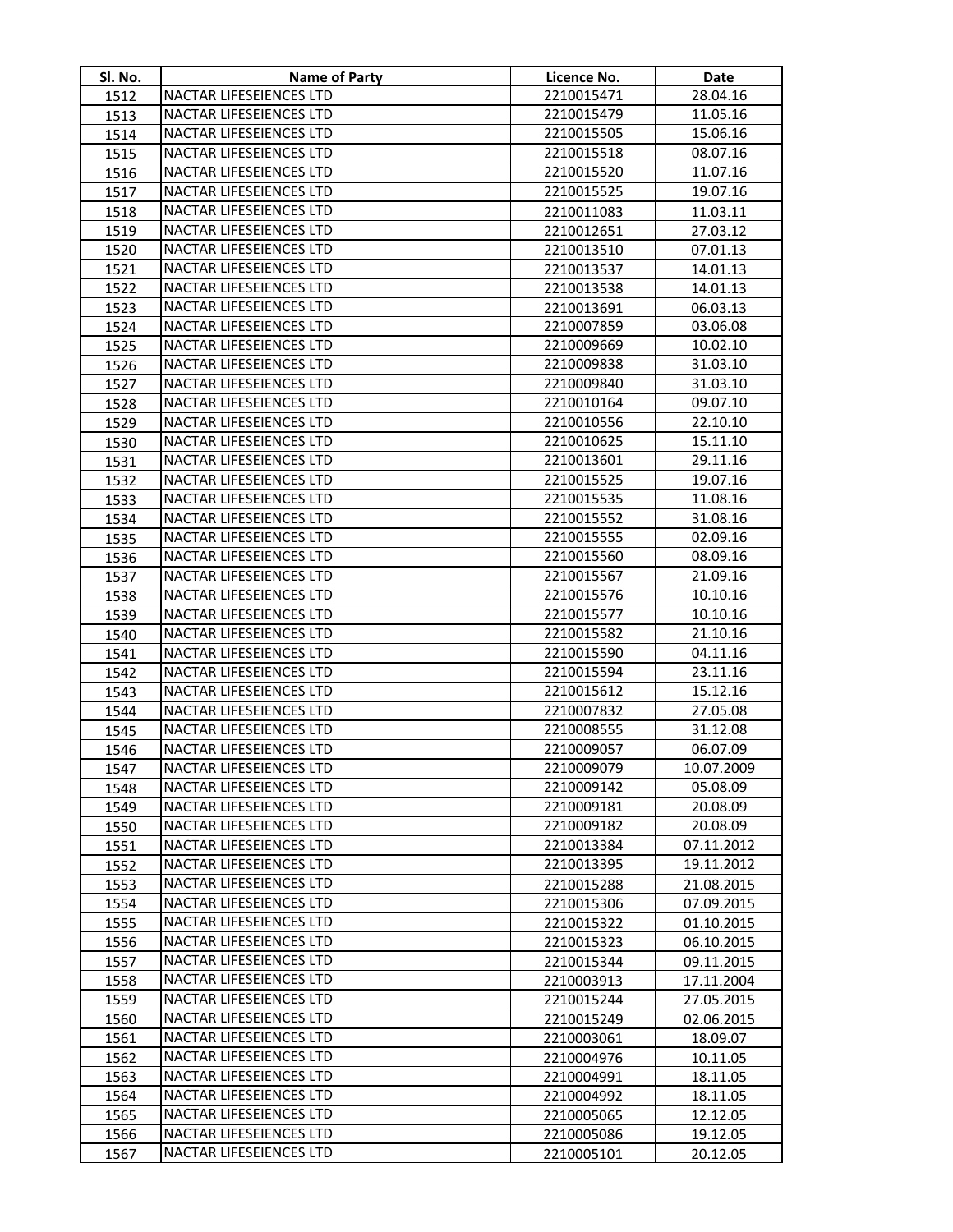| Sl. No. | Name of Party | Licence No. | Date |
|---|---|---|---|
| 1512 | NACTAR LIFESEIENCES LTD | 2210015471 | 28.04.16 |
| 1513 | NACTAR LIFESEIENCES LTD | 2210015479 | 11.05.16 |
| 1514 | NACTAR LIFESEIENCES LTD | 2210015505 | 15.06.16 |
| 1515 | NACTAR LIFESEIENCES LTD | 2210015518 | 08.07.16 |
| 1516 | NACTAR LIFESEIENCES LTD | 2210015520 | 11.07.16 |
| 1517 | NACTAR LIFESEIENCES LTD | 2210015525 | 19.07.16 |
| 1518 | NACTAR LIFESEIENCES LTD | 2210011083 | 11.03.11 |
| 1519 | NACTAR LIFESEIENCES LTD | 2210012651 | 27.03.12 |
| 1520 | NACTAR LIFESEIENCES LTD | 2210013510 | 07.01.13 |
| 1521 | NACTAR LIFESEIENCES LTD | 2210013537 | 14.01.13 |
| 1522 | NACTAR LIFESEIENCES LTD | 2210013538 | 14.01.13 |
| 1523 | NACTAR LIFESEIENCES LTD | 2210013691 | 06.03.13 |
| 1524 | NACTAR LIFESEIENCES LTD | 2210007859 | 03.06.08 |
| 1525 | NACTAR LIFESEIENCES LTD | 2210009669 | 10.02.10 |
| 1526 | NACTAR LIFESEIENCES LTD | 2210009838 | 31.03.10 |
| 1527 | NACTAR LIFESEIENCES LTD | 2210009840 | 31.03.10 |
| 1528 | NACTAR LIFESEIENCES LTD | 2210010164 | 09.07.10 |
| 1529 | NACTAR LIFESEIENCES LTD | 2210010556 | 22.10.10 |
| 1530 | NACTAR LIFESEIENCES LTD | 2210010625 | 15.11.10 |
| 1531 | NACTAR LIFESEIENCES LTD | 2210013601 | 29.11.16 |
| 1532 | NACTAR LIFESEIENCES LTD | 2210015525 | 19.07.16 |
| 1533 | NACTAR LIFESEIENCES LTD | 2210015535 | 11.08.16 |
| 1534 | NACTAR LIFESEIENCES LTD | 2210015552 | 31.08.16 |
| 1535 | NACTAR LIFESEIENCES LTD | 2210015555 | 02.09.16 |
| 1536 | NACTAR LIFESEIENCES LTD | 2210015560 | 08.09.16 |
| 1537 | NACTAR LIFESEIENCES LTD | 2210015567 | 21.09.16 |
| 1538 | NACTAR LIFESEIENCES LTD | 2210015576 | 10.10.16 |
| 1539 | NACTAR LIFESEIENCES LTD | 2210015577 | 10.10.16 |
| 1540 | NACTAR LIFESEIENCES LTD | 2210015582 | 21.10.16 |
| 1541 | NACTAR LIFESEIENCES LTD | 2210015590 | 04.11.16 |
| 1542 | NACTAR LIFESEIENCES LTD | 2210015594 | 23.11.16 |
| 1543 | NACTAR LIFESEIENCES LTD | 2210015612 | 15.12.16 |
| 1544 | NACTAR LIFESEIENCES LTD | 2210007832 | 27.05.08 |
| 1545 | NACTAR LIFESEIENCES LTD | 2210008555 | 31.12.08 |
| 1546 | NACTAR LIFESEIENCES LTD | 2210009057 | 06.07.09 |
| 1547 | NACTAR LIFESEIENCES LTD | 2210009079 | 10.07.2009 |
| 1548 | NACTAR LIFESEIENCES LTD | 2210009142 | 05.08.09 |
| 1549 | NACTAR LIFESEIENCES LTD | 2210009181 | 20.08.09 |
| 1550 | NACTAR LIFESEIENCES LTD | 2210009182 | 20.08.09 |
| 1551 | NACTAR LIFESEIENCES LTD | 2210013384 | 07.11.2012 |
| 1552 | NACTAR LIFESEIENCES LTD | 2210013395 | 19.11.2012 |
| 1553 | NACTAR LIFESEIENCES LTD | 2210015288 | 21.08.2015 |
| 1554 | NACTAR LIFESEIENCES LTD | 2210015306 | 07.09.2015 |
| 1555 | NACTAR LIFESEIENCES LTD | 2210015322 | 01.10.2015 |
| 1556 | NACTAR LIFESEIENCES LTD | 2210015323 | 06.10.2015 |
| 1557 | NACTAR LIFESEIENCES LTD | 2210015344 | 09.11.2015 |
| 1558 | NACTAR LIFESEIENCES LTD | 2210003913 | 17.11.2004 |
| 1559 | NACTAR LIFESEIENCES LTD | 2210015244 | 27.05.2015 |
| 1560 | NACTAR LIFESEIENCES LTD | 2210015249 | 02.06.2015 |
| 1561 | NACTAR LIFESEIENCES LTD | 2210003061 | 18.09.07 |
| 1562 | NACTAR LIFESEIENCES LTD | 2210004976 | 10.11.05 |
| 1563 | NACTAR LIFESEIENCES LTD | 2210004991 | 18.11.05 |
| 1564 | NACTAR LIFESEIENCES LTD | 2210004992 | 18.11.05 |
| 1565 | NACTAR LIFESEIENCES LTD | 2210005065 | 12.12.05 |
| 1566 | NACTAR LIFESEIENCES LTD | 2210005086 | 19.12.05 |
| 1567 | NACTAR LIFESEIENCES LTD | 2210005101 | 20.12.05 |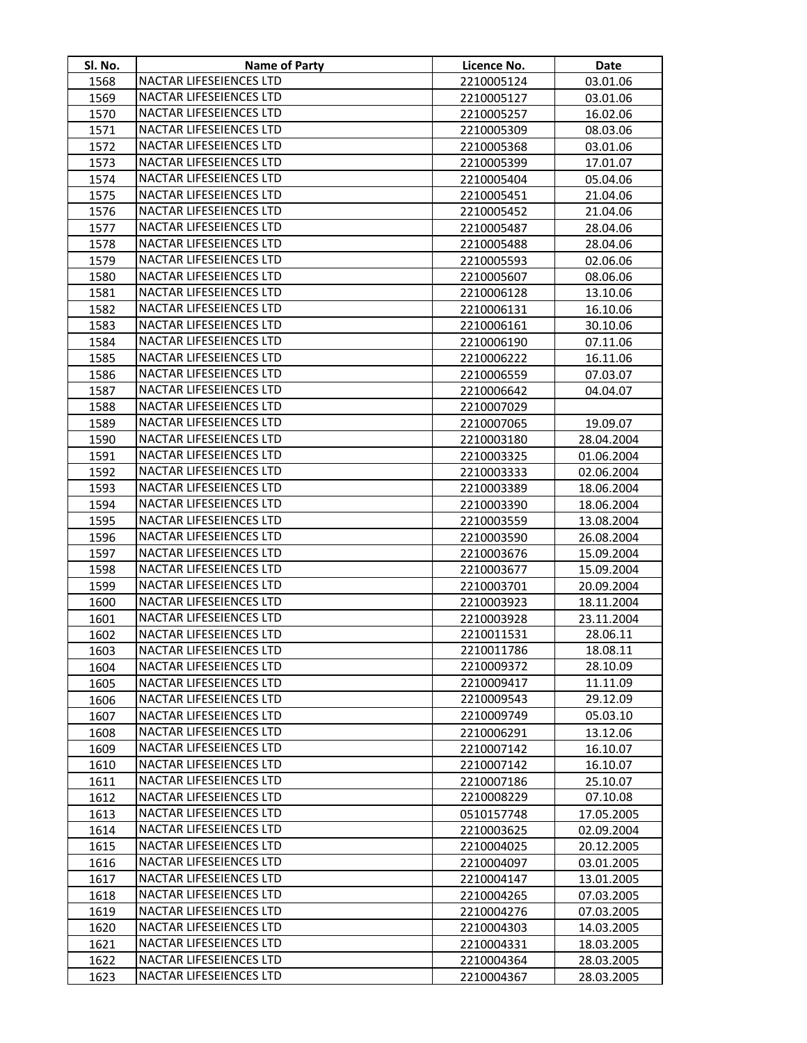| Sl. No. | Name of Party | Licence No. | Date |
|---|---|---|---|
| 1568 | NACTAR LIFESEIENCES LTD | 2210005124 | 03.01.06 |
| 1569 | NACTAR LIFESEIENCES LTD | 2210005127 | 03.01.06 |
| 1570 | NACTAR LIFESEIENCES LTD | 2210005257 | 16.02.06 |
| 1571 | NACTAR LIFESEIENCES LTD | 2210005309 | 08.03.06 |
| 1572 | NACTAR LIFESEIENCES LTD | 2210005368 | 03.01.06 |
| 1573 | NACTAR LIFESEIENCES LTD | 2210005399 | 17.01.07 |
| 1574 | NACTAR LIFESEIENCES LTD | 2210005404 | 05.04.06 |
| 1575 | NACTAR LIFESEIENCES LTD | 2210005451 | 21.04.06 |
| 1576 | NACTAR LIFESEIENCES LTD | 2210005452 | 21.04.06 |
| 1577 | NACTAR LIFESEIENCES LTD | 2210005487 | 28.04.06 |
| 1578 | NACTAR LIFESEIENCES LTD | 2210005488 | 28.04.06 |
| 1579 | NACTAR LIFESEIENCES LTD | 2210005593 | 02.06.06 |
| 1580 | NACTAR LIFESEIENCES LTD | 2210005607 | 08.06.06 |
| 1581 | NACTAR LIFESEIENCES LTD | 2210006128 | 13.10.06 |
| 1582 | NACTAR LIFESEIENCES LTD | 2210006131 | 16.10.06 |
| 1583 | NACTAR LIFESEIENCES LTD | 2210006161 | 30.10.06 |
| 1584 | NACTAR LIFESEIENCES LTD | 2210006190 | 07.11.06 |
| 1585 | NACTAR LIFESEIENCES LTD | 2210006222 | 16.11.06 |
| 1586 | NACTAR LIFESEIENCES LTD | 2210006559 | 07.03.07 |
| 1587 | NACTAR LIFESEIENCES LTD | 2210006642 | 04.04.07 |
| 1588 | NACTAR LIFESEIENCES LTD | 2210007029 | |
| 1589 | NACTAR LIFESEIENCES LTD | 2210007065 | 19.09.07 |
| 1590 | NACTAR LIFESEIENCES LTD | 2210003180 | 28.04.2004 |
| 1591 | NACTAR LIFESEIENCES LTD | 2210003325 | 01.06.2004 |
| 1592 | NACTAR LIFESEIENCES LTD | 2210003333 | 02.06.2004 |
| 1593 | NACTAR LIFESEIENCES LTD | 2210003389 | 18.06.2004 |
| 1594 | NACTAR LIFESEIENCES LTD | 2210003390 | 18.06.2004 |
| 1595 | NACTAR LIFESEIENCES LTD | 2210003559 | 13.08.2004 |
| 1596 | NACTAR LIFESEIENCES LTD | 2210003590 | 26.08.2004 |
| 1597 | NACTAR LIFESEIENCES LTD | 2210003676 | 15.09.2004 |
| 1598 | NACTAR LIFESEIENCES LTD | 2210003677 | 15.09.2004 |
| 1599 | NACTAR LIFESEIENCES LTD | 2210003701 | 20.09.2004 |
| 1600 | NACTAR LIFESEIENCES LTD | 2210003923 | 18.11.2004 |
| 1601 | NACTAR LIFESEIENCES LTD | 2210003928 | 23.11.2004 |
| 1602 | NACTAR LIFESEIENCES LTD | 2210011531 | 28.06.11 |
| 1603 | NACTAR LIFESEIENCES LTD | 2210011786 | 18.08.11 |
| 1604 | NACTAR LIFESEIENCES LTD | 2210009372 | 28.10.09 |
| 1605 | NACTAR LIFESEIENCES LTD | 2210009417 | 11.11.09 |
| 1606 | NACTAR LIFESEIENCES LTD | 2210009543 | 29.12.09 |
| 1607 | NACTAR LIFESEIENCES LTD | 2210009749 | 05.03.10 |
| 1608 | NACTAR LIFESEIENCES LTD | 2210006291 | 13.12.06 |
| 1609 | NACTAR LIFESEIENCES LTD | 2210007142 | 16.10.07 |
| 1610 | NACTAR LIFESEIENCES LTD | 2210007142 | 16.10.07 |
| 1611 | NACTAR LIFESEIENCES LTD | 2210007186 | 25.10.07 |
| 1612 | NACTAR LIFESEIENCES LTD | 2210008229 | 07.10.08 |
| 1613 | NACTAR LIFESEIENCES LTD | 0510157748 | 17.05.2005 |
| 1614 | NACTAR LIFESEIENCES LTD | 2210003625 | 02.09.2004 |
| 1615 | NACTAR LIFESEIENCES LTD | 2210004025 | 20.12.2005 |
| 1616 | NACTAR LIFESEIENCES LTD | 2210004097 | 03.01.2005 |
| 1617 | NACTAR LIFESEIENCES LTD | 2210004147 | 13.01.2005 |
| 1618 | NACTAR LIFESEIENCES LTD | 2210004265 | 07.03.2005 |
| 1619 | NACTAR LIFESEIENCES LTD | 2210004276 | 07.03.2005 |
| 1620 | NACTAR LIFESEIENCES LTD | 2210004303 | 14.03.2005 |
| 1621 | NACTAR LIFESEIENCES LTD | 2210004331 | 18.03.2005 |
| 1622 | NACTAR LIFESEIENCES LTD | 2210004364 | 28.03.2005 |
| 1623 | NACTAR LIFESEIENCES LTD | 2210004367 | 28.03.2005 |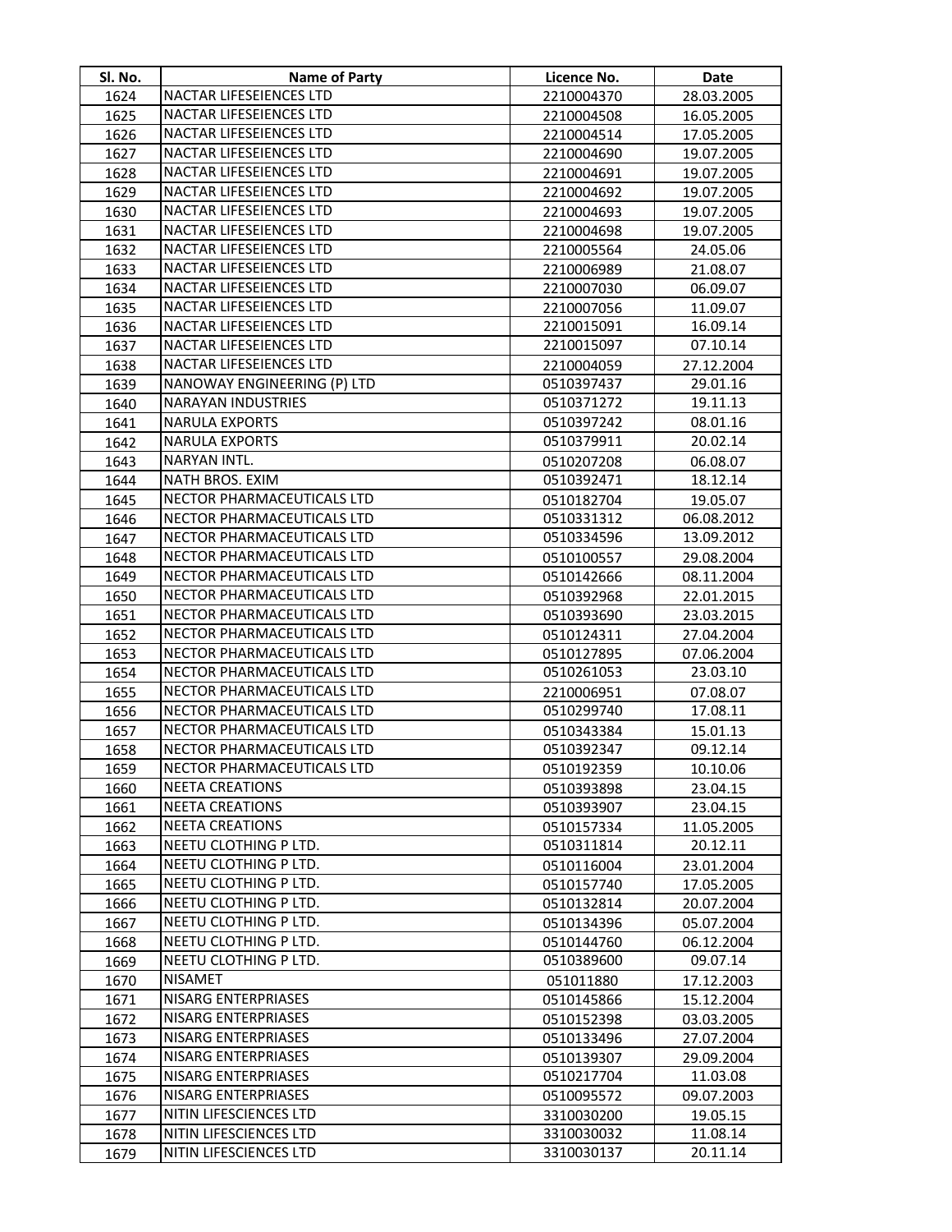| Sl. No. | Name of Party | Licence No. | Date |
|---|---|---|---|
| 1624 | NACTAR LIFESEIENCES LTD | 2210004370 | 28.03.2005 |
| 1625 | NACTAR LIFESEIENCES LTD | 2210004508 | 16.05.2005 |
| 1626 | NACTAR LIFESEIENCES LTD | 2210004514 | 17.05.2005 |
| 1627 | NACTAR LIFESEIENCES LTD | 2210004690 | 19.07.2005 |
| 1628 | NACTAR LIFESEIENCES LTD | 2210004691 | 19.07.2005 |
| 1629 | NACTAR LIFESEIENCES LTD | 2210004692 | 19.07.2005 |
| 1630 | NACTAR LIFESEIENCES LTD | 2210004693 | 19.07.2005 |
| 1631 | NACTAR LIFESEIENCES LTD | 2210004698 | 19.07.2005 |
| 1632 | NACTAR LIFESEIENCES LTD | 2210005564 | 24.05.06 |
| 1633 | NACTAR LIFESEIENCES LTD | 2210006989 | 21.08.07 |
| 1634 | NACTAR LIFESEIENCES LTD | 2210007030 | 06.09.07 |
| 1635 | NACTAR LIFESEIENCES LTD | 2210007056 | 11.09.07 |
| 1636 | NACTAR LIFESEIENCES LTD | 2210015091 | 16.09.14 |
| 1637 | NACTAR LIFESEIENCES LTD | 2210015097 | 07.10.14 |
| 1638 | NACTAR LIFESEIENCES LTD | 2210004059 | 27.12.2004 |
| 1639 | NANOWAY ENGINEERING (P) LTD | 0510397437 | 29.01.16 |
| 1640 | NARAYAN INDUSTRIES | 0510371272 | 19.11.13 |
| 1641 | NARULA EXPORTS | 0510397242 | 08.01.16 |
| 1642 | NARULA EXPORTS | 0510379911 | 20.02.14 |
| 1643 | NARYAN INTL. | 0510207208 | 06.08.07 |
| 1644 | NATH BROS. EXIM | 0510392471 | 18.12.14 |
| 1645 | NECTOR PHARMACEUTICALS LTD | 0510182704 | 19.05.07 |
| 1646 | NECTOR PHARMACEUTICALS LTD | 0510331312 | 06.08.2012 |
| 1647 | NECTOR PHARMACEUTICALS LTD | 0510334596 | 13.09.2012 |
| 1648 | NECTOR PHARMACEUTICALS LTD | 0510100557 | 29.08.2004 |
| 1649 | NECTOR PHARMACEUTICALS LTD | 0510142666 | 08.11.2004 |
| 1650 | NECTOR PHARMACEUTICALS LTD | 0510392968 | 22.01.2015 |
| 1651 | NECTOR PHARMACEUTICALS LTD | 0510393690 | 23.03.2015 |
| 1652 | NECTOR PHARMACEUTICALS LTD | 0510124311 | 27.04.2004 |
| 1653 | NECTOR PHARMACEUTICALS LTD | 0510127895 | 07.06.2004 |
| 1654 | NECTOR PHARMACEUTICALS LTD | 0510261053 | 23.03.10 |
| 1655 | NECTOR PHARMACEUTICALS LTD | 2210006951 | 07.08.07 |
| 1656 | NECTOR PHARMACEUTICALS LTD | 0510299740 | 17.08.11 |
| 1657 | NECTOR PHARMACEUTICALS LTD | 0510343384 | 15.01.13 |
| 1658 | NECTOR PHARMACEUTICALS LTD | 0510392347 | 09.12.14 |
| 1659 | NECTOR PHARMACEUTICALS LTD | 0510192359 | 10.10.06 |
| 1660 | NEETA CREATIONS | 0510393898 | 23.04.15 |
| 1661 | NEETA CREATIONS | 0510393907 | 23.04.15 |
| 1662 | NEETA CREATIONS | 0510157334 | 11.05.2005 |
| 1663 | NEETU CLOTHING P LTD. | 0510311814 | 20.12.11 |
| 1664 | NEETU CLOTHING P LTD. | 0510116004 | 23.01.2004 |
| 1665 | NEETU CLOTHING P LTD. | 0510157740 | 17.05.2005 |
| 1666 | NEETU CLOTHING P LTD. | 0510132814 | 20.07.2004 |
| 1667 | NEETU CLOTHING P LTD. | 0510134396 | 05.07.2004 |
| 1668 | NEETU CLOTHING P LTD. | 0510144760 | 06.12.2004 |
| 1669 | NEETU CLOTHING P LTD. | 0510389600 | 09.07.14 |
| 1670 | NISAMET | 051011880 | 17.12.2003 |
| 1671 | NISARG ENTERPRIASES | 0510145866 | 15.12.2004 |
| 1672 | NISARG ENTERPRIASES | 0510152398 | 03.03.2005 |
| 1673 | NISARG ENTERPRIASES | 0510133496 | 27.07.2004 |
| 1674 | NISARG ENTERPRIASES | 0510139307 | 29.09.2004 |
| 1675 | NISARG ENTERPRIASES | 0510217704 | 11.03.08 |
| 1676 | NISARG ENTERPRIASES | 0510095572 | 09.07.2003 |
| 1677 | NITIN LIFESCIENCES LTD | 3310030200 | 19.05.15 |
| 1678 | NITIN LIFESCIENCES LTD | 3310030032 | 11.08.14 |
| 1679 | NITIN LIFESCIENCES LTD | 3310030137 | 20.11.14 |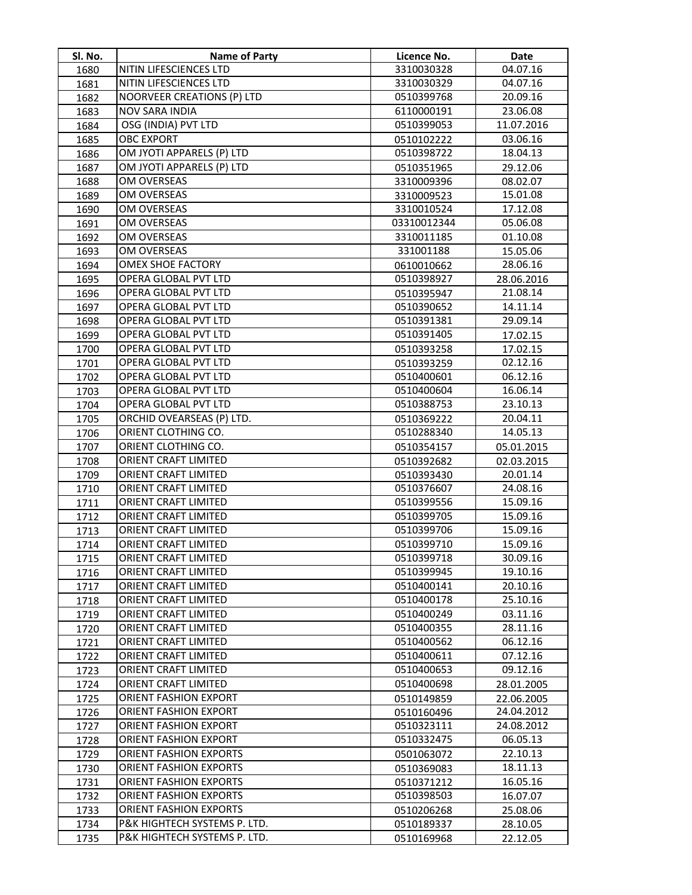| Sl. No. | Name of Party | Licence No. | Date |
|---|---|---|---|
| 1680 | NITIN LIFESCIENCES LTD | 3310030328 | 04.07.16 |
| 1681 | NITIN LIFESCIENCES LTD | 3310030329 | 04.07.16 |
| 1682 | NOORVEER CREATIONS (P) LTD | 0510399768 | 20.09.16 |
| 1683 | NOV SARA INDIA | 6110000191 | 23.06.08 |
| 1684 | OSG (INDIA) PVT LTD | 0510399053 | 11.07.2016 |
| 1685 | OBC EXPORT | 0510102222 | 03.06.16 |
| 1686 | OM JYOTI APPARELS (P) LTD | 0510398722 | 18.04.13 |
| 1687 | OM JYOTI APPARELS (P) LTD | 0510351965 | 29.12.06 |
| 1688 | OM OVERSEAS | 3310009396 | 08.02.07 |
| 1689 | OM OVERSEAS | 3310009523 | 15.01.08 |
| 1690 | OM OVERSEAS | 3310010524 | 17.12.08 |
| 1691 | OM OVERSEAS | 03310012344 | 05.06.08 |
| 1692 | OM OVERSEAS | 3310011185 | 01.10.08 |
| 1693 | OM OVERSEAS | 331001188 | 15.05.06 |
| 1694 | OMEX SHOE FACTORY | 0610010662 | 28.06.16 |
| 1695 | OPERA GLOBAL PVT LTD | 0510398927 | 28.06.2016 |
| 1696 | OPERA GLOBAL PVT LTD | 0510395947 | 21.08.14 |
| 1697 | OPERA GLOBAL PVT LTD | 0510390652 | 14.11.14 |
| 1698 | OPERA GLOBAL PVT LTD | 0510391381 | 29.09.14 |
| 1699 | OPERA GLOBAL PVT LTD | 0510391405 | 17.02.15 |
| 1700 | OPERA GLOBAL PVT LTD | 0510393258 | 17.02.15 |
| 1701 | OPERA GLOBAL PVT LTD | 0510393259 | 02.12.16 |
| 1702 | OPERA GLOBAL PVT LTD | 0510400601 | 06.12.16 |
| 1703 | OPERA GLOBAL PVT LTD | 0510400604 | 16.06.14 |
| 1704 | OPERA GLOBAL PVT LTD | 0510388753 | 23.10.13 |
| 1705 | ORCHID OVEARSEAS (P) LTD. | 0510369222 | 20.04.11 |
| 1706 | ORIENT CLOTHING CO. | 0510288340 | 14.05.13 |
| 1707 | ORIENT CLOTHING CO. | 0510354157 | 05.01.2015 |
| 1708 | ORIENT CRAFT LIMITED | 0510392682 | 02.03.2015 |
| 1709 | ORIENT CRAFT LIMITED | 0510393430 | 20.01.14 |
| 1710 | ORIENT CRAFT LIMITED | 0510376607 | 24.08.16 |
| 1711 | ORIENT CRAFT LIMITED | 0510399556 | 15.09.16 |
| 1712 | ORIENT CRAFT LIMITED | 0510399705 | 15.09.16 |
| 1713 | ORIENT CRAFT LIMITED | 0510399706 | 15.09.16 |
| 1714 | ORIENT CRAFT LIMITED | 0510399710 | 15.09.16 |
| 1715 | ORIENT CRAFT LIMITED | 0510399718 | 30.09.16 |
| 1716 | ORIENT CRAFT LIMITED | 0510399945 | 19.10.16 |
| 1717 | ORIENT CRAFT LIMITED | 0510400141 | 20.10.16 |
| 1718 | ORIENT CRAFT LIMITED | 0510400178 | 25.10.16 |
| 1719 | ORIENT CRAFT LIMITED | 0510400249 | 03.11.16 |
| 1720 | ORIENT CRAFT LIMITED | 0510400355 | 28.11.16 |
| 1721 | ORIENT CRAFT LIMITED | 0510400562 | 06.12.16 |
| 1722 | ORIENT CRAFT LIMITED | 0510400611 | 07.12.16 |
| 1723 | ORIENT CRAFT LIMITED | 0510400653 | 09.12.16 |
| 1724 | ORIENT CRAFT LIMITED | 0510400698 | 28.01.2005 |
| 1725 | ORIENT FASHION EXPORT | 0510149859 | 22.06.2005 |
| 1726 | ORIENT FASHION EXPORT | 0510160496 | 24.04.2012 |
| 1727 | ORIENT FASHION EXPORT | 0510323111 | 24.08.2012 |
| 1728 | ORIENT FASHION EXPORT | 0510332475 | 06.05.13 |
| 1729 | ORIENT FASHION EXPORTS | 0501063072 | 22.10.13 |
| 1730 | ORIENT FASHION EXPORTS | 0510369083 | 18.11.13 |
| 1731 | ORIENT FASHION EXPORTS | 0510371212 | 16.05.16 |
| 1732 | ORIENT FASHION EXPORTS | 0510398503 | 16.07.07 |
| 1733 | ORIENT FASHION EXPORTS | 0510206268 | 25.08.06 |
| 1734 | P&K HIGHTECH SYSTEMS P. LTD. | 0510189337 | 28.10.05 |
| 1735 | P&K HIGHTECH SYSTEMS P. LTD. | 0510169968 | 22.12.05 |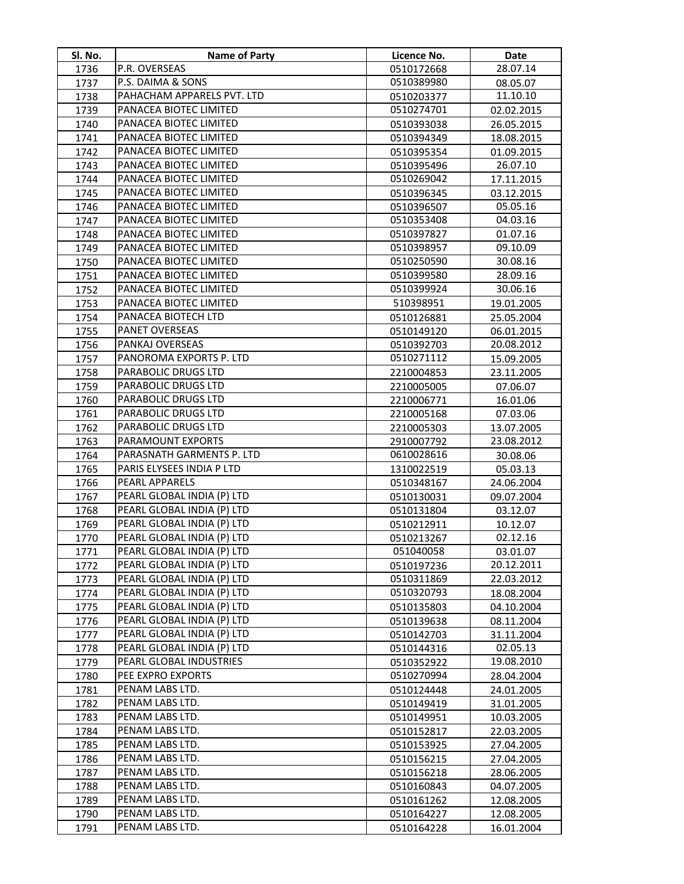| Sl. No. | Name of Party | Licence No. | Date |
|---|---|---|---|
| 1736 | P.R. OVERSEAS | 0510172668 | 28.07.14 |
| 1737 | P.S. DAIMA & SONS | 0510389980 | 08.05.07 |
| 1738 | PAHACHAM APPARELS PVT. LTD | 0510203377 | 11.10.10 |
| 1739 | PANACEA BIOTEC LIMITED | 0510274701 | 02.02.2015 |
| 1740 | PANACEA BIOTEC LIMITED | 0510393038 | 26.05.2015 |
| 1741 | PANACEA BIOTEC LIMITED | 0510394349 | 18.08.2015 |
| 1742 | PANACEA BIOTEC LIMITED | 0510395354 | 01.09.2015 |
| 1743 | PANACEA BIOTEC LIMITED | 0510395496 | 26.07.10 |
| 1744 | PANACEA BIOTEC LIMITED | 0510269042 | 17.11.2015 |
| 1745 | PANACEA BIOTEC LIMITED | 0510396345 | 03.12.2015 |
| 1746 | PANACEA BIOTEC LIMITED | 0510396507 | 05.05.16 |
| 1747 | PANACEA BIOTEC LIMITED | 0510353408 | 04.03.16 |
| 1748 | PANACEA BIOTEC LIMITED | 0510397827 | 01.07.16 |
| 1749 | PANACEA BIOTEC LIMITED | 0510398957 | 09.10.09 |
| 1750 | PANACEA BIOTEC LIMITED | 0510250590 | 30.08.16 |
| 1751 | PANACEA BIOTEC LIMITED | 0510399580 | 28.09.16 |
| 1752 | PANACEA BIOTEC LIMITED | 0510399924 | 30.06.16 |
| 1753 | PANACEA BIOTEC LIMITED | 510398951 | 19.01.2005 |
| 1754 | PANACEA BIOTECH LTD | 0510126881 | 25.05.2004 |
| 1755 | PANET OVERSEAS | 0510149120 | 06.01.2015 |
| 1756 | PANKAJ OVERSEAS | 0510392703 | 20.08.2012 |
| 1757 | PANOROMA EXPORTS P. LTD | 0510271112 | 15.09.2005 |
| 1758 | PARABOLIC DRUGS LTD | 2210004853 | 23.11.2005 |
| 1759 | PARABOLIC DRUGS LTD | 2210005005 | 07.06.07 |
| 1760 | PARABOLIC DRUGS LTD | 2210006771 | 16.01.06 |
| 1761 | PARABOLIC DRUGS LTD | 2210005168 | 07.03.06 |
| 1762 | PARABOLIC DRUGS LTD | 2210005303 | 13.07.2005 |
| 1763 | PARAMOUNT EXPORTS | 2910007792 | 23.08.2012 |
| 1764 | PARASNATH GARMENTS P. LTD | 0610028616 | 30.08.06 |
| 1765 | PARIS ELYSEES INDIA P LTD | 1310022519 | 05.03.13 |
| 1766 | PEARL APPARELS | 0510348167 | 24.06.2004 |
| 1767 | PEARL GLOBAL INDIA (P) LTD | 0510130031 | 09.07.2004 |
| 1768 | PEARL GLOBAL INDIA (P) LTD | 0510131804 | 03.12.07 |
| 1769 | PEARL GLOBAL INDIA (P) LTD | 0510212911 | 10.12.07 |
| 1770 | PEARL GLOBAL INDIA (P) LTD | 0510213267 | 02.12.16 |
| 1771 | PEARL GLOBAL INDIA (P) LTD | 051040058 | 03.01.07 |
| 1772 | PEARL GLOBAL INDIA (P) LTD | 0510197236 | 20.12.2011 |
| 1773 | PEARL GLOBAL INDIA (P) LTD | 0510311869 | 22.03.2012 |
| 1774 | PEARL GLOBAL INDIA (P) LTD | 0510320793 | 18.08.2004 |
| 1775 | PEARL GLOBAL INDIA (P) LTD | 0510135803 | 04.10.2004 |
| 1776 | PEARL GLOBAL INDIA (P) LTD | 0510139638 | 08.11.2004 |
| 1777 | PEARL GLOBAL INDIA (P) LTD | 0510142703 | 31.11.2004 |
| 1778 | PEARL GLOBAL INDIA (P) LTD | 0510144316 | 02.05.13 |
| 1779 | PEARL GLOBAL INDUSTRIES | 0510352922 | 19.08.2010 |
| 1780 | PEE EXPRO EXPORTS | 0510270994 | 28.04.2004 |
| 1781 | PENAM LABS LTD. | 0510124448 | 24.01.2005 |
| 1782 | PENAM LABS LTD. | 0510149419 | 31.01.2005 |
| 1783 | PENAM LABS LTD. | 0510149951 | 10.03.2005 |
| 1784 | PENAM LABS LTD. | 0510152817 | 22.03.2005 |
| 1785 | PENAM LABS LTD. | 0510153925 | 27.04.2005 |
| 1786 | PENAM LABS LTD. | 0510156215 | 27.04.2005 |
| 1787 | PENAM LABS LTD. | 0510156218 | 28.06.2005 |
| 1788 | PENAM LABS LTD. | 0510160843 | 04.07.2005 |
| 1789 | PENAM LABS LTD. | 0510161262 | 12.08.2005 |
| 1790 | PENAM LABS LTD. | 0510164227 | 12.08.2005 |
| 1791 | PENAM LABS LTD. | 0510164228 | 16.01.2004 |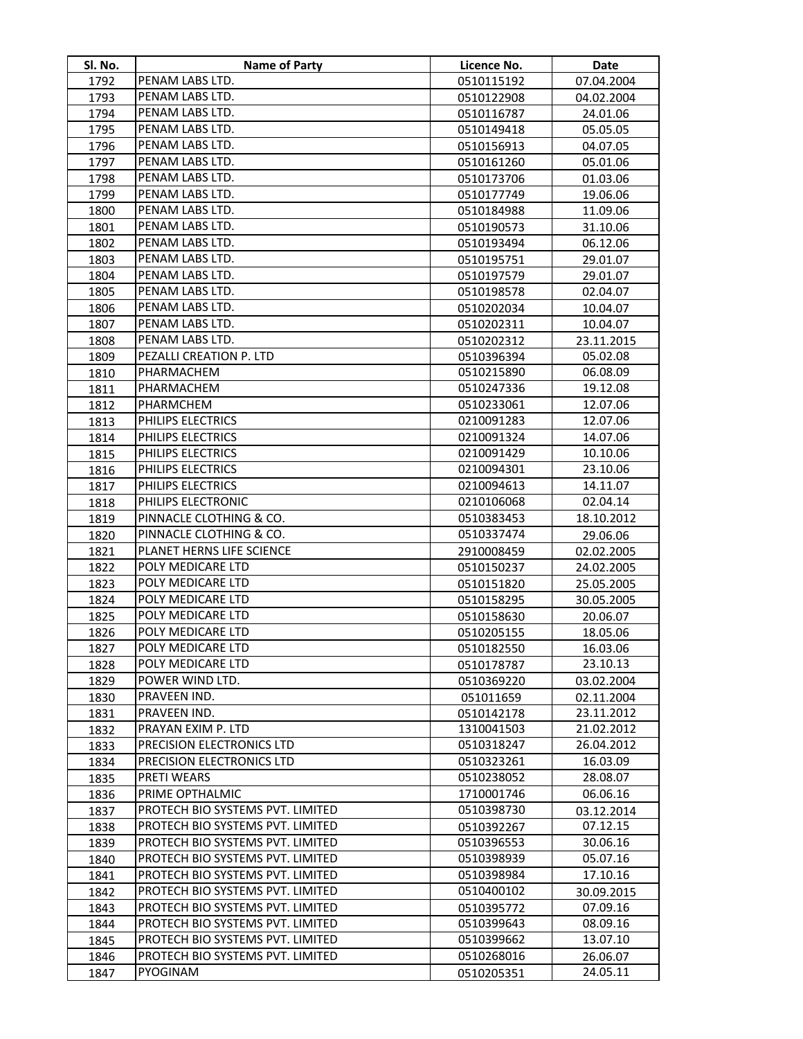| Sl. No. | Name of Party | Licence No. | Date |
|---|---|---|---|
| 1792 | PENAM LABS LTD. | 0510115192 | 07.04.2004 |
| 1793 | PENAM LABS LTD. | 0510122908 | 04.02.2004 |
| 1794 | PENAM LABS LTD. | 0510116787 | 24.01.06 |
| 1795 | PENAM LABS LTD. | 0510149418 | 05.05.05 |
| 1796 | PENAM LABS LTD. | 0510156913 | 04.07.05 |
| 1797 | PENAM LABS LTD. | 0510161260 | 05.01.06 |
| 1798 | PENAM LABS LTD. | 0510173706 | 01.03.06 |
| 1799 | PENAM LABS LTD. | 0510177749 | 19.06.06 |
| 1800 | PENAM LABS LTD. | 0510184988 | 11.09.06 |
| 1801 | PENAM LABS LTD. | 0510190573 | 31.10.06 |
| 1802 | PENAM LABS LTD. | 0510193494 | 06.12.06 |
| 1803 | PENAM LABS LTD. | 0510195751 | 29.01.07 |
| 1804 | PENAM LABS LTD. | 0510197579 | 29.01.07 |
| 1805 | PENAM LABS LTD. | 0510198578 | 02.04.07 |
| 1806 | PENAM LABS LTD. | 0510202034 | 10.04.07 |
| 1807 | PENAM LABS LTD. | 0510202311 | 10.04.07 |
| 1808 | PENAM LABS LTD. | 0510202312 | 23.11.2015 |
| 1809 | PEZALLI CREATION P. LTD | 0510396394 | 05.02.08 |
| 1810 | PHARMACHEM | 0510215890 | 06.08.09 |
| 1811 | PHARMACHEM | 0510247336 | 19.12.08 |
| 1812 | PHARMCHEM | 0510233061 | 12.07.06 |
| 1813 | PHILIPS ELECTRICS | 0210091283 | 12.07.06 |
| 1814 | PHILIPS ELECTRICS | 0210091324 | 14.07.06 |
| 1815 | PHILIPS ELECTRICS | 0210091429 | 10.10.06 |
| 1816 | PHILIPS ELECTRICS | 0210094301 | 23.10.06 |
| 1817 | PHILIPS ELECTRICS | 0210094613 | 14.11.07 |
| 1818 | PHILIPS ELECTRONIC | 0210106068 | 02.04.14 |
| 1819 | PINNACLE CLOTHING & CO. | 0510383453 | 18.10.2012 |
| 1820 | PINNACLE CLOTHING & CO. | 0510337474 | 29.06.06 |
| 1821 | PLANET HERNS LIFE SCIENCE | 2910008459 | 02.02.2005 |
| 1822 | POLY MEDICARE LTD | 0510150237 | 24.02.2005 |
| 1823 | POLY MEDICARE LTD | 0510151820 | 25.05.2005 |
| 1824 | POLY MEDICARE LTD | 0510158295 | 30.05.2005 |
| 1825 | POLY MEDICARE LTD | 0510158630 | 20.06.07 |
| 1826 | POLY MEDICARE LTD | 0510205155 | 18.05.06 |
| 1827 | POLY MEDICARE LTD | 0510182550 | 16.03.06 |
| 1828 | POLY MEDICARE LTD | 0510178787 | 23.10.13 |
| 1829 | POWER WIND LTD. | 0510369220 | 03.02.2004 |
| 1830 | PRAVEEN IND. | 051011659 | 02.11.2004 |
| 1831 | PRAVEEN IND. | 0510142178 | 23.11.2012 |
| 1832 | PRAYAN EXIM P. LTD | 1310041503 | 21.02.2012 |
| 1833 | PRECISION ELECTRONICS LTD | 0510318247 | 26.04.2012 |
| 1834 | PRECISION ELECTRONICS LTD | 0510323261 | 16.03.09 |
| 1835 | PRETI WEARS | 0510238052 | 28.08.07 |
| 1836 | PRIME OPTHALMIC | 1710001746 | 06.06.16 |
| 1837 | PROTECH BIO SYSTEMS PVT. LIMITED | 0510398730 | 03.12.2014 |
| 1838 | PROTECH BIO SYSTEMS PVT. LIMITED | 0510392267 | 07.12.15 |
| 1839 | PROTECH BIO SYSTEMS PVT. LIMITED | 0510396553 | 30.06.16 |
| 1840 | PROTECH BIO SYSTEMS PVT. LIMITED | 0510398939 | 05.07.16 |
| 1841 | PROTECH BIO SYSTEMS PVT. LIMITED | 0510398984 | 17.10.16 |
| 1842 | PROTECH BIO SYSTEMS PVT. LIMITED | 0510400102 | 30.09.2015 |
| 1843 | PROTECH BIO SYSTEMS PVT. LIMITED | 0510395772 | 07.09.16 |
| 1844 | PROTECH BIO SYSTEMS PVT. LIMITED | 0510399643 | 08.09.16 |
| 1845 | PROTECH BIO SYSTEMS PVT. LIMITED | 0510399662 | 13.07.10 |
| 1846 | PROTECH BIO SYSTEMS PVT. LIMITED | 0510268016 | 26.06.07 |
| 1847 | PYOGINAM | 0510205351 | 24.05.11 |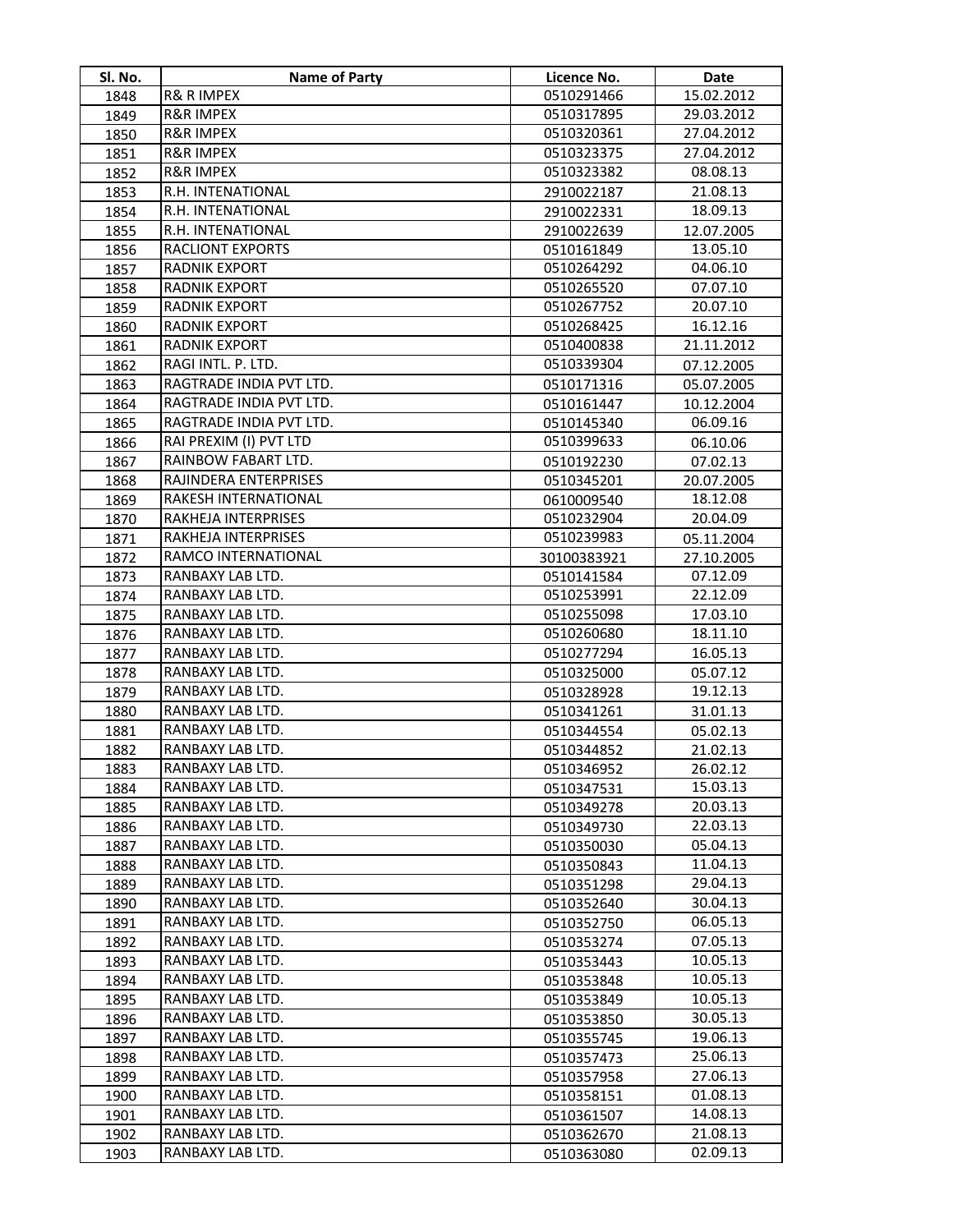| Sl. No. | Name of Party | Licence No. | Date |
|---|---|---|---|
| 1848 | R& R IMPEX | 0510291466 | 15.02.2012 |
| 1849 | R&R IMPEX | 0510317895 | 29.03.2012 |
| 1850 | R&R IMPEX | 0510320361 | 27.04.2012 |
| 1851 | R&R IMPEX | 0510323375 | 27.04.2012 |
| 1852 | R&R IMPEX | 0510323382 | 08.08.13 |
| 1853 | R.H. INTENATIONAL | 2910022187 | 21.08.13 |
| 1854 | R.H. INTENATIONAL | 2910022331 | 18.09.13 |
| 1855 | R.H. INTENATIONAL | 2910022639 | 12.07.2005 |
| 1856 | RACLIONT EXPORTS | 0510161849 | 13.05.10 |
| 1857 | RADNIK EXPORT | 0510264292 | 04.06.10 |
| 1858 | RADNIK EXPORT | 0510265520 | 07.07.10 |
| 1859 | RADNIK EXPORT | 0510267752 | 20.07.10 |
| 1860 | RADNIK EXPORT | 0510268425 | 16.12.16 |
| 1861 | RADNIK EXPORT | 0510400838 | 21.11.2012 |
| 1862 | RAGI INTL. P. LTD. | 0510339304 | 07.12.2005 |
| 1863 | RAGTRADE INDIA PVT LTD. | 0510171316 | 05.07.2005 |
| 1864 | RAGTRADE INDIA PVT LTD. | 0510161447 | 10.12.2004 |
| 1865 | RAGTRADE INDIA PVT LTD. | 0510145340 | 06.09.16 |
| 1866 | RAI PREXIM (I) PVT LTD | 0510399633 | 06.10.06 |
| 1867 | RAINBOW FABART LTD. | 0510192230 | 07.02.13 |
| 1868 | RAJINDERA ENTERPRISES | 0510345201 | 20.07.2005 |
| 1869 | RAKESH INTERNATIONAL | 0610009540 | 18.12.08 |
| 1870 | RAKHEJA INTERPRISES | 0510232904 | 20.04.09 |
| 1871 | RAKHEJA INTERPRISES | 0510239983 | 05.11.2004 |
| 1872 | RAMCO INTERNATIONAL | 30100383921 | 27.10.2005 |
| 1873 | RANBAXY LAB LTD. | 0510141584 | 07.12.09 |
| 1874 | RANBAXY LAB LTD. | 0510253991 | 22.12.09 |
| 1875 | RANBAXY LAB LTD. | 0510255098 | 17.03.10 |
| 1876 | RANBAXY LAB LTD. | 0510260680 | 18.11.10 |
| 1877 | RANBAXY LAB LTD. | 0510277294 | 16.05.13 |
| 1878 | RANBAXY LAB LTD. | 0510325000 | 05.07.12 |
| 1879 | RANBAXY LAB LTD. | 0510328928 | 19.12.13 |
| 1880 | RANBAXY LAB LTD. | 0510341261 | 31.01.13 |
| 1881 | RANBAXY LAB LTD. | 0510344554 | 05.02.13 |
| 1882 | RANBAXY LAB LTD. | 0510344852 | 21.02.13 |
| 1883 | RANBAXY LAB LTD. | 0510346952 | 26.02.12 |
| 1884 | RANBAXY LAB LTD. | 0510347531 | 15.03.13 |
| 1885 | RANBAXY LAB LTD. | 0510349278 | 20.03.13 |
| 1886 | RANBAXY LAB LTD. | 0510349730 | 22.03.13 |
| 1887 | RANBAXY LAB LTD. | 0510350030 | 05.04.13 |
| 1888 | RANBAXY LAB LTD. | 0510350843 | 11.04.13 |
| 1889 | RANBAXY LAB LTD. | 0510351298 | 29.04.13 |
| 1890 | RANBAXY LAB LTD. | 0510352640 | 30.04.13 |
| 1891 | RANBAXY LAB LTD. | 0510352750 | 06.05.13 |
| 1892 | RANBAXY LAB LTD. | 0510353274 | 07.05.13 |
| 1893 | RANBAXY LAB LTD. | 0510353443 | 10.05.13 |
| 1894 | RANBAXY LAB LTD. | 0510353848 | 10.05.13 |
| 1895 | RANBAXY LAB LTD. | 0510353849 | 10.05.13 |
| 1896 | RANBAXY LAB LTD. | 0510353850 | 30.05.13 |
| 1897 | RANBAXY LAB LTD. | 0510355745 | 19.06.13 |
| 1898 | RANBAXY LAB LTD. | 0510357473 | 25.06.13 |
| 1899 | RANBAXY LAB LTD. | 0510357958 | 27.06.13 |
| 1900 | RANBAXY LAB LTD. | 0510358151 | 01.08.13 |
| 1901 | RANBAXY LAB LTD. | 0510361507 | 14.08.13 |
| 1902 | RANBAXY LAB LTD. | 0510362670 | 21.08.13 |
| 1903 | RANBAXY LAB LTD. | 0510363080 | 02.09.13 |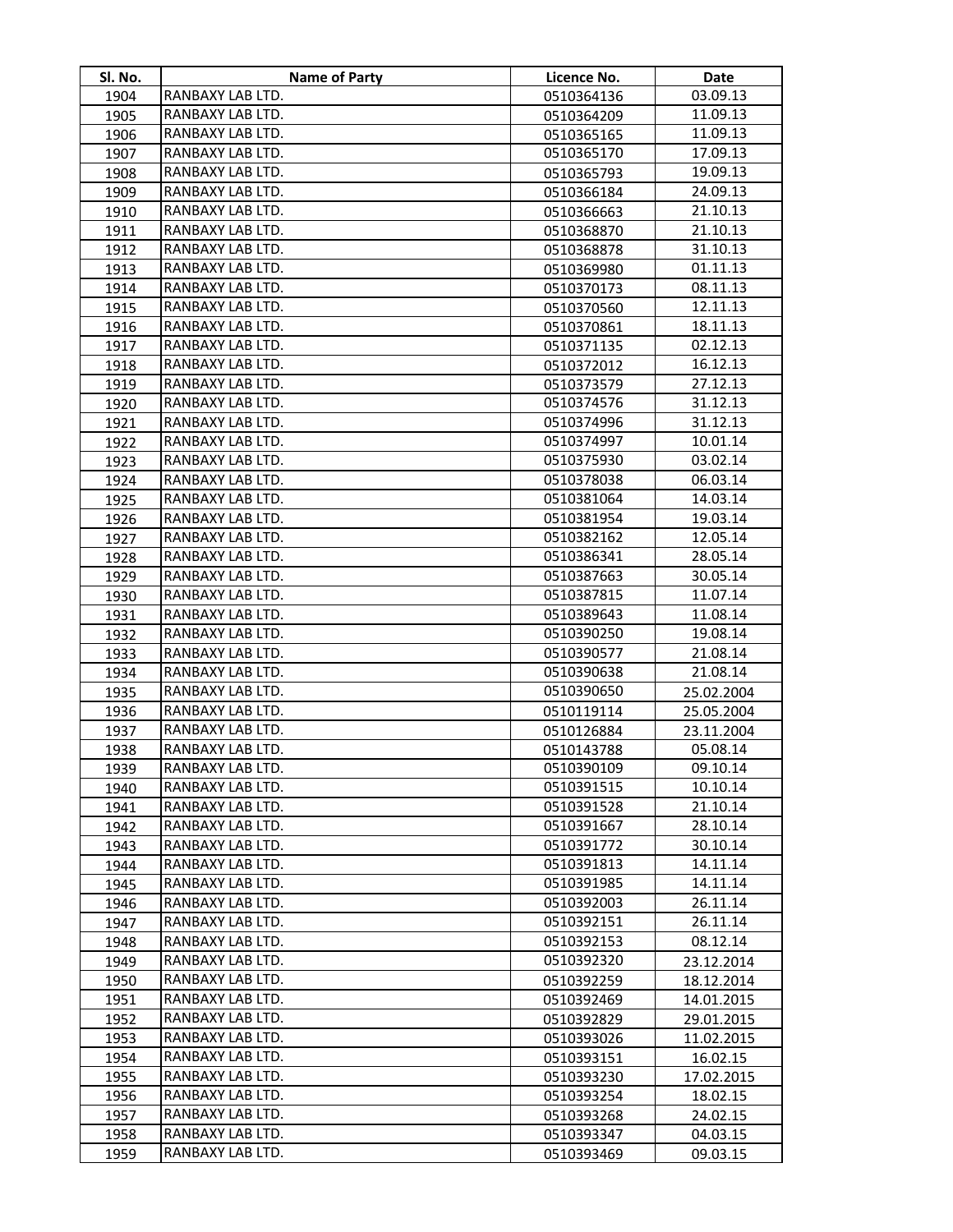| Sl. No. | Name of Party | Licence No. | Date |
|---|---|---|---|
| 1904 | RANBAXY LAB LTD. | 0510364136 | 03.09.13 |
| 1905 | RANBAXY LAB LTD. | 0510364209 | 11.09.13 |
| 1906 | RANBAXY LAB LTD. | 0510365165 | 11.09.13 |
| 1907 | RANBAXY LAB LTD. | 0510365170 | 17.09.13 |
| 1908 | RANBAXY LAB LTD. | 0510365793 | 19.09.13 |
| 1909 | RANBAXY LAB LTD. | 0510366184 | 24.09.13 |
| 1910 | RANBAXY LAB LTD. | 0510366663 | 21.10.13 |
| 1911 | RANBAXY LAB LTD. | 0510368870 | 21.10.13 |
| 1912 | RANBAXY LAB LTD. | 0510368878 | 31.10.13 |
| 1913 | RANBAXY LAB LTD. | 0510369980 | 01.11.13 |
| 1914 | RANBAXY LAB LTD. | 0510370173 | 08.11.13 |
| 1915 | RANBAXY LAB LTD. | 0510370560 | 12.11.13 |
| 1916 | RANBAXY LAB LTD. | 0510370861 | 18.11.13 |
| 1917 | RANBAXY LAB LTD. | 0510371135 | 02.12.13 |
| 1918 | RANBAXY LAB LTD. | 0510372012 | 16.12.13 |
| 1919 | RANBAXY LAB LTD. | 0510373579 | 27.12.13 |
| 1920 | RANBAXY LAB LTD. | 0510374576 | 31.12.13 |
| 1921 | RANBAXY LAB LTD. | 0510374996 | 31.12.13 |
| 1922 | RANBAXY LAB LTD. | 0510374997 | 10.01.14 |
| 1923 | RANBAXY LAB LTD. | 0510375930 | 03.02.14 |
| 1924 | RANBAXY LAB LTD. | 0510378038 | 06.03.14 |
| 1925 | RANBAXY LAB LTD. | 0510381064 | 14.03.14 |
| 1926 | RANBAXY LAB LTD. | 0510381954 | 19.03.14 |
| 1927 | RANBAXY LAB LTD. | 0510382162 | 12.05.14 |
| 1928 | RANBAXY LAB LTD. | 0510386341 | 28.05.14 |
| 1929 | RANBAXY LAB LTD. | 0510387663 | 30.05.14 |
| 1930 | RANBAXY LAB LTD. | 0510387815 | 11.07.14 |
| 1931 | RANBAXY LAB LTD. | 0510389643 | 11.08.14 |
| 1932 | RANBAXY LAB LTD. | 0510390250 | 19.08.14 |
| 1933 | RANBAXY LAB LTD. | 0510390577 | 21.08.14 |
| 1934 | RANBAXY LAB LTD. | 0510390638 | 21.08.14 |
| 1935 | RANBAXY LAB LTD. | 0510390650 | 25.02.2004 |
| 1936 | RANBAXY LAB LTD. | 0510119114 | 25.05.2004 |
| 1937 | RANBAXY LAB LTD. | 0510126884 | 23.11.2004 |
| 1938 | RANBAXY LAB LTD. | 0510143788 | 05.08.14 |
| 1939 | RANBAXY LAB LTD. | 0510390109 | 09.10.14 |
| 1940 | RANBAXY LAB LTD. | 0510391515 | 10.10.14 |
| 1941 | RANBAXY LAB LTD. | 0510391528 | 21.10.14 |
| 1942 | RANBAXY LAB LTD. | 0510391667 | 28.10.14 |
| 1943 | RANBAXY LAB LTD. | 0510391772 | 30.10.14 |
| 1944 | RANBAXY LAB LTD. | 0510391813 | 14.11.14 |
| 1945 | RANBAXY LAB LTD. | 0510391985 | 14.11.14 |
| 1946 | RANBAXY LAB LTD. | 0510392003 | 26.11.14 |
| 1947 | RANBAXY LAB LTD. | 0510392151 | 26.11.14 |
| 1948 | RANBAXY LAB LTD. | 0510392153 | 08.12.14 |
| 1949 | RANBAXY LAB LTD. | 0510392320 | 23.12.2014 |
| 1950 | RANBAXY LAB LTD. | 0510392259 | 18.12.2014 |
| 1951 | RANBAXY LAB LTD. | 0510392469 | 14.01.2015 |
| 1952 | RANBAXY LAB LTD. | 0510392829 | 29.01.2015 |
| 1953 | RANBAXY LAB LTD. | 0510393026 | 11.02.2015 |
| 1954 | RANBAXY LAB LTD. | 0510393151 | 16.02.15 |
| 1955 | RANBAXY LAB LTD. | 0510393230 | 17.02.2015 |
| 1956 | RANBAXY LAB LTD. | 0510393254 | 18.02.15 |
| 1957 | RANBAXY LAB LTD. | 0510393268 | 24.02.15 |
| 1958 | RANBAXY LAB LTD. | 0510393347 | 04.03.15 |
| 1959 | RANBAXY LAB LTD. | 0510393469 | 09.03.15 |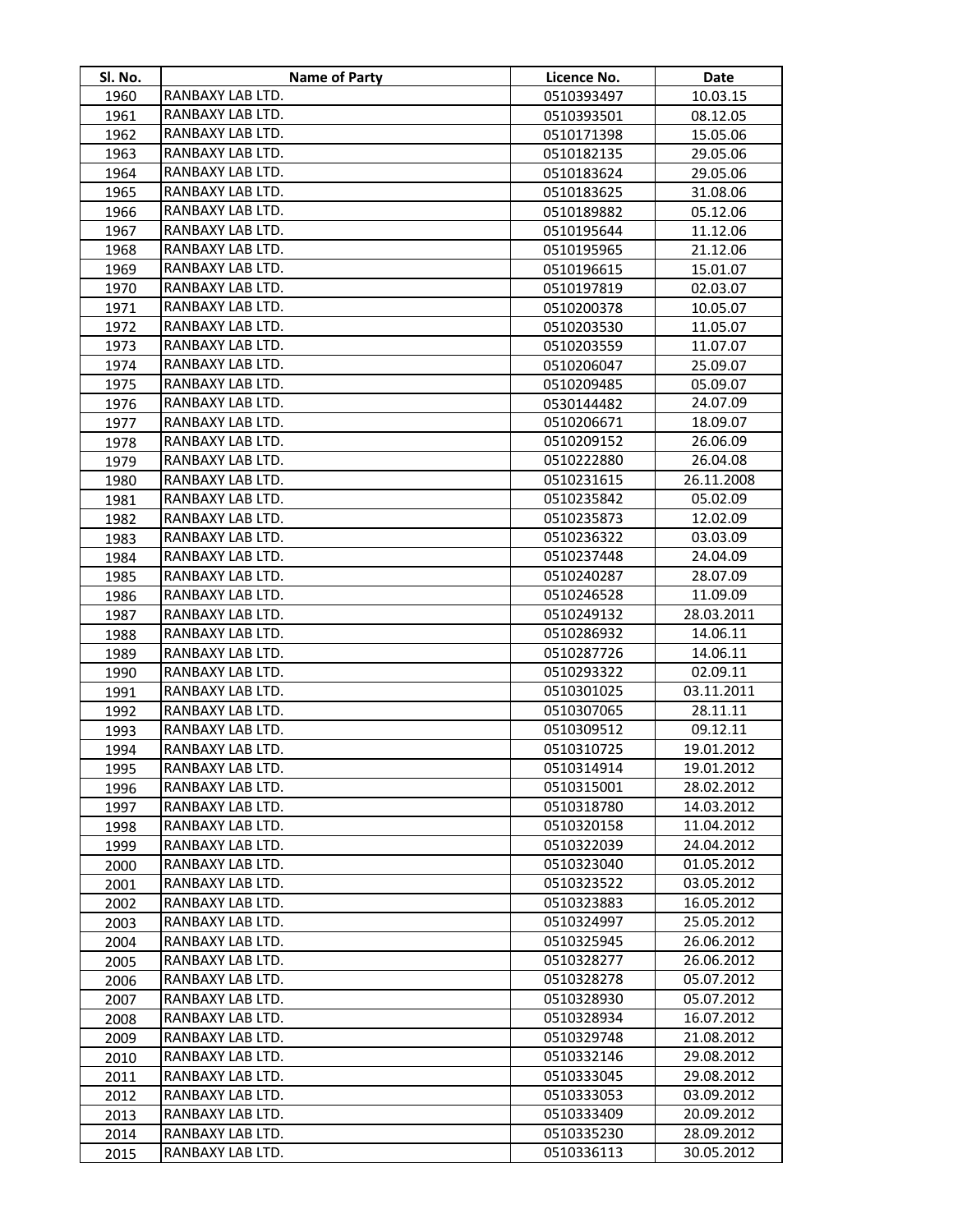| Sl. No. | Name of Party | Licence No. | Date |
|---|---|---|---|
| 1960 | RANBAXY LAB LTD. | 0510393497 | 10.03.15 |
| 1961 | RANBAXY LAB LTD. | 0510393501 | 08.12.05 |
| 1962 | RANBAXY LAB LTD. | 0510171398 | 15.05.06 |
| 1963 | RANBAXY LAB LTD. | 0510182135 | 29.05.06 |
| 1964 | RANBAXY LAB LTD. | 0510183624 | 29.05.06 |
| 1965 | RANBAXY LAB LTD. | 0510183625 | 31.08.06 |
| 1966 | RANBAXY LAB LTD. | 0510189882 | 05.12.06 |
| 1967 | RANBAXY LAB LTD. | 0510195644 | 11.12.06 |
| 1968 | RANBAXY LAB LTD. | 0510195965 | 21.12.06 |
| 1969 | RANBAXY LAB LTD. | 0510196615 | 15.01.07 |
| 1970 | RANBAXY LAB LTD. | 0510197819 | 02.03.07 |
| 1971 | RANBAXY LAB LTD. | 0510200378 | 10.05.07 |
| 1972 | RANBAXY LAB LTD. | 0510203530 | 11.05.07 |
| 1973 | RANBAXY LAB LTD. | 0510203559 | 11.07.07 |
| 1974 | RANBAXY LAB LTD. | 0510206047 | 25.09.07 |
| 1975 | RANBAXY LAB LTD. | 0510209485 | 05.09.07 |
| 1976 | RANBAXY LAB LTD. | 0530144482 | 24.07.09 |
| 1977 | RANBAXY LAB LTD. | 0510206671 | 18.09.07 |
| 1978 | RANBAXY LAB LTD. | 0510209152 | 26.06.09 |
| 1979 | RANBAXY LAB LTD. | 0510222880 | 26.04.08 |
| 1980 | RANBAXY LAB LTD. | 0510231615 | 26.11.2008 |
| 1981 | RANBAXY LAB LTD. | 0510235842 | 05.02.09 |
| 1982 | RANBAXY LAB LTD. | 0510235873 | 12.02.09 |
| 1983 | RANBAXY LAB LTD. | 0510236322 | 03.03.09 |
| 1984 | RANBAXY LAB LTD. | 0510237448 | 24.04.09 |
| 1985 | RANBAXY LAB LTD. | 0510240287 | 28.07.09 |
| 1986 | RANBAXY LAB LTD. | 0510246528 | 11.09.09 |
| 1987 | RANBAXY LAB LTD. | 0510249132 | 28.03.2011 |
| 1988 | RANBAXY LAB LTD. | 0510286932 | 14.06.11 |
| 1989 | RANBAXY LAB LTD. | 0510287726 | 14.06.11 |
| 1990 | RANBAXY LAB LTD. | 0510293322 | 02.09.11 |
| 1991 | RANBAXY LAB LTD. | 0510301025 | 03.11.2011 |
| 1992 | RANBAXY LAB LTD. | 0510307065 | 28.11.11 |
| 1993 | RANBAXY LAB LTD. | 0510309512 | 09.12.11 |
| 1994 | RANBAXY LAB LTD. | 0510310725 | 19.01.2012 |
| 1995 | RANBAXY LAB LTD. | 0510314914 | 19.01.2012 |
| 1996 | RANBAXY LAB LTD. | 0510315001 | 28.02.2012 |
| 1997 | RANBAXY LAB LTD. | 0510318780 | 14.03.2012 |
| 1998 | RANBAXY LAB LTD. | 0510320158 | 11.04.2012 |
| 1999 | RANBAXY LAB LTD. | 0510322039 | 24.04.2012 |
| 2000 | RANBAXY LAB LTD. | 0510323040 | 01.05.2012 |
| 2001 | RANBAXY LAB LTD. | 0510323522 | 03.05.2012 |
| 2002 | RANBAXY LAB LTD. | 0510323883 | 16.05.2012 |
| 2003 | RANBAXY LAB LTD. | 0510324997 | 25.05.2012 |
| 2004 | RANBAXY LAB LTD. | 0510325945 | 26.06.2012 |
| 2005 | RANBAXY LAB LTD. | 0510328277 | 26.06.2012 |
| 2006 | RANBAXY LAB LTD. | 0510328278 | 05.07.2012 |
| 2007 | RANBAXY LAB LTD. | 0510328930 | 05.07.2012 |
| 2008 | RANBAXY LAB LTD. | 0510328934 | 16.07.2012 |
| 2009 | RANBAXY LAB LTD. | 0510329748 | 21.08.2012 |
| 2010 | RANBAXY LAB LTD. | 0510332146 | 29.08.2012 |
| 2011 | RANBAXY LAB LTD. | 0510333045 | 29.08.2012 |
| 2012 | RANBAXY LAB LTD. | 0510333053 | 03.09.2012 |
| 2013 | RANBAXY LAB LTD. | 0510333409 | 20.09.2012 |
| 2014 | RANBAXY LAB LTD. | 0510335230 | 28.09.2012 |
| 2015 | RANBAXY LAB LTD. | 0510336113 | 30.05.2012 |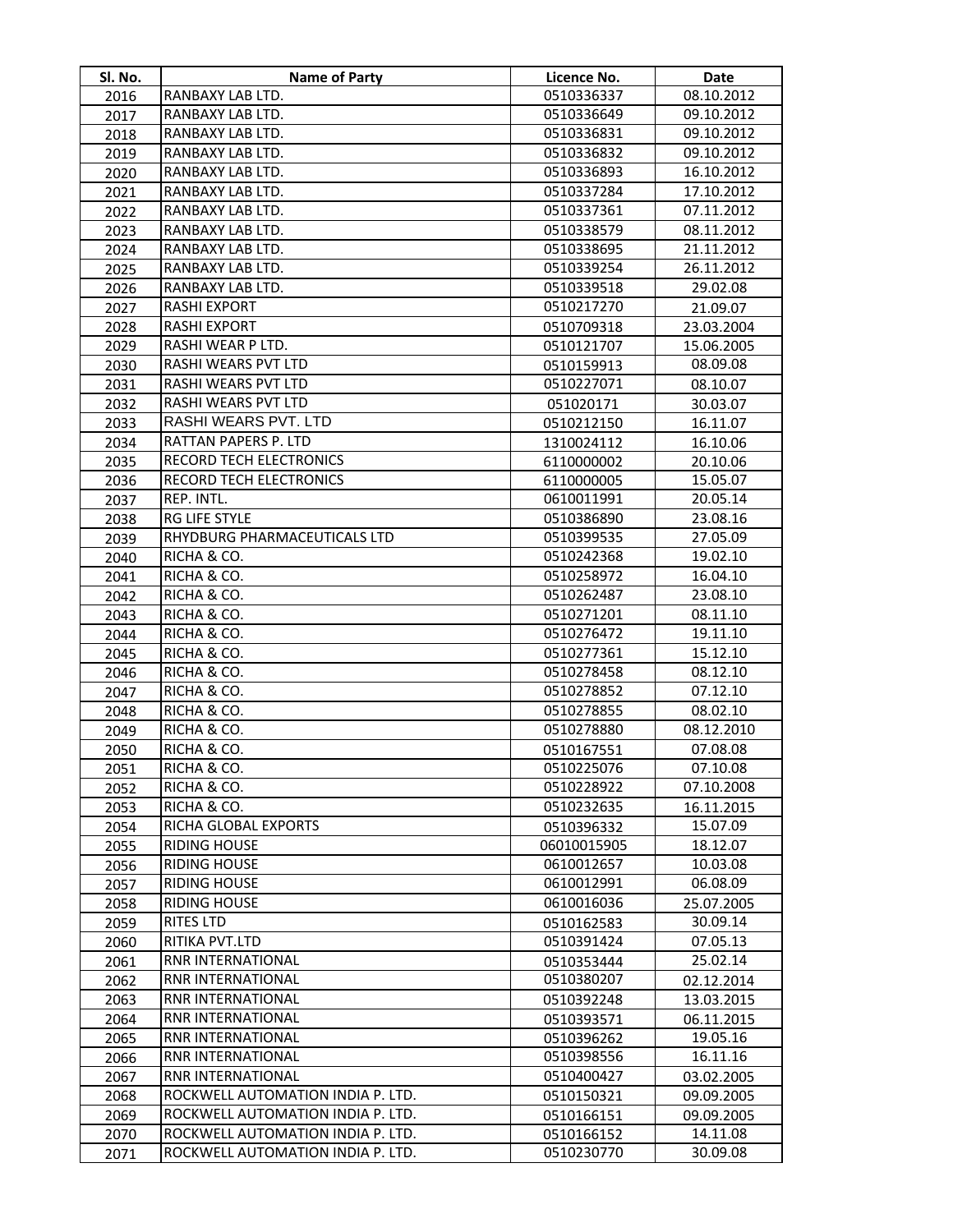| Sl. No. | Name of Party | Licence No. | Date |
|---|---|---|---|
| 2016 | RANBAXY LAB LTD. | 0510336337 | 08.10.2012 |
| 2017 | RANBAXY LAB LTD. | 0510336649 | 09.10.2012 |
| 2018 | RANBAXY LAB LTD. | 0510336831 | 09.10.2012 |
| 2019 | RANBAXY LAB LTD. | 0510336832 | 09.10.2012 |
| 2020 | RANBAXY LAB LTD. | 0510336893 | 16.10.2012 |
| 2021 | RANBAXY LAB LTD. | 0510337284 | 17.10.2012 |
| 2022 | RANBAXY LAB LTD. | 0510337361 | 07.11.2012 |
| 2023 | RANBAXY LAB LTD. | 0510338579 | 08.11.2012 |
| 2024 | RANBAXY LAB LTD. | 0510338695 | 21.11.2012 |
| 2025 | RANBAXY LAB LTD. | 0510339254 | 26.11.2012 |
| 2026 | RANBAXY LAB LTD. | 0510339518 | 29.02.08 |
| 2027 | RASHI EXPORT | 0510217270 | 21.09.07 |
| 2028 | RASHI EXPORT | 0510709318 | 23.03.2004 |
| 2029 | RASHI WEAR P LTD. | 0510121707 | 15.06.2005 |
| 2030 | RASHI WEARS PVT LTD | 0510159913 | 08.09.08 |
| 2031 | RASHI WEARS PVT LTD | 0510227071 | 08.10.07 |
| 2032 | RASHI WEARS PVT LTD | 051020171 | 30.03.07 |
| 2033 | RASHI WEARS PVT. LTD | 0510212150 | 16.11.07 |
| 2034 | RATTAN PAPERS P. LTD | 1310024112 | 16.10.06 |
| 2035 | RECORD TECH ELECTRONICS | 6110000002 | 20.10.06 |
| 2036 | RECORD TECH ELECTRONICS | 6110000005 | 15.05.07 |
| 2037 | REP. INTL. | 0610011991 | 20.05.14 |
| 2038 | RG LIFE STYLE | 0510386890 | 23.08.16 |
| 2039 | RHYDBURG PHARMACEUTICALS LTD | 0510399535 | 27.05.09 |
| 2040 | RICHA & CO. | 0510242368 | 19.02.10 |
| 2041 | RICHA & CO. | 0510258972 | 16.04.10 |
| 2042 | RICHA & CO. | 0510262487 | 23.08.10 |
| 2043 | RICHA & CO. | 0510271201 | 08.11.10 |
| 2044 | RICHA & CO. | 0510276472 | 19.11.10 |
| 2045 | RICHA & CO. | 0510277361 | 15.12.10 |
| 2046 | RICHA & CO. | 0510278458 | 08.12.10 |
| 2047 | RICHA & CO. | 0510278852 | 07.12.10 |
| 2048 | RICHA & CO. | 0510278855 | 08.02.10 |
| 2049 | RICHA & CO. | 0510278880 | 08.12.2010 |
| 2050 | RICHA & CO. | 0510167551 | 07.08.08 |
| 2051 | RICHA & CO. | 0510225076 | 07.10.08 |
| 2052 | RICHA & CO. | 0510228922 | 07.10.2008 |
| 2053 | RICHA & CO. | 0510232635 | 16.11.2015 |
| 2054 | RICHA GLOBAL EXPORTS | 0510396332 | 15.07.09 |
| 2055 | RIDING HOUSE | 06010015905 | 18.12.07 |
| 2056 | RIDING HOUSE | 0610012657 | 10.03.08 |
| 2057 | RIDING HOUSE | 0610012991 | 06.08.09 |
| 2058 | RIDING HOUSE | 0610016036 | 25.07.2005 |
| 2059 | RITES LTD | 0510162583 | 30.09.14 |
| 2060 | RITIKA PVT.LTD | 0510391424 | 07.05.13 |
| 2061 | RNR INTERNATIONAL | 0510353444 | 25.02.14 |
| 2062 | RNR INTERNATIONAL | 0510380207 | 02.12.2014 |
| 2063 | RNR INTERNATIONAL | 0510392248 | 13.03.2015 |
| 2064 | RNR INTERNATIONAL | 0510393571 | 06.11.2015 |
| 2065 | RNR INTERNATIONAL | 0510396262 | 19.05.16 |
| 2066 | RNR INTERNATIONAL | 0510398556 | 16.11.16 |
| 2067 | RNR INTERNATIONAL | 0510400427 | 03.02.2005 |
| 2068 | ROCKWELL AUTOMATION INDIA P. LTD. | 0510150321 | 09.09.2005 |
| 2069 | ROCKWELL AUTOMATION INDIA P. LTD. | 0510166151 | 09.09.2005 |
| 2070 | ROCKWELL AUTOMATION INDIA P. LTD. | 0510166152 | 14.11.08 |
| 2071 | ROCKWELL AUTOMATION INDIA P. LTD. | 0510230770 | 30.09.08 |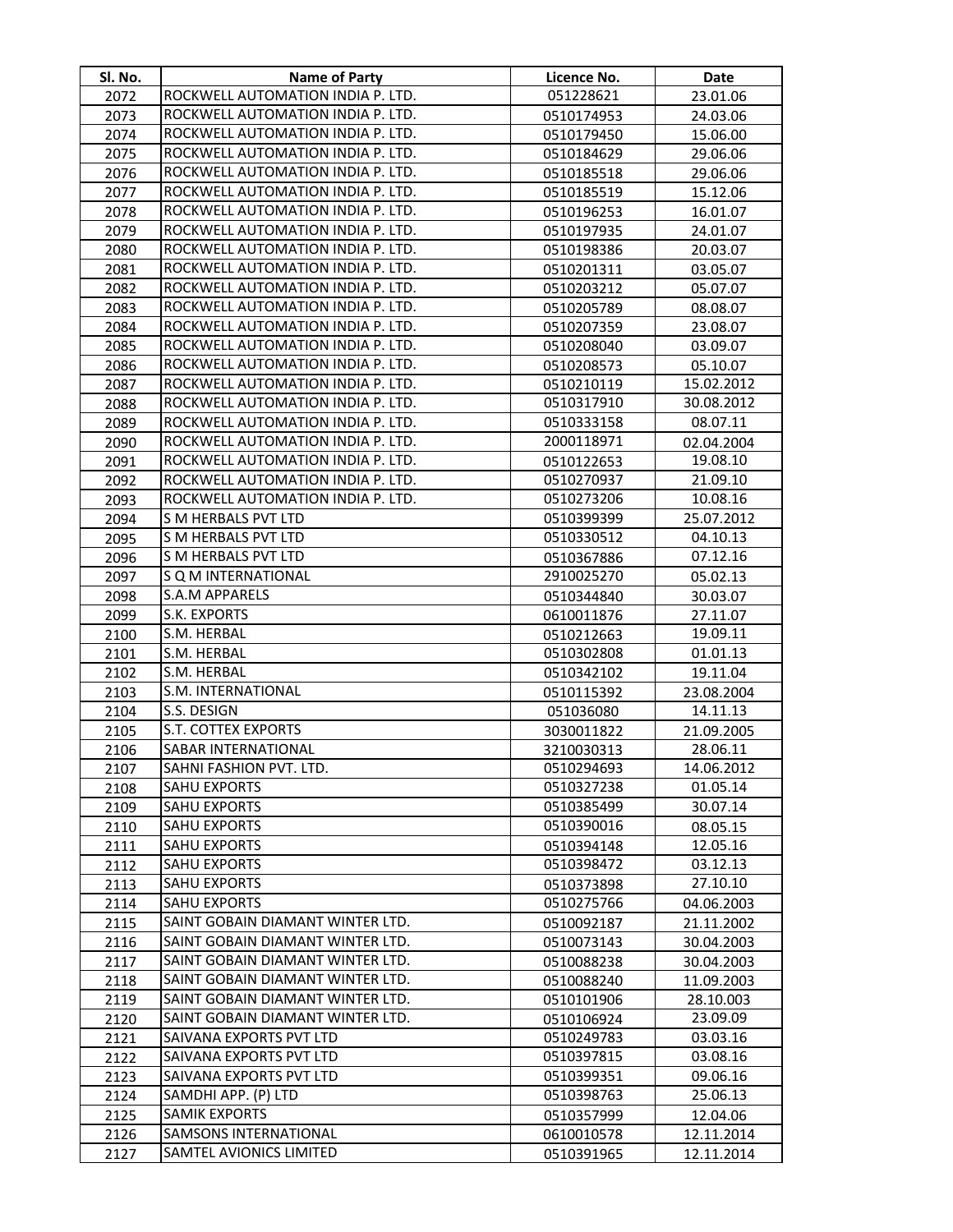| Sl. No. | Name of Party | Licence No. | Date |
|---|---|---|---|
| 2072 | ROCKWELL AUTOMATION INDIA P. LTD. | 051228621 | 23.01.06 |
| 2073 | ROCKWELL AUTOMATION INDIA P. LTD. | 0510174953 | 24.03.06 |
| 2074 | ROCKWELL AUTOMATION INDIA P. LTD. | 0510179450 | 15.06.00 |
| 2075 | ROCKWELL AUTOMATION INDIA P. LTD. | 0510184629 | 29.06.06 |
| 2076 | ROCKWELL AUTOMATION INDIA P. LTD. | 0510185518 | 29.06.06 |
| 2077 | ROCKWELL AUTOMATION INDIA P. LTD. | 0510185519 | 15.12.06 |
| 2078 | ROCKWELL AUTOMATION INDIA P. LTD. | 0510196253 | 16.01.07 |
| 2079 | ROCKWELL AUTOMATION INDIA P. LTD. | 0510197935 | 24.01.07 |
| 2080 | ROCKWELL AUTOMATION INDIA P. LTD. | 0510198386 | 20.03.07 |
| 2081 | ROCKWELL AUTOMATION INDIA P. LTD. | 0510201311 | 03.05.07 |
| 2082 | ROCKWELL AUTOMATION INDIA P. LTD. | 0510203212 | 05.07.07 |
| 2083 | ROCKWELL AUTOMATION INDIA P. LTD. | 0510205789 | 08.08.07 |
| 2084 | ROCKWELL AUTOMATION INDIA P. LTD. | 0510207359 | 23.08.07 |
| 2085 | ROCKWELL AUTOMATION INDIA P. LTD. | 0510208040 | 03.09.07 |
| 2086 | ROCKWELL AUTOMATION INDIA P. LTD. | 0510208573 | 05.10.07 |
| 2087 | ROCKWELL AUTOMATION INDIA P. LTD. | 0510210119 | 15.02.2012 |
| 2088 | ROCKWELL AUTOMATION INDIA P. LTD. | 0510317910 | 30.08.2012 |
| 2089 | ROCKWELL AUTOMATION INDIA P. LTD. | 0510333158 | 08.07.11 |
| 2090 | ROCKWELL AUTOMATION INDIA P. LTD. | 2000118971 | 02.04.2004 |
| 2091 | ROCKWELL AUTOMATION INDIA P. LTD. | 0510122653 | 19.08.10 |
| 2092 | ROCKWELL AUTOMATION INDIA P. LTD. | 0510270937 | 21.09.10 |
| 2093 | ROCKWELL AUTOMATION INDIA P. LTD. | 0510273206 | 10.08.16 |
| 2094 | S M HERBALS PVT LTD | 0510399399 | 25.07.2012 |
| 2095 | S M HERBALS PVT LTD | 0510330512 | 04.10.13 |
| 2096 | S M HERBALS PVT LTD | 0510367886 | 07.12.16 |
| 2097 | S Q M INTERNATIONAL | 2910025270 | 05.02.13 |
| 2098 | S.A.M APPARELS | 0510344840 | 30.03.07 |
| 2099 | S.K. EXPORTS | 0610011876 | 27.11.07 |
| 2100 | S.M. HERBAL | 0510212663 | 19.09.11 |
| 2101 | S.M. HERBAL | 0510302808 | 01.01.13 |
| 2102 | S.M. HERBAL | 0510342102 | 19.11.04 |
| 2103 | S.M. INTERNATIONAL | 0510115392 | 23.08.2004 |
| 2104 | S.S. DESIGN | 051036080 | 14.11.13 |
| 2105 | S.T. COTTEX EXPORTS | 3030011822 | 21.09.2005 |
| 2106 | SABAR INTERNATIONAL | 3210030313 | 28.06.11 |
| 2107 | SAHNI FASHION PVT. LTD. | 0510294693 | 14.06.2012 |
| 2108 | SAHU EXPORTS | 0510327238 | 01.05.14 |
| 2109 | SAHU EXPORTS | 0510385499 | 30.07.14 |
| 2110 | SAHU EXPORTS | 0510390016 | 08.05.15 |
| 2111 | SAHU EXPORTS | 0510394148 | 12.05.16 |
| 2112 | SAHU EXPORTS | 0510398472 | 03.12.13 |
| 2113 | SAHU EXPORTS | 0510373898 | 27.10.10 |
| 2114 | SAHU EXPORTS | 0510275766 | 04.06.2003 |
| 2115 | SAINT GOBAIN DIAMANT WINTER LTD. | 0510092187 | 21.11.2002 |
| 2116 | SAINT GOBAIN DIAMANT WINTER LTD. | 0510073143 | 30.04.2003 |
| 2117 | SAINT GOBAIN DIAMANT WINTER LTD. | 0510088238 | 30.04.2003 |
| 2118 | SAINT GOBAIN DIAMANT WINTER LTD. | 0510088240 | 11.09.2003 |
| 2119 | SAINT GOBAIN DIAMANT WINTER LTD. | 0510101906 | 28.10.003 |
| 2120 | SAINT GOBAIN DIAMANT WINTER LTD. | 0510106924 | 23.09.09 |
| 2121 | SAIVANA EXPORTS PVT LTD | 0510249783 | 03.03.16 |
| 2122 | SAIVANA EXPORTS PVT LTD | 0510397815 | 03.08.16 |
| 2123 | SAIVANA EXPORTS PVT LTD | 0510399351 | 09.06.16 |
| 2124 | SAMDHI APP. (P) LTD | 0510398763 | 25.06.13 |
| 2125 | SAMIK EXPORTS | 0510357999 | 12.04.06 |
| 2126 | SAMSONS INTERNATIONAL | 0610010578 | 12.11.2014 |
| 2127 | SAMTEL AVIONICS LIMITED | 0510391965 | 12.11.2014 |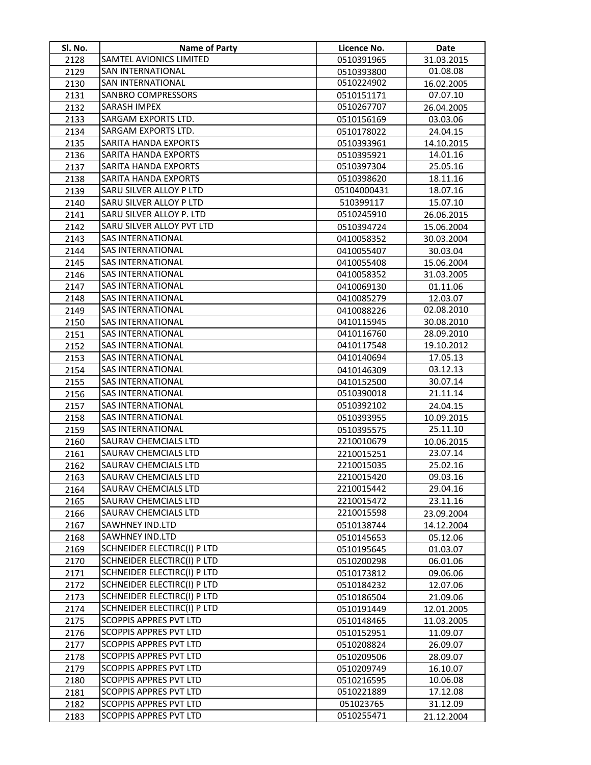| Sl. No. | Name of Party | Licence No. | Date |
|---|---|---|---|
| 2128 | SAMTEL AVIONICS LIMITED | 0510391965 | 31.03.2015 |
| 2129 | SAN INTERNATIONAL | 0510393800 | 01.08.08 |
| 2130 | SAN INTERNATIONAL | 0510224902 | 16.02.2005 |
| 2131 | SANBRO COMPRESSORS | 0510151171 | 07.07.10 |
| 2132 | SARASH IMPEX | 0510267707 | 26.04.2005 |
| 2133 | SARGAM EXPORTS LTD. | 0510156169 | 03.03.06 |
| 2134 | SARGAM EXPORTS LTD. | 0510178022 | 24.04.15 |
| 2135 | SARITA HANDA EXPORTS | 0510393961 | 14.10.2015 |
| 2136 | SARITA HANDA EXPORTS | 0510395921 | 14.01.16 |
| 2137 | SARITA HANDA EXPORTS | 0510397304 | 25.05.16 |
| 2138 | SARITA HANDA EXPORTS | 0510398620 | 18.11.16 |
| 2139 | SARU SILVER ALLOY P LTD | 05104000431 | 18.07.16 |
| 2140 | SARU SILVER ALLOY P LTD | 510399117 | 15.07.10 |
| 2141 | SARU SILVER ALLOY P. LTD | 0510245910 | 26.06.2015 |
| 2142 | SARU SILVER ALLOY PVT LTD | 0510394724 | 15.06.2004 |
| 2143 | SAS INTERNATIONAL | 0410058352 | 30.03.2004 |
| 2144 | SAS INTERNATIONAL | 0410055407 | 30.03.04 |
| 2145 | SAS INTERNATIONAL | 0410055408 | 15.06.2004 |
| 2146 | SAS INTERNATIONAL | 0410058352 | 31.03.2005 |
| 2147 | SAS INTERNATIONAL | 0410069130 | 01.11.06 |
| 2148 | SAS INTERNATIONAL | 0410085279 | 12.03.07 |
| 2149 | SAS INTERNATIONAL | 0410088226 | 02.08.2010 |
| 2150 | SAS INTERNATIONAL | 0410115945 | 30.08.2010 |
| 2151 | SAS INTERNATIONAL | 0410116760 | 28.09.2010 |
| 2152 | SAS INTERNATIONAL | 0410117548 | 19.10.2012 |
| 2153 | SAS INTERNATIONAL | 0410140694 | 17.05.13 |
| 2154 | SAS INTERNATIONAL | 0410146309 | 03.12.13 |
| 2155 | SAS INTERNATIONAL | 0410152500 | 30.07.14 |
| 2156 | SAS INTERNATIONAL | 0510390018 | 21.11.14 |
| 2157 | SAS INTERNATIONAL | 0510392102 | 24.04.15 |
| 2158 | SAS INTERNATIONAL | 0510393955 | 10.09.2015 |
| 2159 | SAS INTERNATIONAL | 0510395575 | 25.11.10 |
| 2160 | SAURAV CHEMCIALS LTD | 2210010679 | 10.06.2015 |
| 2161 | SAURAV CHEMCIALS LTD | 2210015251 | 23.07.14 |
| 2162 | SAURAV CHEMCIALS LTD | 2210015035 | 25.02.16 |
| 2163 | SAURAV CHEMCIALS LTD | 2210015420 | 09.03.16 |
| 2164 | SAURAV CHEMCIALS LTD | 2210015442 | 29.04.16 |
| 2165 | SAURAV CHEMCIALS LTD | 2210015472 | 23.11.16 |
| 2166 | SAURAV CHEMCIALS LTD | 2210015598 | 23.09.2004 |
| 2167 | SAWHNEY IND.LTD | 0510138744 | 14.12.2004 |
| 2168 | SAWHNEY IND.LTD | 0510145653 | 05.12.06 |
| 2169 | SCHNEIDER ELECTIRC(I) P LTD | 0510195645 | 01.03.07 |
| 2170 | SCHNEIDER ELECTIRC(I) P LTD | 0510200298 | 06.01.06 |
| 2171 | SCHNEIDER ELECTIRC(I) P LTD | 0510173812 | 09.06.06 |
| 2172 | SCHNEIDER ELECTIRC(I) P LTD | 0510184232 | 12.07.06 |
| 2173 | SCHNEIDER ELECTIRC(I) P LTD | 0510186504 | 21.09.06 |
| 2174 | SCHNEIDER ELECTIRC(I) P LTD | 0510191449 | 12.01.2005 |
| 2175 | SCOPPIS APPRES PVT LTD | 0510148465 | 11.03.2005 |
| 2176 | SCOPPIS APPRES PVT LTD | 0510152951 | 11.09.07 |
| 2177 | SCOPPIS APPRES PVT LTD | 0510208824 | 26.09.07 |
| 2178 | SCOPPIS APPRES PVT LTD | 0510209506 | 28.09.07 |
| 2179 | SCOPPIS APPRES PVT LTD | 0510209749 | 16.10.07 |
| 2180 | SCOPPIS APPRES PVT LTD | 0510216595 | 10.06.08 |
| 2181 | SCOPPIS APPRES PVT LTD | 0510221889 | 17.12.08 |
| 2182 | SCOPPIS APPRES PVT LTD | 051023765 | 31.12.09 |
| 2183 | SCOPPIS APPRES PVT LTD | 0510255471 | 21.12.2004 |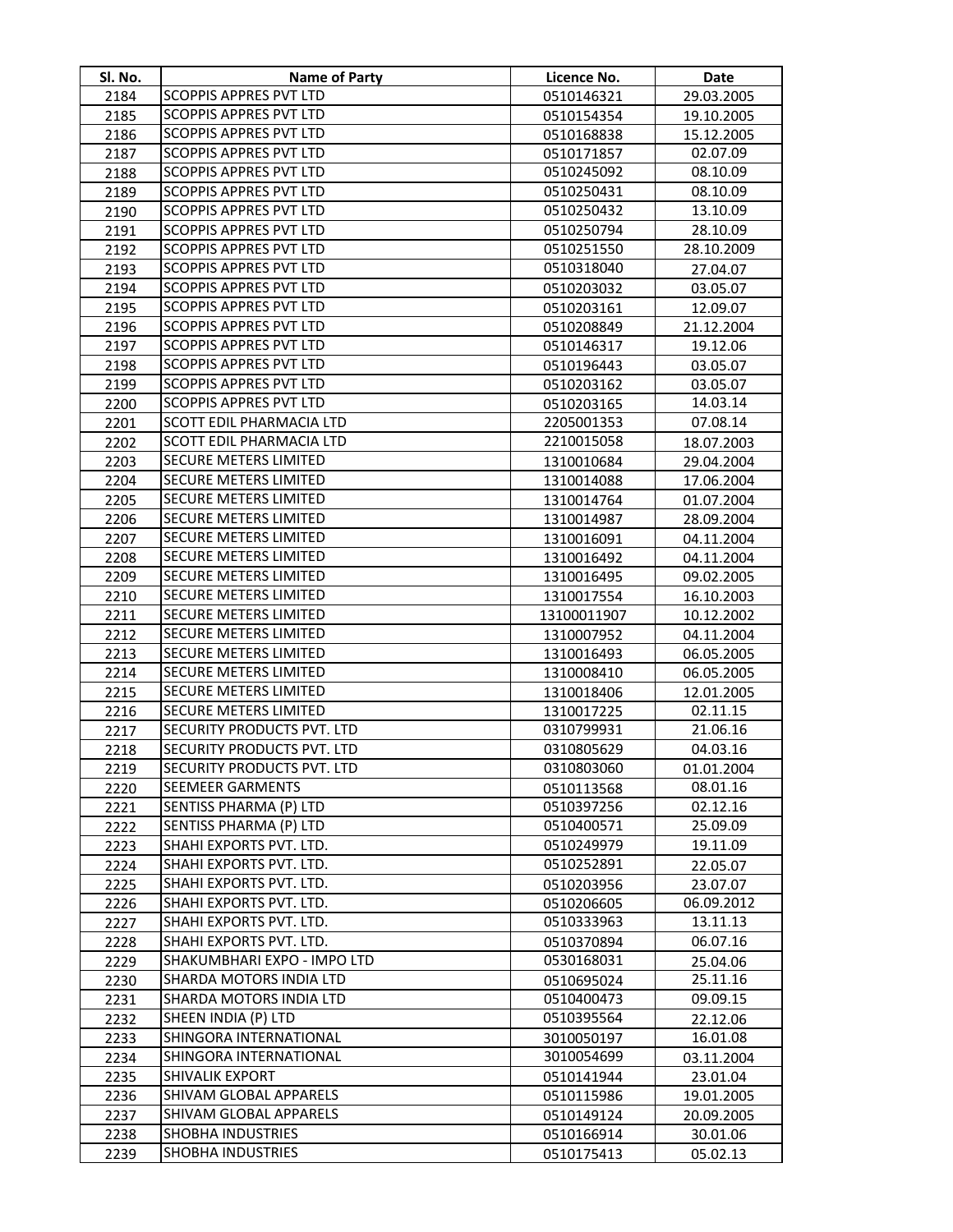| Sl. No. | Name of Party | Licence No. | Date |
|---|---|---|---|
| 2184 | SCOPPIS APPRES PVT LTD | 0510146321 | 29.03.2005 |
| 2185 | SCOPPIS APPRES PVT LTD | 0510154354 | 19.10.2005 |
| 2186 | SCOPPIS APPRES PVT LTD | 0510168838 | 15.12.2005 |
| 2187 | SCOPPIS APPRES PVT LTD | 0510171857 | 02.07.09 |
| 2188 | SCOPPIS APPRES PVT LTD | 0510245092 | 08.10.09 |
| 2189 | SCOPPIS APPRES PVT LTD | 0510250431 | 08.10.09 |
| 2190 | SCOPPIS APPRES PVT LTD | 0510250432 | 13.10.09 |
| 2191 | SCOPPIS APPRES PVT LTD | 0510250794 | 28.10.09 |
| 2192 | SCOPPIS APPRES PVT LTD | 0510251550 | 28.10.2009 |
| 2193 | SCOPPIS APPRES PVT LTD | 0510318040 | 27.04.07 |
| 2194 | SCOPPIS APPRES PVT LTD | 0510203032 | 03.05.07 |
| 2195 | SCOPPIS APPRES PVT LTD | 0510203161 | 12.09.07 |
| 2196 | SCOPPIS APPRES PVT LTD | 0510208849 | 21.12.2004 |
| 2197 | SCOPPIS APPRES PVT LTD | 0510146317 | 19.12.06 |
| 2198 | SCOPPIS APPRES PVT LTD | 0510196443 | 03.05.07 |
| 2199 | SCOPPIS APPRES PVT LTD | 0510203162 | 03.05.07 |
| 2200 | SCOPPIS APPRES PVT LTD | 0510203165 | 14.03.14 |
| 2201 | SCOTT EDIL PHARMACIA LTD | 2205001353 | 07.08.14 |
| 2202 | SCOTT EDIL PHARMACIA LTD | 2210015058 | 18.07.2003 |
| 2203 | SECURE METERS LIMITED | 1310010684 | 29.04.2004 |
| 2204 | SECURE METERS LIMITED | 1310014088 | 17.06.2004 |
| 2205 | SECURE METERS LIMITED | 1310014764 | 01.07.2004 |
| 2206 | SECURE METERS LIMITED | 1310014987 | 28.09.2004 |
| 2207 | SECURE METERS LIMITED | 1310016091 | 04.11.2004 |
| 2208 | SECURE METERS LIMITED | 1310016492 | 04.11.2004 |
| 2209 | SECURE METERS LIMITED | 1310016495 | 09.02.2005 |
| 2210 | SECURE METERS LIMITED | 1310017554 | 16.10.2003 |
| 2211 | SECURE METERS LIMITED | 13100011907 | 10.12.2002 |
| 2212 | SECURE METERS LIMITED | 1310007952 | 04.11.2004 |
| 2213 | SECURE METERS LIMITED | 1310016493 | 06.05.2005 |
| 2214 | SECURE METERS LIMITED | 1310008410 | 06.05.2005 |
| 2215 | SECURE METERS LIMITED | 1310018406 | 12.01.2005 |
| 2216 | SECURE METERS LIMITED | 1310017225 | 02.11.15 |
| 2217 | SECURITY PRODUCTS PVT. LTD | 0310799931 | 21.06.16 |
| 2218 | SECURITY PRODUCTS PVT. LTD | 0310805629 | 04.03.16 |
| 2219 | SECURITY PRODUCTS PVT. LTD | 0310803060 | 01.01.2004 |
| 2220 | SEEMEER GARMENTS | 0510113568 | 08.01.16 |
| 2221 | SENTISS PHARMA (P) LTD | 0510397256 | 02.12.16 |
| 2222 | SENTISS PHARMA (P) LTD | 0510400571 | 25.09.09 |
| 2223 | SHAHI EXPORTS PVT. LTD. | 0510249979 | 19.11.09 |
| 2224 | SHAHI EXPORTS PVT. LTD. | 0510252891 | 22.05.07 |
| 2225 | SHAHI EXPORTS PVT. LTD. | 0510203956 | 23.07.07 |
| 2226 | SHAHI EXPORTS PVT. LTD. | 0510206605 | 06.09.2012 |
| 2227 | SHAHI EXPORTS PVT. LTD. | 0510333963 | 13.11.13 |
| 2228 | SHAHI EXPORTS PVT. LTD. | 0510370894 | 06.07.16 |
| 2229 | SHAKUMBHARI EXPO - IMPO LTD | 0530168031 | 25.04.06 |
| 2230 | SHARDA MOTORS INDIA LTD | 0510695024 | 25.11.16 |
| 2231 | SHARDA MOTORS INDIA LTD | 0510400473 | 09.09.15 |
| 2232 | SHEEN INDIA (P) LTD | 0510395564 | 22.12.06 |
| 2233 | SHINGORA INTERNATIONAL | 3010050197 | 16.01.08 |
| 2234 | SHINGORA INTERNATIONAL | 3010054699 | 03.11.2004 |
| 2235 | SHIVALIK EXPORT | 0510141944 | 23.01.04 |
| 2236 | SHIVAM GLOBAL APPARELS | 0510115986 | 19.01.2005 |
| 2237 | SHIVAM GLOBAL APPARELS | 0510149124 | 20.09.2005 |
| 2238 | SHOBHA INDUSTRIES | 0510166914 | 30.01.06 |
| 2239 | SHOBHA INDUSTRIES | 0510175413 | 05.02.13 |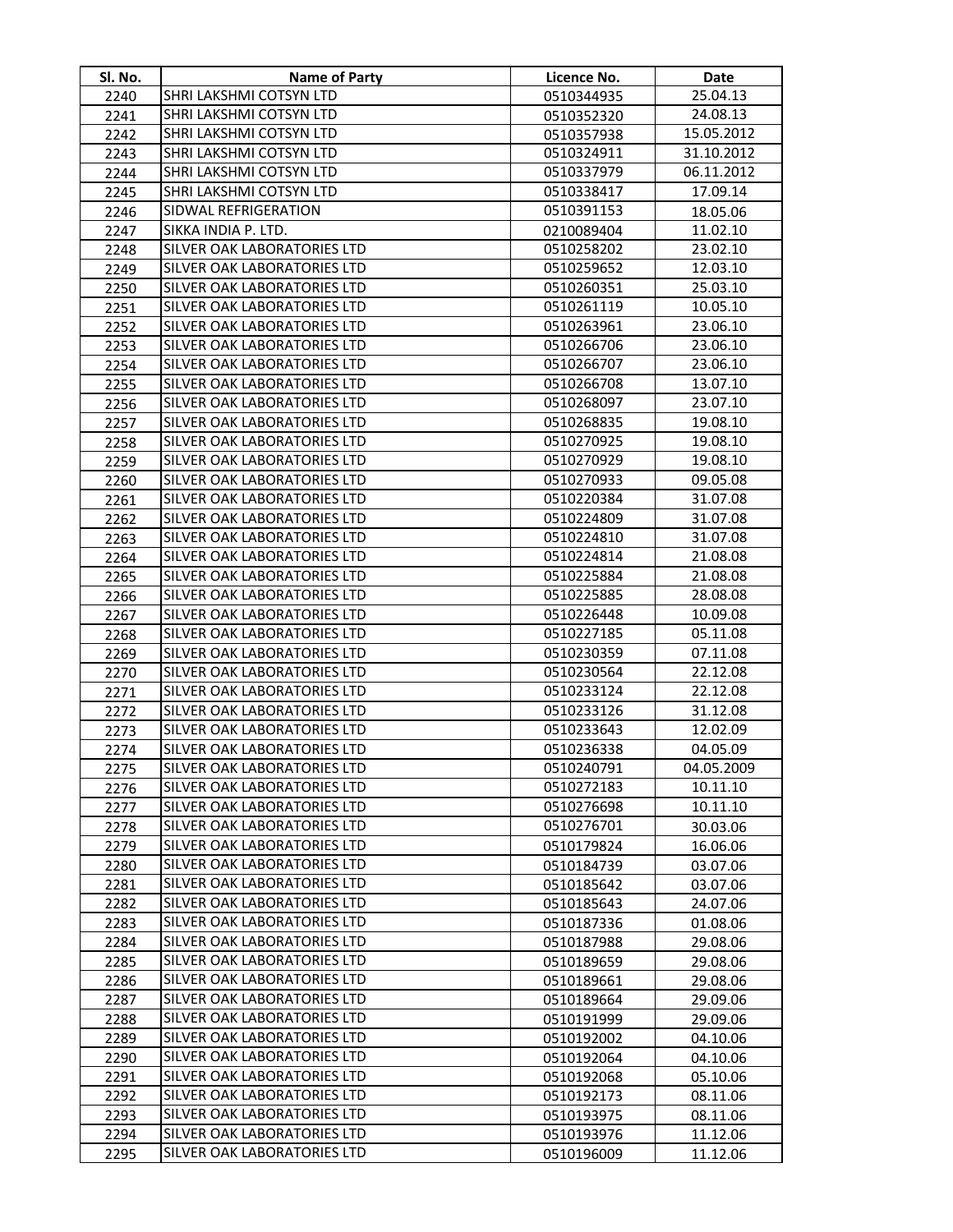| Sl. No. | Name of Party | Licence No. | Date |
|---|---|---|---|
| 2240 | SHRI LAKSHMI COTSYN LTD | 0510344935 | 25.04.13 |
| 2241 | SHRI LAKSHMI COTSYN LTD | 0510352320 | 24.08.13 |
| 2242 | SHRI LAKSHMI COTSYN LTD | 0510357938 | 15.05.2012 |
| 2243 | SHRI LAKSHMI COTSYN LTD | 0510324911 | 31.10.2012 |
| 2244 | SHRI LAKSHMI COTSYN LTD | 0510337979 | 06.11.2012 |
| 2245 | SHRI LAKSHMI COTSYN LTD | 0510338417 | 17.09.14 |
| 2246 | SIDWAL REFRIGERATION | 0510391153 | 18.05.06 |
| 2247 | SIKKA INDIA P. LTD. | 0210089404 | 11.02.10 |
| 2248 | SILVER OAK LABORATORIES LTD | 0510258202 | 23.02.10 |
| 2249 | SILVER OAK LABORATORIES LTD | 0510259652 | 12.03.10 |
| 2250 | SILVER OAK LABORATORIES LTD | 0510260351 | 25.03.10 |
| 2251 | SILVER OAK LABORATORIES LTD | 0510261119 | 10.05.10 |
| 2252 | SILVER OAK LABORATORIES LTD | 0510263961 | 23.06.10 |
| 2253 | SILVER OAK LABORATORIES LTD | 0510266706 | 23.06.10 |
| 2254 | SILVER OAK LABORATORIES LTD | 0510266707 | 23.06.10 |
| 2255 | SILVER OAK LABORATORIES LTD | 0510266708 | 13.07.10 |
| 2256 | SILVER OAK LABORATORIES LTD | 0510268097 | 23.07.10 |
| 2257 | SILVER OAK LABORATORIES LTD | 0510268835 | 19.08.10 |
| 2258 | SILVER OAK LABORATORIES LTD | 0510270925 | 19.08.10 |
| 2259 | SILVER OAK LABORATORIES LTD | 0510270929 | 19.08.10 |
| 2260 | SILVER OAK LABORATORIES LTD | 0510270933 | 09.05.08 |
| 2261 | SILVER OAK LABORATORIES LTD | 0510220384 | 31.07.08 |
| 2262 | SILVER OAK LABORATORIES LTD | 0510224809 | 31.07.08 |
| 2263 | SILVER OAK LABORATORIES LTD | 0510224810 | 31.07.08 |
| 2264 | SILVER OAK LABORATORIES LTD | 0510224814 | 21.08.08 |
| 2265 | SILVER OAK LABORATORIES LTD | 0510225884 | 21.08.08 |
| 2266 | SILVER OAK LABORATORIES LTD | 0510225885 | 28.08.08 |
| 2267 | SILVER OAK LABORATORIES LTD | 0510226448 | 10.09.08 |
| 2268 | SILVER OAK LABORATORIES LTD | 0510227185 | 05.11.08 |
| 2269 | SILVER OAK LABORATORIES LTD | 0510230359 | 07.11.08 |
| 2270 | SILVER OAK LABORATORIES LTD | 0510230564 | 22.12.08 |
| 2271 | SILVER OAK LABORATORIES LTD | 0510233124 | 22.12.08 |
| 2272 | SILVER OAK LABORATORIES LTD | 0510233126 | 31.12.08 |
| 2273 | SILVER OAK LABORATORIES LTD | 0510233643 | 12.02.09 |
| 2274 | SILVER OAK LABORATORIES LTD | 0510236338 | 04.05.09 |
| 2275 | SILVER OAK LABORATORIES LTD | 0510240791 | 04.05.2009 |
| 2276 | SILVER OAK LABORATORIES LTD | 0510272183 | 10.11.10 |
| 2277 | SILVER OAK LABORATORIES LTD | 0510276698 | 10.11.10 |
| 2278 | SILVER OAK LABORATORIES LTD | 0510276701 | 30.03.06 |
| 2279 | SILVER OAK LABORATORIES LTD | 0510179824 | 16.06.06 |
| 2280 | SILVER OAK LABORATORIES LTD | 0510184739 | 03.07.06 |
| 2281 | SILVER OAK LABORATORIES LTD | 0510185642 | 03.07.06 |
| 2282 | SILVER OAK LABORATORIES LTD | 0510185643 | 24.07.06 |
| 2283 | SILVER OAK LABORATORIES LTD | 0510187336 | 01.08.06 |
| 2284 | SILVER OAK LABORATORIES LTD | 0510187988 | 29.08.06 |
| 2285 | SILVER OAK LABORATORIES LTD | 0510189659 | 29.08.06 |
| 2286 | SILVER OAK LABORATORIES LTD | 0510189661 | 29.08.06 |
| 2287 | SILVER OAK LABORATORIES LTD | 0510189664 | 29.09.06 |
| 2288 | SILVER OAK LABORATORIES LTD | 0510191999 | 29.09.06 |
| 2289 | SILVER OAK LABORATORIES LTD | 0510192002 | 04.10.06 |
| 2290 | SILVER OAK LABORATORIES LTD | 0510192064 | 04.10.06 |
| 2291 | SILVER OAK LABORATORIES LTD | 0510192068 | 05.10.06 |
| 2292 | SILVER OAK LABORATORIES LTD | 0510192173 | 08.11.06 |
| 2293 | SILVER OAK LABORATORIES LTD | 0510193975 | 08.11.06 |
| 2294 | SILVER OAK LABORATORIES LTD | 0510193976 | 11.12.06 |
| 2295 | SILVER OAK LABORATORIES LTD | 0510196009 | 11.12.06 |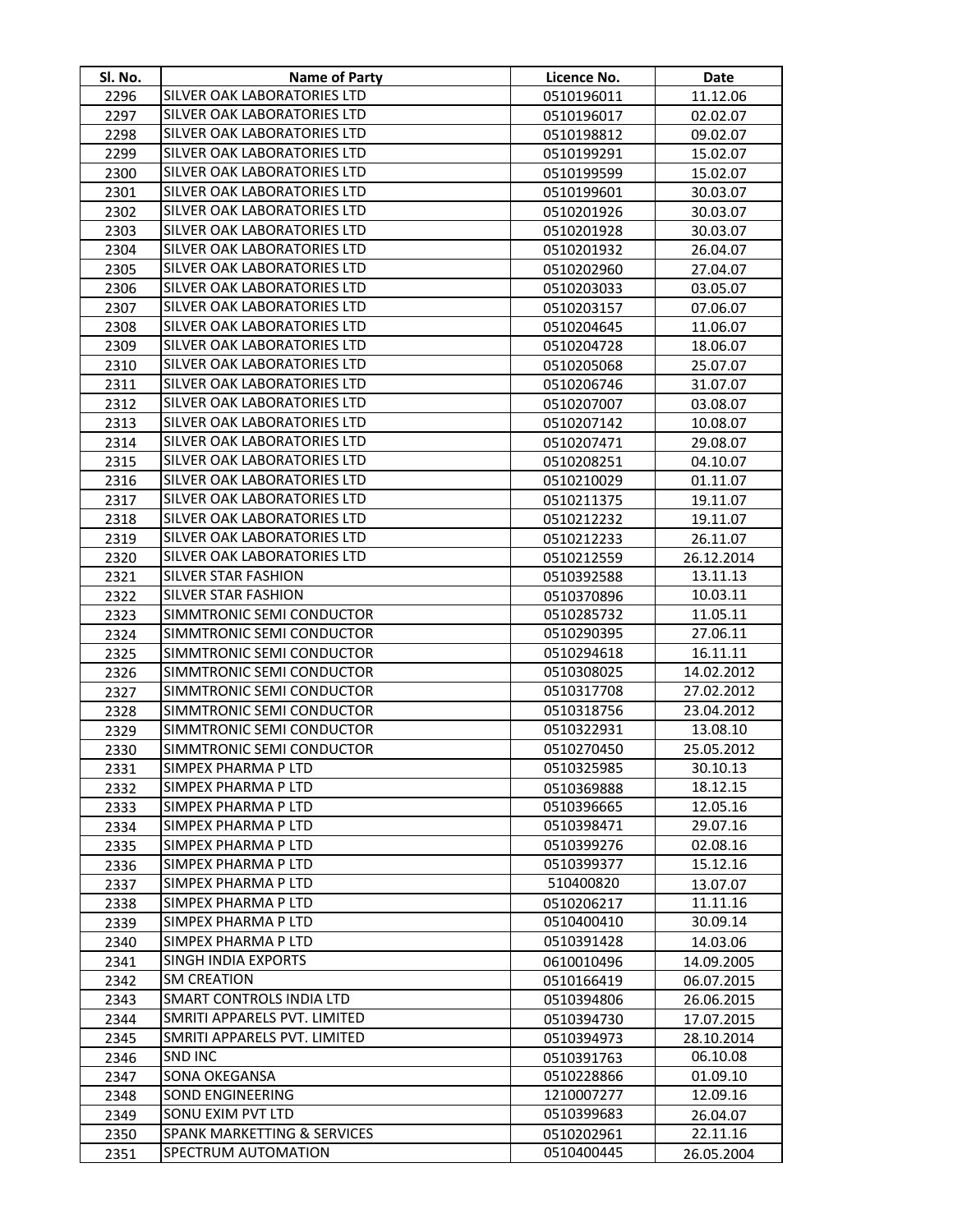| Sl. No. | Name of Party | Licence No. | Date |
|---|---|---|---|
| 2296 | SILVER OAK LABORATORIES LTD | 0510196011 | 11.12.06 |
| 2297 | SILVER OAK LABORATORIES LTD | 0510196017 | 02.02.07 |
| 2298 | SILVER OAK LABORATORIES LTD | 0510198812 | 09.02.07 |
| 2299 | SILVER OAK LABORATORIES LTD | 0510199291 | 15.02.07 |
| 2300 | SILVER OAK LABORATORIES LTD | 0510199599 | 15.02.07 |
| 2301 | SILVER OAK LABORATORIES LTD | 0510199601 | 30.03.07 |
| 2302 | SILVER OAK LABORATORIES LTD | 0510201926 | 30.03.07 |
| 2303 | SILVER OAK LABORATORIES LTD | 0510201928 | 30.03.07 |
| 2304 | SILVER OAK LABORATORIES LTD | 0510201932 | 26.04.07 |
| 2305 | SILVER OAK LABORATORIES LTD | 0510202960 | 27.04.07 |
| 2306 | SILVER OAK LABORATORIES LTD | 0510203033 | 03.05.07 |
| 2307 | SILVER OAK LABORATORIES LTD | 0510203157 | 07.06.07 |
| 2308 | SILVER OAK LABORATORIES LTD | 0510204645 | 11.06.07 |
| 2309 | SILVER OAK LABORATORIES LTD | 0510204728 | 18.06.07 |
| 2310 | SILVER OAK LABORATORIES LTD | 0510205068 | 25.07.07 |
| 2311 | SILVER OAK LABORATORIES LTD | 0510206746 | 31.07.07 |
| 2312 | SILVER OAK LABORATORIES LTD | 0510207007 | 03.08.07 |
| 2313 | SILVER OAK LABORATORIES LTD | 0510207142 | 10.08.07 |
| 2314 | SILVER OAK LABORATORIES LTD | 0510207471 | 29.08.07 |
| 2315 | SILVER OAK LABORATORIES LTD | 0510208251 | 04.10.07 |
| 2316 | SILVER OAK LABORATORIES LTD | 0510210029 | 01.11.07 |
| 2317 | SILVER OAK LABORATORIES LTD | 0510211375 | 19.11.07 |
| 2318 | SILVER OAK LABORATORIES LTD | 0510212232 | 19.11.07 |
| 2319 | SILVER OAK LABORATORIES LTD | 0510212233 | 26.11.07 |
| 2320 | SILVER OAK LABORATORIES LTD | 0510212559 | 26.12.2014 |
| 2321 | SILVER STAR FASHION | 0510392588 | 13.11.13 |
| 2322 | SILVER STAR FASHION | 0510370896 | 10.03.11 |
| 2323 | SIMMTRONIC SEMI CONDUCTOR | 0510285732 | 11.05.11 |
| 2324 | SIMMTRONIC SEMI CONDUCTOR | 0510290395 | 27.06.11 |
| 2325 | SIMMTRONIC SEMI CONDUCTOR | 0510294618 | 16.11.11 |
| 2326 | SIMMTRONIC SEMI CONDUCTOR | 0510308025 | 14.02.2012 |
| 2327 | SIMMTRONIC SEMI CONDUCTOR | 0510317708 | 27.02.2012 |
| 2328 | SIMMTRONIC SEMI CONDUCTOR | 0510318756 | 23.04.2012 |
| 2329 | SIMMTRONIC SEMI CONDUCTOR | 0510322931 | 13.08.10 |
| 2330 | SIMMTRONIC SEMI CONDUCTOR | 0510270450 | 25.05.2012 |
| 2331 | SIMPEX PHARMA P LTD | 0510325985 | 30.10.13 |
| 2332 | SIMPEX PHARMA P LTD | 0510369888 | 18.12.15 |
| 2333 | SIMPEX PHARMA P LTD | 0510396665 | 12.05.16 |
| 2334 | SIMPEX PHARMA P LTD | 0510398471 | 29.07.16 |
| 2335 | SIMPEX PHARMA P LTD | 0510399276 | 02.08.16 |
| 2336 | SIMPEX PHARMA P LTD | 0510399377 | 15.12.16 |
| 2337 | SIMPEX PHARMA P LTD | 510400820 | 13.07.07 |
| 2338 | SIMPEX PHARMA P LTD | 0510206217 | 11.11.16 |
| 2339 | SIMPEX PHARMA P LTD | 0510400410 | 30.09.14 |
| 2340 | SIMPEX PHARMA P LTD | 0510391428 | 14.03.06 |
| 2341 | SINGH INDIA EXPORTS | 0610010496 | 14.09.2005 |
| 2342 | SM CREATION | 0510166419 | 06.07.2015 |
| 2343 | SMART CONTROLS INDIA LTD | 0510394806 | 26.06.2015 |
| 2344 | SMRITI APPARELS PVT. LIMITED | 0510394730 | 17.07.2015 |
| 2345 | SMRITI APPARELS PVT. LIMITED | 0510394973 | 28.10.2014 |
| 2346 | SND INC | 0510391763 | 06.10.08 |
| 2347 | SONA OKEGANSA | 0510228866 | 01.09.10 |
| 2348 | SOND ENGINEERING | 1210007277 | 12.09.16 |
| 2349 | SONU EXIM PVT LTD | 0510399683 | 26.04.07 |
| 2350 | SPANK MARKETTING & SERVICES | 0510202961 | 22.11.16 |
| 2351 | SPECTRUM AUTOMATION | 0510400445 | 26.05.2004 |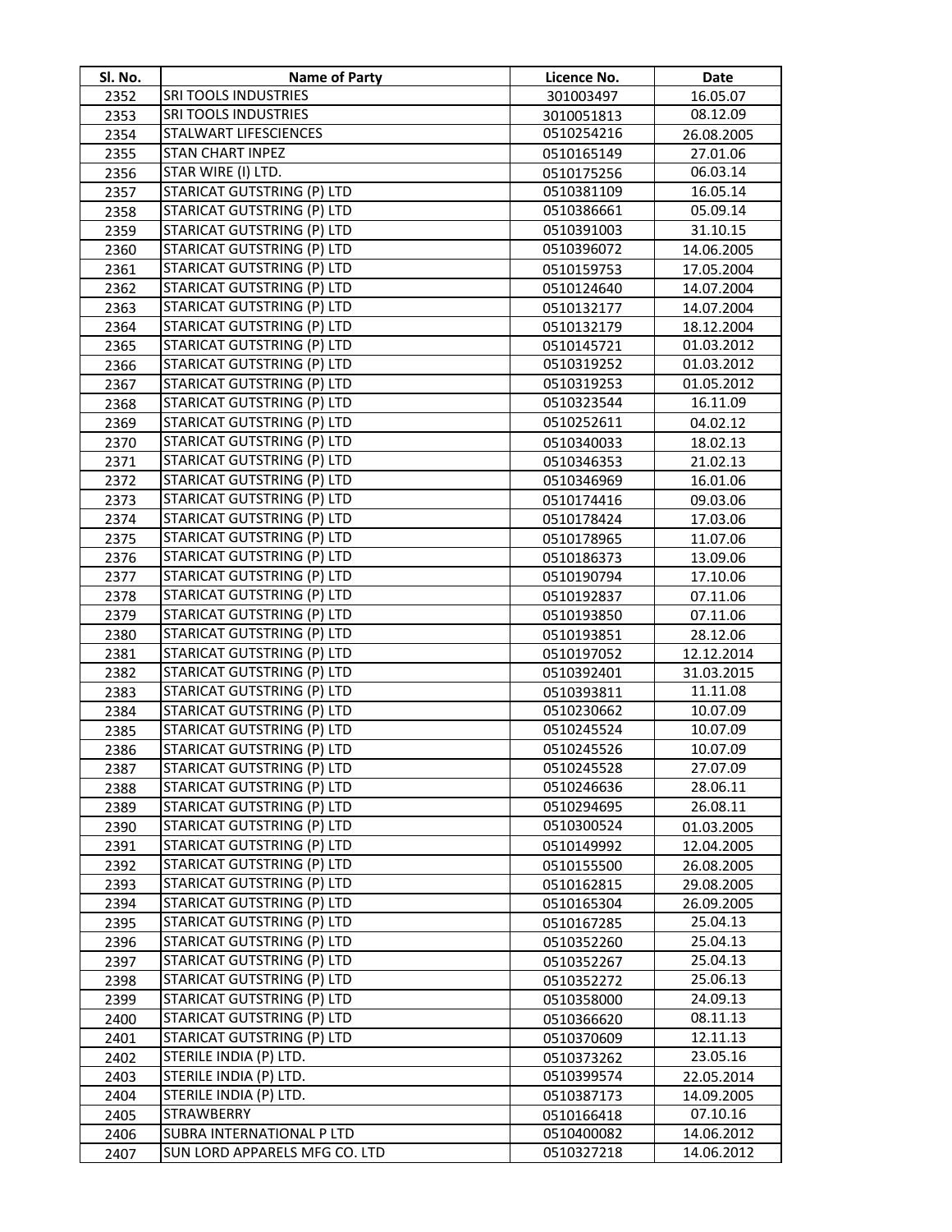| Sl. No. | Name of Party | Licence No. | Date |
|---|---|---|---|
| 2352 | SRI TOOLS INDUSTRIES | 301003497 | 16.05.07 |
| 2353 | SRI TOOLS INDUSTRIES | 3010051813 | 08.12.09 |
| 2354 | STALWART LIFESCIENCES | 0510254216 | 26.08.2005 |
| 2355 | STAN CHART INPEZ | 0510165149 | 27.01.06 |
| 2356 | STAR WIRE (I) LTD. | 0510175256 | 06.03.14 |
| 2357 | STARICAT GUTSTRING (P) LTD | 0510381109 | 16.05.14 |
| 2358 | STARICAT GUTSTRING (P) LTD | 0510386661 | 05.09.14 |
| 2359 | STARICAT GUTSTRING (P) LTD | 0510391003 | 31.10.15 |
| 2360 | STARICAT GUTSTRING (P) LTD | 0510396072 | 14.06.2005 |
| 2361 | STARICAT GUTSTRING (P) LTD | 0510159753 | 17.05.2004 |
| 2362 | STARICAT GUTSTRING (P) LTD | 0510124640 | 14.07.2004 |
| 2363 | STARICAT GUTSTRING (P) LTD | 0510132177 | 14.07.2004 |
| 2364 | STARICAT GUTSTRING (P) LTD | 0510132179 | 18.12.2004 |
| 2365 | STARICAT GUTSTRING (P) LTD | 0510145721 | 01.03.2012 |
| 2366 | STARICAT GUTSTRING (P) LTD | 0510319252 | 01.03.2012 |
| 2367 | STARICAT GUTSTRING (P) LTD | 0510319253 | 01.05.2012 |
| 2368 | STARICAT GUTSTRING (P) LTD | 0510323544 | 16.11.09 |
| 2369 | STARICAT GUTSTRING (P) LTD | 0510252611 | 04.02.12 |
| 2370 | STARICAT GUTSTRING (P) LTD | 0510340033 | 18.02.13 |
| 2371 | STARICAT GUTSTRING (P) LTD | 0510346353 | 21.02.13 |
| 2372 | STARICAT GUTSTRING (P) LTD | 0510346969 | 16.01.06 |
| 2373 | STARICAT GUTSTRING (P) LTD | 0510174416 | 09.03.06 |
| 2374 | STARICAT GUTSTRING (P) LTD | 0510178424 | 17.03.06 |
| 2375 | STARICAT GUTSTRING (P) LTD | 0510178965 | 11.07.06 |
| 2376 | STARICAT GUTSTRING (P) LTD | 0510186373 | 13.09.06 |
| 2377 | STARICAT GUTSTRING (P) LTD | 0510190794 | 17.10.06 |
| 2378 | STARICAT GUTSTRING (P) LTD | 0510192837 | 07.11.06 |
| 2379 | STARICAT GUTSTRING (P) LTD | 0510193850 | 07.11.06 |
| 2380 | STARICAT GUTSTRING (P) LTD | 0510193851 | 28.12.06 |
| 2381 | STARICAT GUTSTRING (P) LTD | 0510197052 | 12.12.2014 |
| 2382 | STARICAT GUTSTRING (P) LTD | 0510392401 | 31.03.2015 |
| 2383 | STARICAT GUTSTRING (P) LTD | 0510393811 | 11.11.08 |
| 2384 | STARICAT GUTSTRING (P) LTD | 0510230662 | 10.07.09 |
| 2385 | STARICAT GUTSTRING (P) LTD | 0510245524 | 10.07.09 |
| 2386 | STARICAT GUTSTRING (P) LTD | 0510245526 | 10.07.09 |
| 2387 | STARICAT GUTSTRING (P) LTD | 0510245528 | 27.07.09 |
| 2388 | STARICAT GUTSTRING (P) LTD | 0510246636 | 28.06.11 |
| 2389 | STARICAT GUTSTRING (P) LTD | 0510294695 | 26.08.11 |
| 2390 | STARICAT GUTSTRING (P) LTD | 0510300524 | 01.03.2005 |
| 2391 | STARICAT GUTSTRING (P) LTD | 0510149992 | 12.04.2005 |
| 2392 | STARICAT GUTSTRING (P) LTD | 0510155500 | 26.08.2005 |
| 2393 | STARICAT GUTSTRING (P) LTD | 0510162815 | 29.08.2005 |
| 2394 | STARICAT GUTSTRING (P) LTD | 0510165304 | 26.09.2005 |
| 2395 | STARICAT GUTSTRING (P) LTD | 0510167285 | 25.04.13 |
| 2396 | STARICAT GUTSTRING (P) LTD | 0510352260 | 25.04.13 |
| 2397 | STARICAT GUTSTRING (P) LTD | 0510352267 | 25.04.13 |
| 2398 | STARICAT GUTSTRING (P) LTD | 0510352272 | 25.06.13 |
| 2399 | STARICAT GUTSTRING (P) LTD | 0510358000 | 24.09.13 |
| 2400 | STARICAT GUTSTRING (P) LTD | 0510366620 | 08.11.13 |
| 2401 | STARICAT GUTSTRING (P) LTD | 0510370609 | 12.11.13 |
| 2402 | STERILE INDIA (P) LTD. | 0510373262 | 23.05.16 |
| 2403 | STERILE INDIA (P) LTD. | 0510399574 | 22.05.2014 |
| 2404 | STERILE INDIA (P) LTD. | 0510387173 | 14.09.2005 |
| 2405 | STRAWBERRY | 0510166418 | 07.10.16 |
| 2406 | SUBRA INTERNATIONAL P LTD | 0510400082 | 14.06.2012 |
| 2407 | SUN LORD APPARELS MFG CO. LTD | 0510327218 | 14.06.2012 |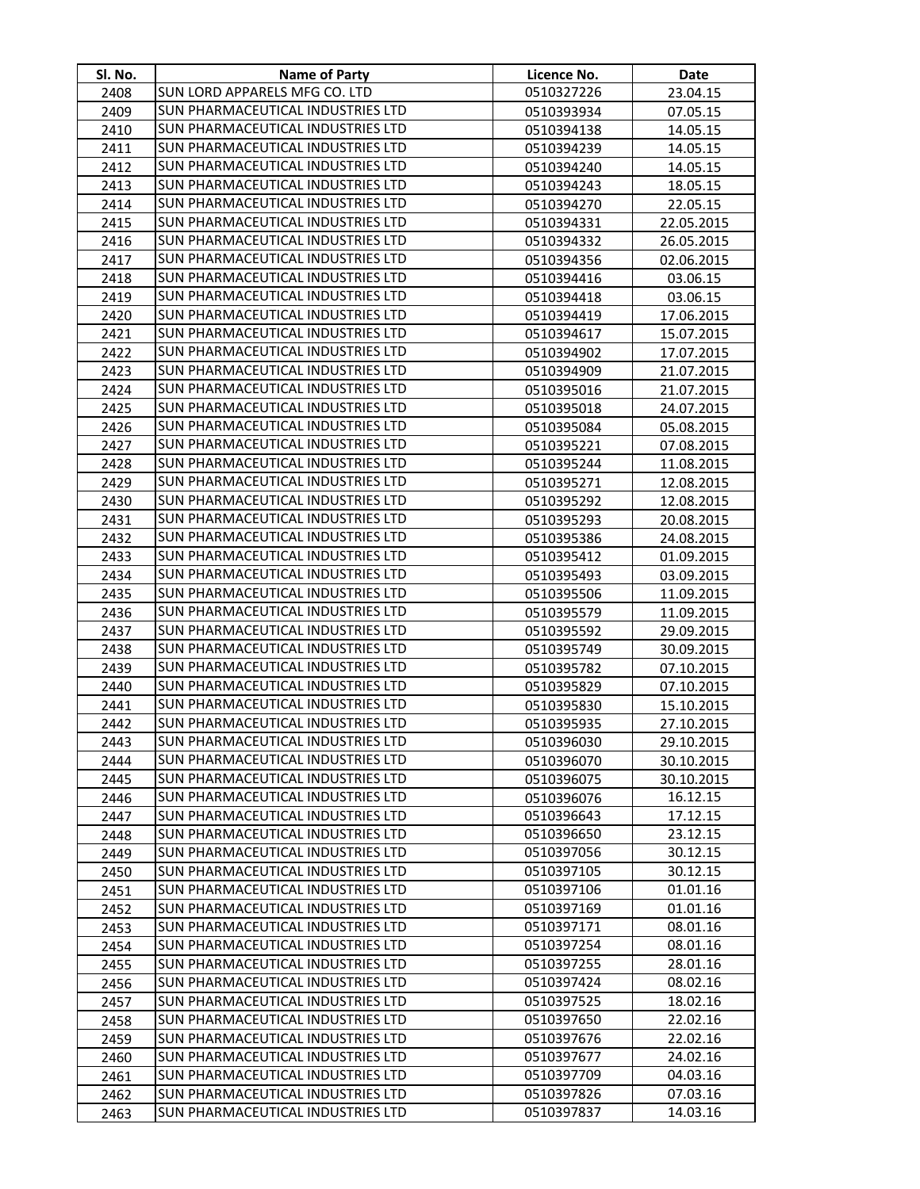| Sl. No. | Name of Party | Licence No. | Date |
|---|---|---|---|
| 2408 | SUN LORD APPARELS MFG CO. LTD | 0510327226 | 23.04.15 |
| 2409 | SUN PHARMACEUTICAL INDUSTRIES LTD | 0510393934 | 07.05.15 |
| 2410 | SUN PHARMACEUTICAL INDUSTRIES LTD | 0510394138 | 14.05.15 |
| 2411 | SUN PHARMACEUTICAL INDUSTRIES LTD | 0510394239 | 14.05.15 |
| 2412 | SUN PHARMACEUTICAL INDUSTRIES LTD | 0510394240 | 14.05.15 |
| 2413 | SUN PHARMACEUTICAL INDUSTRIES LTD | 0510394243 | 18.05.15 |
| 2414 | SUN PHARMACEUTICAL INDUSTRIES LTD | 0510394270 | 22.05.15 |
| 2415 | SUN PHARMACEUTICAL INDUSTRIES LTD | 0510394331 | 22.05.2015 |
| 2416 | SUN PHARMACEUTICAL INDUSTRIES LTD | 0510394332 | 26.05.2015 |
| 2417 | SUN PHARMACEUTICAL INDUSTRIES LTD | 0510394356 | 02.06.2015 |
| 2418 | SUN PHARMACEUTICAL INDUSTRIES LTD | 0510394416 | 03.06.15 |
| 2419 | SUN PHARMACEUTICAL INDUSTRIES LTD | 0510394418 | 03.06.15 |
| 2420 | SUN PHARMACEUTICAL INDUSTRIES LTD | 0510394419 | 17.06.2015 |
| 2421 | SUN PHARMACEUTICAL INDUSTRIES LTD | 0510394617 | 15.07.2015 |
| 2422 | SUN PHARMACEUTICAL INDUSTRIES LTD | 0510394902 | 17.07.2015 |
| 2423 | SUN PHARMACEUTICAL INDUSTRIES LTD | 0510394909 | 21.07.2015 |
| 2424 | SUN PHARMACEUTICAL INDUSTRIES LTD | 0510395016 | 21.07.2015 |
| 2425 | SUN PHARMACEUTICAL INDUSTRIES LTD | 0510395018 | 24.07.2015 |
| 2426 | SUN PHARMACEUTICAL INDUSTRIES LTD | 0510395084 | 05.08.2015 |
| 2427 | SUN PHARMACEUTICAL INDUSTRIES LTD | 0510395221 | 07.08.2015 |
| 2428 | SUN PHARMACEUTICAL INDUSTRIES LTD | 0510395244 | 11.08.2015 |
| 2429 | SUN PHARMACEUTICAL INDUSTRIES LTD | 0510395271 | 12.08.2015 |
| 2430 | SUN PHARMACEUTICAL INDUSTRIES LTD | 0510395292 | 12.08.2015 |
| 2431 | SUN PHARMACEUTICAL INDUSTRIES LTD | 0510395293 | 20.08.2015 |
| 2432 | SUN PHARMACEUTICAL INDUSTRIES LTD | 0510395386 | 24.08.2015 |
| 2433 | SUN PHARMACEUTICAL INDUSTRIES LTD | 0510395412 | 01.09.2015 |
| 2434 | SUN PHARMACEUTICAL INDUSTRIES LTD | 0510395493 | 03.09.2015 |
| 2435 | SUN PHARMACEUTICAL INDUSTRIES LTD | 0510395506 | 11.09.2015 |
| 2436 | SUN PHARMACEUTICAL INDUSTRIES LTD | 0510395579 | 11.09.2015 |
| 2437 | SUN PHARMACEUTICAL INDUSTRIES LTD | 0510395592 | 29.09.2015 |
| 2438 | SUN PHARMACEUTICAL INDUSTRIES LTD | 0510395749 | 30.09.2015 |
| 2439 | SUN PHARMACEUTICAL INDUSTRIES LTD | 0510395782 | 07.10.2015 |
| 2440 | SUN PHARMACEUTICAL INDUSTRIES LTD | 0510395829 | 07.10.2015 |
| 2441 | SUN PHARMACEUTICAL INDUSTRIES LTD | 0510395830 | 15.10.2015 |
| 2442 | SUN PHARMACEUTICAL INDUSTRIES LTD | 0510395935 | 27.10.2015 |
| 2443 | SUN PHARMACEUTICAL INDUSTRIES LTD | 0510396030 | 29.10.2015 |
| 2444 | SUN PHARMACEUTICAL INDUSTRIES LTD | 0510396070 | 30.10.2015 |
| 2445 | SUN PHARMACEUTICAL INDUSTRIES LTD | 0510396075 | 30.10.2015 |
| 2446 | SUN PHARMACEUTICAL INDUSTRIES LTD | 0510396076 | 16.12.15 |
| 2447 | SUN PHARMACEUTICAL INDUSTRIES LTD | 0510396643 | 17.12.15 |
| 2448 | SUN PHARMACEUTICAL INDUSTRIES LTD | 0510396650 | 23.12.15 |
| 2449 | SUN PHARMACEUTICAL INDUSTRIES LTD | 0510397056 | 30.12.15 |
| 2450 | SUN PHARMACEUTICAL INDUSTRIES LTD | 0510397105 | 30.12.15 |
| 2451 | SUN PHARMACEUTICAL INDUSTRIES LTD | 0510397106 | 01.01.16 |
| 2452 | SUN PHARMACEUTICAL INDUSTRIES LTD | 0510397169 | 01.01.16 |
| 2453 | SUN PHARMACEUTICAL INDUSTRIES LTD | 0510397171 | 08.01.16 |
| 2454 | SUN PHARMACEUTICAL INDUSTRIES LTD | 0510397254 | 08.01.16 |
| 2455 | SUN PHARMACEUTICAL INDUSTRIES LTD | 0510397255 | 28.01.16 |
| 2456 | SUN PHARMACEUTICAL INDUSTRIES LTD | 0510397424 | 08.02.16 |
| 2457 | SUN PHARMACEUTICAL INDUSTRIES LTD | 0510397525 | 18.02.16 |
| 2458 | SUN PHARMACEUTICAL INDUSTRIES LTD | 0510397650 | 22.02.16 |
| 2459 | SUN PHARMACEUTICAL INDUSTRIES LTD | 0510397676 | 22.02.16 |
| 2460 | SUN PHARMACEUTICAL INDUSTRIES LTD | 0510397677 | 24.02.16 |
| 2461 | SUN PHARMACEUTICAL INDUSTRIES LTD | 0510397709 | 04.03.16 |
| 2462 | SUN PHARMACEUTICAL INDUSTRIES LTD | 0510397826 | 07.03.16 |
| 2463 | SUN PHARMACEUTICAL INDUSTRIES LTD | 0510397837 | 14.03.16 |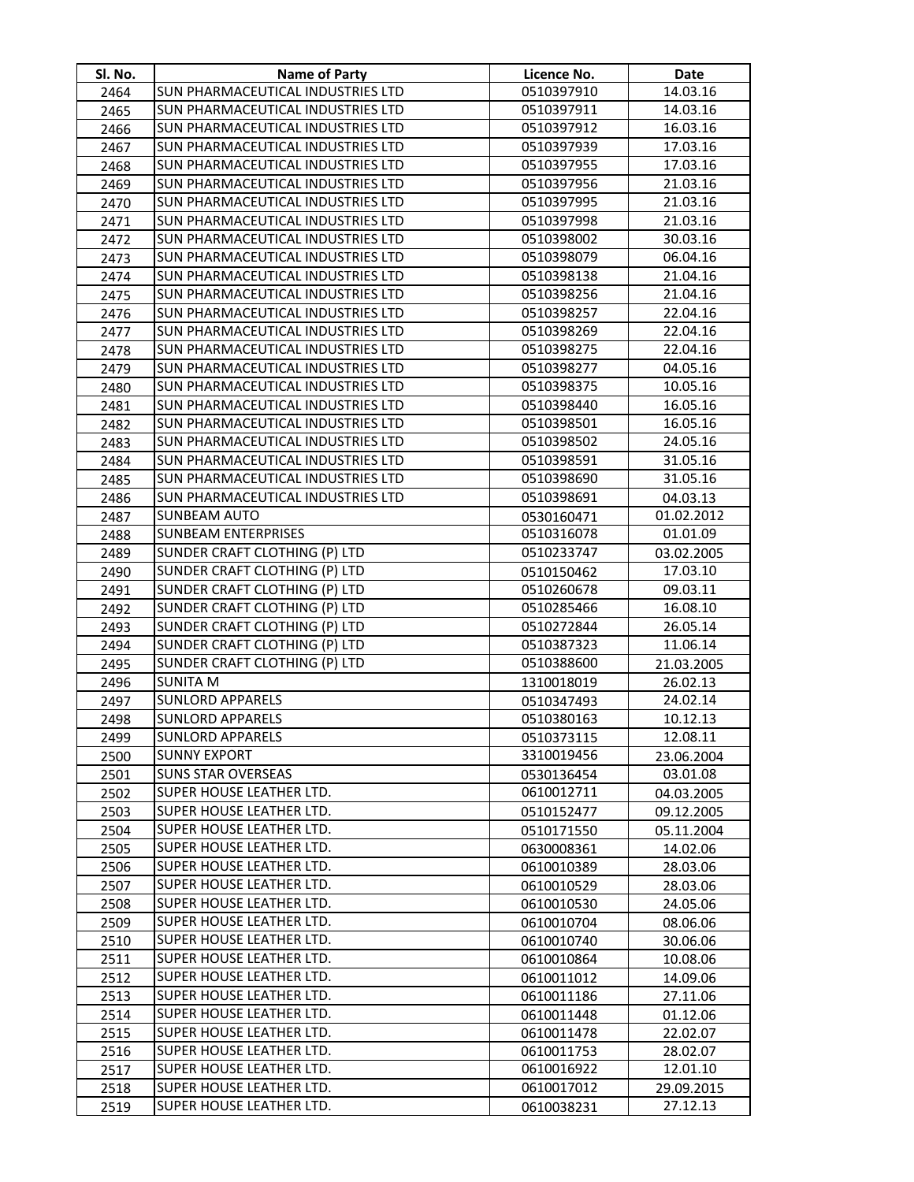| Sl. No. | Name of Party | Licence No. | Date |
|---|---|---|---|
| 2464 | SUN PHARMACEUTICAL INDUSTRIES LTD | 0510397910 | 14.03.16 |
| 2465 | SUN PHARMACEUTICAL INDUSTRIES LTD | 0510397911 | 14.03.16 |
| 2466 | SUN PHARMACEUTICAL INDUSTRIES LTD | 0510397912 | 16.03.16 |
| 2467 | SUN PHARMACEUTICAL INDUSTRIES LTD | 0510397939 | 17.03.16 |
| 2468 | SUN PHARMACEUTICAL INDUSTRIES LTD | 0510397955 | 17.03.16 |
| 2469 | SUN PHARMACEUTICAL INDUSTRIES LTD | 0510397956 | 21.03.16 |
| 2470 | SUN PHARMACEUTICAL INDUSTRIES LTD | 0510397995 | 21.03.16 |
| 2471 | SUN PHARMACEUTICAL INDUSTRIES LTD | 0510397998 | 21.03.16 |
| 2472 | SUN PHARMACEUTICAL INDUSTRIES LTD | 0510398002 | 30.03.16 |
| 2473 | SUN PHARMACEUTICAL INDUSTRIES LTD | 0510398079 | 06.04.16 |
| 2474 | SUN PHARMACEUTICAL INDUSTRIES LTD | 0510398138 | 21.04.16 |
| 2475 | SUN PHARMACEUTICAL INDUSTRIES LTD | 0510398256 | 21.04.16 |
| 2476 | SUN PHARMACEUTICAL INDUSTRIES LTD | 0510398257 | 22.04.16 |
| 2477 | SUN PHARMACEUTICAL INDUSTRIES LTD | 0510398269 | 22.04.16 |
| 2478 | SUN PHARMACEUTICAL INDUSTRIES LTD | 0510398275 | 22.04.16 |
| 2479 | SUN PHARMACEUTICAL INDUSTRIES LTD | 0510398277 | 04.05.16 |
| 2480 | SUN PHARMACEUTICAL INDUSTRIES LTD | 0510398375 | 10.05.16 |
| 2481 | SUN PHARMACEUTICAL INDUSTRIES LTD | 0510398440 | 16.05.16 |
| 2482 | SUN PHARMACEUTICAL INDUSTRIES LTD | 0510398501 | 16.05.16 |
| 2483 | SUN PHARMACEUTICAL INDUSTRIES LTD | 0510398502 | 24.05.16 |
| 2484 | SUN PHARMACEUTICAL INDUSTRIES LTD | 0510398591 | 31.05.16 |
| 2485 | SUN PHARMACEUTICAL INDUSTRIES LTD | 0510398690 | 31.05.16 |
| 2486 | SUN PHARMACEUTICAL INDUSTRIES LTD | 0510398691 | 04.03.13 |
| 2487 | SUNBEAM AUTO | 0530160471 | 01.02.2012 |
| 2488 | SUNBEAM ENTERPRISES | 0510316078 | 01.01.09 |
| 2489 | SUNDER CRAFT CLOTHING (P) LTD | 0510233747 | 03.02.2005 |
| 2490 | SUNDER CRAFT CLOTHING (P) LTD | 0510150462 | 17.03.10 |
| 2491 | SUNDER CRAFT CLOTHING (P) LTD | 0510260678 | 09.03.11 |
| 2492 | SUNDER CRAFT CLOTHING (P) LTD | 0510285466 | 16.08.10 |
| 2493 | SUNDER CRAFT CLOTHING (P) LTD | 0510272844 | 26.05.14 |
| 2494 | SUNDER CRAFT CLOTHING (P) LTD | 0510387323 | 11.06.14 |
| 2495 | SUNDER CRAFT CLOTHING (P) LTD | 0510388600 | 21.03.2005 |
| 2496 | SUNITA M | 1310018019 | 26.02.13 |
| 2497 | SUNLORD APPARELS | 0510347493 | 24.02.14 |
| 2498 | SUNLORD APPARELS | 0510380163 | 10.12.13 |
| 2499 | SUNLORD APPARELS | 0510373115 | 12.08.11 |
| 2500 | SUNNY EXPORT | 3310019456 | 23.06.2004 |
| 2501 | SUNS STAR OVERSEAS | 0530136454 | 03.01.08 |
| 2502 | SUPER HOUSE LEATHER LTD. | 0610012711 | 04.03.2005 |
| 2503 | SUPER HOUSE LEATHER LTD. | 0510152477 | 09.12.2005 |
| 2504 | SUPER HOUSE LEATHER LTD. | 0510171550 | 05.11.2004 |
| 2505 | SUPER HOUSE LEATHER LTD. | 0630008361 | 14.02.06 |
| 2506 | SUPER HOUSE LEATHER LTD. | 0610010389 | 28.03.06 |
| 2507 | SUPER HOUSE LEATHER LTD. | 0610010529 | 28.03.06 |
| 2508 | SUPER HOUSE LEATHER LTD. | 0610010530 | 24.05.06 |
| 2509 | SUPER HOUSE LEATHER LTD. | 0610010704 | 08.06.06 |
| 2510 | SUPER HOUSE LEATHER LTD. | 0610010740 | 30.06.06 |
| 2511 | SUPER HOUSE LEATHER LTD. | 0610010864 | 10.08.06 |
| 2512 | SUPER HOUSE LEATHER LTD. | 0610011012 | 14.09.06 |
| 2513 | SUPER HOUSE LEATHER LTD. | 0610011186 | 27.11.06 |
| 2514 | SUPER HOUSE LEATHER LTD. | 0610011448 | 01.12.06 |
| 2515 | SUPER HOUSE LEATHER LTD. | 0610011478 | 22.02.07 |
| 2516 | SUPER HOUSE LEATHER LTD. | 0610011753 | 28.02.07 |
| 2517 | SUPER HOUSE LEATHER LTD. | 0610016922 | 12.01.10 |
| 2518 | SUPER HOUSE LEATHER LTD. | 0610017012 | 29.09.2015 |
| 2519 | SUPER HOUSE LEATHER LTD. | 0610038231 | 27.12.13 |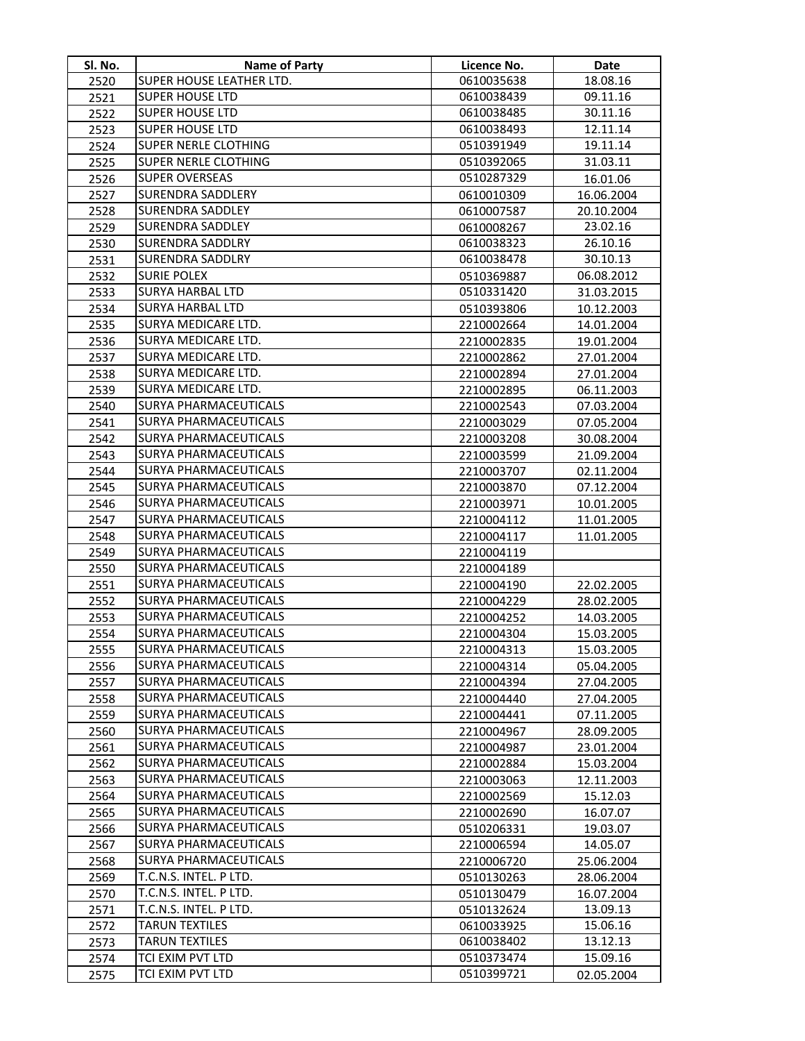| Sl. No. | Name of Party | Licence No. | Date |
|---|---|---|---|
| 2520 | SUPER HOUSE LEATHER LTD. | 0610035638 | 18.08.16 |
| 2521 | SUPER HOUSE LTD | 0610038439 | 09.11.16 |
| 2522 | SUPER HOUSE LTD | 0610038485 | 30.11.16 |
| 2523 | SUPER HOUSE LTD | 0610038493 | 12.11.14 |
| 2524 | SUPER NERLE CLOTHING | 0510391949 | 19.11.14 |
| 2525 | SUPER NERLE CLOTHING | 0510392065 | 31.03.11 |
| 2526 | SUPER OVERSEAS | 0510287329 | 16.01.06 |
| 2527 | SURENDRA SADDLERY | 0610010309 | 16.06.2004 |
| 2528 | SURENDRA SADDLEY | 0610007587 | 20.10.2004 |
| 2529 | SURENDRA SADDLEY | 0610008267 | 23.02.16 |
| 2530 | SURENDRA SADDLRY | 0610038323 | 26.10.16 |
| 2531 | SURENDRA SADDLRY | 0610038478 | 30.10.13 |
| 2532 | SURIE POLEX | 0510369887 | 06.08.2012 |
| 2533 | SURYA HARBAL LTD | 0510331420 | 31.03.2015 |
| 2534 | SURYA HARBAL LTD | 0510393806 | 10.12.2003 |
| 2535 | SURYA MEDICARE LTD. | 2210002664 | 14.01.2004 |
| 2536 | SURYA MEDICARE LTD. | 2210002835 | 19.01.2004 |
| 2537 | SURYA MEDICARE LTD. | 2210002862 | 27.01.2004 |
| 2538 | SURYA MEDICARE LTD. | 2210002894 | 27.01.2004 |
| 2539 | SURYA MEDICARE LTD. | 2210002895 | 06.11.2003 |
| 2540 | SURYA PHARMACEUTICALS | 2210002543 | 07.03.2004 |
| 2541 | SURYA PHARMACEUTICALS | 2210003029 | 07.05.2004 |
| 2542 | SURYA PHARMACEUTICALS | 2210003208 | 30.08.2004 |
| 2543 | SURYA PHARMACEUTICALS | 2210003599 | 21.09.2004 |
| 2544 | SURYA PHARMACEUTICALS | 2210003707 | 02.11.2004 |
| 2545 | SURYA PHARMACEUTICALS | 2210003870 | 07.12.2004 |
| 2546 | SURYA PHARMACEUTICALS | 2210003971 | 10.01.2005 |
| 2547 | SURYA PHARMACEUTICALS | 2210004112 | 11.01.2005 |
| 2548 | SURYA PHARMACEUTICALS | 2210004117 | 11.01.2005 |
| 2549 | SURYA PHARMACEUTICALS | 2210004119 | |
| 2550 | SURYA PHARMACEUTICALS | 2210004189 | |
| 2551 | SURYA PHARMACEUTICALS | 2210004190 | 22.02.2005 |
| 2552 | SURYA PHARMACEUTICALS | 2210004229 | 28.02.2005 |
| 2553 | SURYA PHARMACEUTICALS | 2210004252 | 14.03.2005 |
| 2554 | SURYA PHARMACEUTICALS | 2210004304 | 15.03.2005 |
| 2555 | SURYA PHARMACEUTICALS | 2210004313 | 15.03.2005 |
| 2556 | SURYA PHARMACEUTICALS | 2210004314 | 05.04.2005 |
| 2557 | SURYA PHARMACEUTICALS | 2210004394 | 27.04.2005 |
| 2558 | SURYA PHARMACEUTICALS | 2210004440 | 27.04.2005 |
| 2559 | SURYA PHARMACEUTICALS | 2210004441 | 07.11.2005 |
| 2560 | SURYA PHARMACEUTICALS | 2210004967 | 28.09.2005 |
| 2561 | SURYA PHARMACEUTICALS | 2210004987 | 23.01.2004 |
| 2562 | SURYA PHARMACEUTICALS | 2210002884 | 15.03.2004 |
| 2563 | SURYA PHARMACEUTICALS | 2210003063 | 12.11.2003 |
| 2564 | SURYA PHARMACEUTICALS | 2210002569 | 15.12.03 |
| 2565 | SURYA PHARMACEUTICALS | 2210002690 | 16.07.07 |
| 2566 | SURYA PHARMACEUTICALS | 0510206331 | 19.03.07 |
| 2567 | SURYA PHARMACEUTICALS | 2210006594 | 14.05.07 |
| 2568 | SURYA PHARMACEUTICALS | 2210006720 | 25.06.2004 |
| 2569 | T.C.N.S. INTEL. P LTD. | 0510130263 | 28.06.2004 |
| 2570 | T.C.N.S. INTEL. P LTD. | 0510130479 | 16.07.2004 |
| 2571 | T.C.N.S. INTEL. P LTD. | 0510132624 | 13.09.13 |
| 2572 | TARUN TEXTILES | 0610033925 | 15.06.16 |
| 2573 | TARUN TEXTILES | 0610038402 | 13.12.13 |
| 2574 | TCI EXIM PVT LTD | 0510373474 | 15.09.16 |
| 2575 | TCI EXIM PVT LTD | 0510399721 | 02.05.2004 |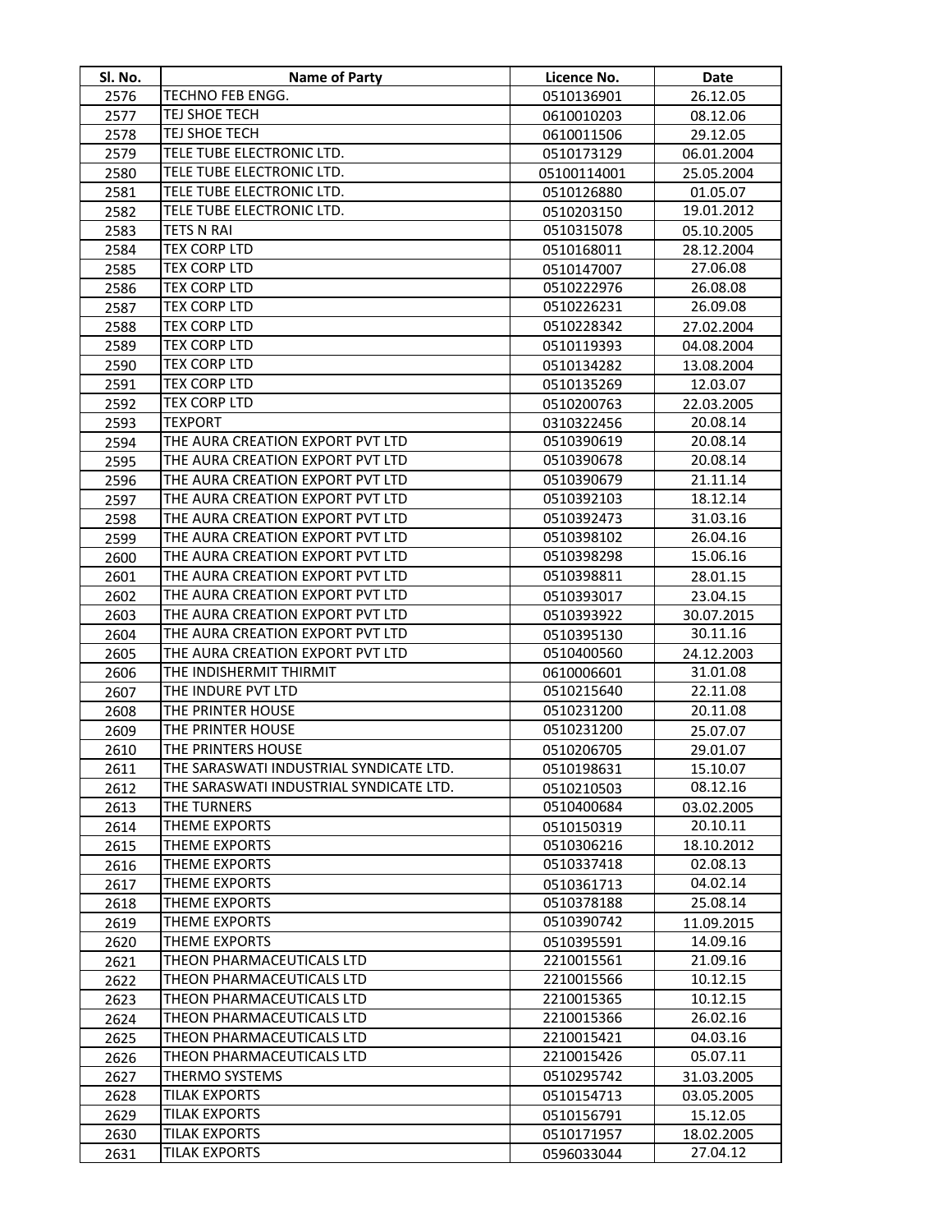| Sl. No. | Name of Party | Licence No. | Date |
|---|---|---|---|
| 2576 | TECHNO FEB ENGG. | 0510136901 | 26.12.05 |
| 2577 | TEJ SHOE TECH | 0610010203 | 08.12.06 |
| 2578 | TEJ SHOE TECH | 0610011506 | 29.12.05 |
| 2579 | TELE TUBE ELECTRONIC LTD. | 0510173129 | 06.01.2004 |
| 2580 | TELE TUBE ELECTRONIC LTD. | 05100114001 | 25.05.2004 |
| 2581 | TELE TUBE ELECTRONIC LTD. | 0510126880 | 01.05.07 |
| 2582 | TELE TUBE ELECTRONIC LTD. | 0510203150 | 19.01.2012 |
| 2583 | TETS N RAI | 0510315078 | 05.10.2005 |
| 2584 | TEX CORP LTD | 0510168011 | 28.12.2004 |
| 2585 | TEX CORP LTD | 0510147007 | 27.06.08 |
| 2586 | TEX CORP LTD | 0510222976 | 26.08.08 |
| 2587 | TEX CORP LTD | 0510226231 | 26.09.08 |
| 2588 | TEX CORP LTD | 0510228342 | 27.02.2004 |
| 2589 | TEX CORP LTD | 0510119393 | 04.08.2004 |
| 2590 | TEX CORP LTD | 0510134282 | 13.08.2004 |
| 2591 | TEX CORP LTD | 0510135269 | 12.03.07 |
| 2592 | TEX CORP LTD | 0510200763 | 22.03.2005 |
| 2593 | TEXPORT | 0310322456 | 20.08.14 |
| 2594 | THE AURA CREATION EXPORT PVT LTD | 0510390619 | 20.08.14 |
| 2595 | THE AURA CREATION EXPORT PVT LTD | 0510390678 | 20.08.14 |
| 2596 | THE AURA CREATION EXPORT PVT LTD | 0510390679 | 21.11.14 |
| 2597 | THE AURA CREATION EXPORT PVT LTD | 0510392103 | 18.12.14 |
| 2598 | THE AURA CREATION EXPORT PVT LTD | 0510392473 | 31.03.16 |
| 2599 | THE AURA CREATION EXPORT PVT LTD | 0510398102 | 26.04.16 |
| 2600 | THE AURA CREATION EXPORT PVT LTD | 0510398298 | 15.06.16 |
| 2601 | THE AURA CREATION EXPORT PVT LTD | 0510398811 | 28.01.15 |
| 2602 | THE AURA CREATION EXPORT PVT LTD | 0510393017 | 23.04.15 |
| 2603 | THE AURA CREATION EXPORT PVT LTD | 0510393922 | 30.07.2015 |
| 2604 | THE AURA CREATION EXPORT PVT LTD | 0510395130 | 30.11.16 |
| 2605 | THE AURA CREATION EXPORT PVT LTD | 0510400560 | 24.12.2003 |
| 2606 | THE INDISHERMIT THIRMIT | 0610006601 | 31.01.08 |
| 2607 | THE INDURE PVT LTD | 0510215640 | 22.11.08 |
| 2608 | THE PRINTER HOUSE | 0510231200 | 20.11.08 |
| 2609 | THE PRINTER HOUSE | 0510231200 | 25.07.07 |
| 2610 | THE PRINTERS HOUSE | 0510206705 | 29.01.07 |
| 2611 | THE SARASWATI INDUSTRIAL SYNDICATE LTD. | 0510198631 | 15.10.07 |
| 2612 | THE SARASWATI INDUSTRIAL SYNDICATE LTD. | 0510210503 | 08.12.16 |
| 2613 | THE TURNERS | 0510400684 | 03.02.2005 |
| 2614 | THEME EXPORTS | 0510150319 | 20.10.11 |
| 2615 | THEME EXPORTS | 0510306216 | 18.10.2012 |
| 2616 | THEME EXPORTS | 0510337418 | 02.08.13 |
| 2617 | THEME EXPORTS | 0510361713 | 04.02.14 |
| 2618 | THEME EXPORTS | 0510378188 | 25.08.14 |
| 2619 | THEME EXPORTS | 0510390742 | 11.09.2015 |
| 2620 | THEME EXPORTS | 0510395591 | 14.09.16 |
| 2621 | THEON PHARMACEUTICALS LTD | 2210015561 | 21.09.16 |
| 2622 | THEON PHARMACEUTICALS LTD | 2210015566 | 10.12.15 |
| 2623 | THEON PHARMACEUTICALS LTD | 2210015365 | 10.12.15 |
| 2624 | THEON PHARMACEUTICALS LTD | 2210015366 | 26.02.16 |
| 2625 | THEON PHARMACEUTICALS LTD | 2210015421 | 04.03.16 |
| 2626 | THEON PHARMACEUTICALS LTD | 2210015426 | 05.07.11 |
| 2627 | THERMO SYSTEMS | 0510295742 | 31.03.2005 |
| 2628 | TILAK EXPORTS | 0510154713 | 03.05.2005 |
| 2629 | TILAK EXPORTS | 0510156791 | 15.12.05 |
| 2630 | TILAK EXPORTS | 0510171957 | 18.02.2005 |
| 2631 | TILAK EXPORTS | 0596033044 | 27.04.12 |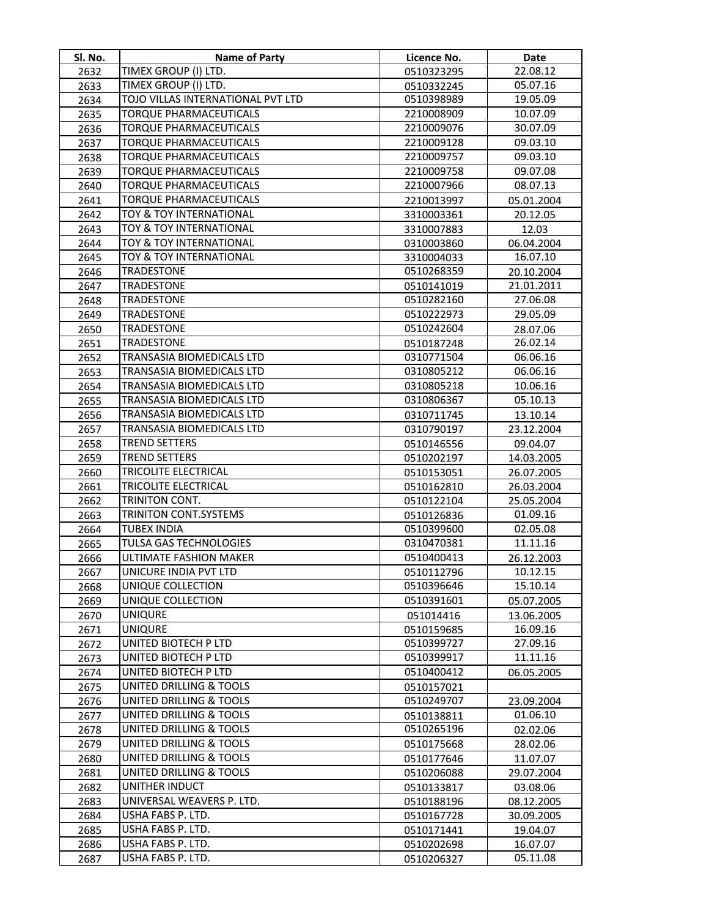| Sl. No. | Name of Party | Licence No. | Date |
|---|---|---|---|
| 2632 | TIMEX GROUP (I) LTD. | 0510323295 | 22.08.12 |
| 2633 | TIMEX GROUP (I) LTD. | 0510332245 | 05.07.16 |
| 2634 | TOJO VILLAS INTERNATIONAL PVT LTD | 0510398989 | 19.05.09 |
| 2635 | TORQUE PHARMACEUTICALS | 2210008909 | 10.07.09 |
| 2636 | TORQUE PHARMACEUTICALS | 2210009076 | 30.07.09 |
| 2637 | TORQUE PHARMACEUTICALS | 2210009128 | 09.03.10 |
| 2638 | TORQUE PHARMACEUTICALS | 2210009757 | 09.03.10 |
| 2639 | TORQUE PHARMACEUTICALS | 2210009758 | 09.07.08 |
| 2640 | TORQUE PHARMACEUTICALS | 2210007966 | 08.07.13 |
| 2641 | TORQUE PHARMACEUTICALS | 2210013997 | 05.01.2004 |
| 2642 | TOY & TOY INTERNATIONAL | 3310003361 | 20.12.05 |
| 2643 | TOY & TOY INTERNATIONAL | 3310007883 | 12.03 |
| 2644 | TOY & TOY INTERNATIONAL | 0310003860 | 06.04.2004 |
| 2645 | TOY & TOY INTERNATIONAL | 3310004033 | 16.07.10 |
| 2646 | TRADESTONE | 0510268359 | 20.10.2004 |
| 2647 | TRADESTONE | 0510141019 | 21.01.2011 |
| 2648 | TRADESTONE | 0510282160 | 27.06.08 |
| 2649 | TRADESTONE | 0510222973 | 29.05.09 |
| 2650 | TRADESTONE | 0510242604 | 28.07.06 |
| 2651 | TRADESTONE | 0510187248 | 26.02.14 |
| 2652 | TRANSASIA BIOMEDICALS LTD | 0310771504 | 06.06.16 |
| 2653 | TRANSASIA BIOMEDICALS LTD | 0310805212 | 06.06.16 |
| 2654 | TRANSASIA BIOMEDICALS LTD | 0310805218 | 10.06.16 |
| 2655 | TRANSASIA BIOMEDICALS LTD | 0310806367 | 05.10.13 |
| 2656 | TRANSASIA BIOMEDICALS LTD | 0310711745 | 13.10.14 |
| 2657 | TRANSASIA BIOMEDICALS LTD | 0310790197 | 23.12.2004 |
| 2658 | TREND SETTERS | 0510146556 | 09.04.07 |
| 2659 | TREND SETTERS | 0510202197 | 14.03.2005 |
| 2660 | TRICOLITE ELECTRICAL | 0510153051 | 26.07.2005 |
| 2661 | TRICOLITE ELECTRICAL | 0510162810 | 26.03.2004 |
| 2662 | TRINITON CONT. | 0510122104 | 25.05.2004 |
| 2663 | TRINITON CONT.SYSTEMS | 0510126836 | 01.09.16 |
| 2664 | TUBEX INDIA | 0510399600 | 02.05.08 |
| 2665 | TULSA GAS TECHNOLOGIES | 0310470381 | 11.11.16 |
| 2666 | ULTIMATE FASHION MAKER | 0510400413 | 26.12.2003 |
| 2667 | UNICURE INDIA PVT LTD | 0510112796 | 10.12.15 |
| 2668 | UNIQUE COLLECTION | 0510396646 | 15.10.14 |
| 2669 | UNIQUE COLLECTION | 0510391601 | 05.07.2005 |
| 2670 | UNIQURE | 051014416 | 13.06.2005 |
| 2671 | UNIQURE | 0510159685 | 16.09.16 |
| 2672 | UNITED BIOTECH P LTD | 0510399727 | 27.09.16 |
| 2673 | UNITED BIOTECH P LTD | 0510399917 | 11.11.16 |
| 2674 | UNITED BIOTECH P LTD | 0510400412 | 06.05.2005 |
| 2675 | UNITED DRILLING & TOOLS | 0510157021 | |
| 2676 | UNITED DRILLING & TOOLS | 0510249707 | 23.09.2004 |
| 2677 | UNITED DRILLING & TOOLS | 0510138811 | 01.06.10 |
| 2678 | UNITED DRILLING & TOOLS | 0510265196 | 02.02.06 |
| 2679 | UNITED DRILLING & TOOLS | 0510175668 | 28.02.06 |
| 2680 | UNITED DRILLING & TOOLS | 0510177646 | 11.07.07 |
| 2681 | UNITED DRILLING & TOOLS | 0510206088 | 29.07.2004 |
| 2682 | UNITHER INDUCT | 0510133817 | 03.08.06 |
| 2683 | UNIVERSAL WEAVERS P. LTD. | 0510188196 | 08.12.2005 |
| 2684 | USHA FABS P. LTD. | 0510167728 | 30.09.2005 |
| 2685 | USHA FABS P. LTD. | 0510171441 | 19.04.07 |
| 2686 | USHA FABS P. LTD. | 0510202698 | 16.07.07 |
| 2687 | USHA FABS P. LTD. | 0510206327 | 05.11.08 |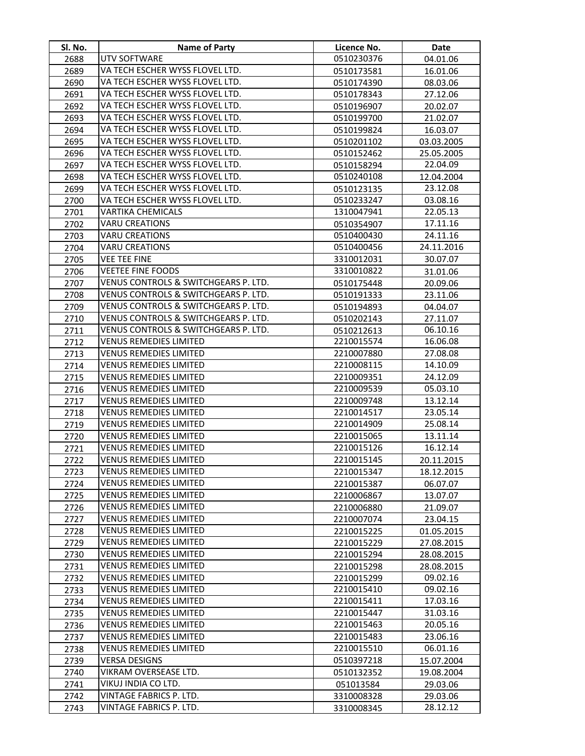| Sl. No. | Name of Party | Licence No. | Date |
|---|---|---|---|
| 2688 | UTV SOFTWARE | 0510230376 | 04.01.06 |
| 2689 | VA TECH ESCHER WYSS FLOVEL LTD. | 0510173581 | 16.01.06 |
| 2690 | VA TECH ESCHER WYSS FLOVEL LTD. | 0510174390 | 08.03.06 |
| 2691 | VA TECH ESCHER WYSS FLOVEL LTD. | 0510178343 | 27.12.06 |
| 2692 | VA TECH ESCHER WYSS FLOVEL LTD. | 0510196907 | 20.02.07 |
| 2693 | VA TECH ESCHER WYSS FLOVEL LTD. | 0510199700 | 21.02.07 |
| 2694 | VA TECH ESCHER WYSS FLOVEL LTD. | 0510199824 | 16.03.07 |
| 2695 | VA TECH ESCHER WYSS FLOVEL LTD. | 0510201102 | 03.03.2005 |
| 2696 | VA TECH ESCHER WYSS FLOVEL LTD. | 0510152462 | 25.05.2005 |
| 2697 | VA TECH ESCHER WYSS FLOVEL LTD. | 0510158294 | 22.04.09 |
| 2698 | VA TECH ESCHER WYSS FLOVEL LTD. | 0510240108 | 12.04.2004 |
| 2699 | VA TECH ESCHER WYSS FLOVEL LTD. | 0510123135 | 23.12.08 |
| 2700 | VA TECH ESCHER WYSS FLOVEL LTD. | 0510233247 | 03.08.16 |
| 2701 | VARTIKA CHEMICALS | 1310047941 | 22.05.13 |
| 2702 | VARU CREATIONS | 0510354907 | 17.11.16 |
| 2703 | VARU CREATIONS | 0510400430 | 24.11.16 |
| 2704 | VARU CREATIONS | 0510400456 | 24.11.2016 |
| 2705 | VEE TEE FINE | 3310012031 | 30.07.07 |
| 2706 | VEETEE FINE FOODS | 3310010822 | 31.01.06 |
| 2707 | VENUS CONTROLS & SWITCHGEARS P. LTD. | 0510175448 | 20.09.06 |
| 2708 | VENUS CONTROLS & SWITCHGEARS P. LTD. | 0510191333 | 23.11.06 |
| 2709 | VENUS CONTROLS & SWITCHGEARS P. LTD. | 0510194893 | 04.04.07 |
| 2710 | VENUS CONTROLS & SWITCHGEARS P. LTD. | 0510202143 | 27.11.07 |
| 2711 | VENUS CONTROLS & SWITCHGEARS P. LTD. | 0510212613 | 06.10.16 |
| 2712 | VENUS REMEDIES LIMITED | 2210015574 | 16.06.08 |
| 2713 | VENUS REMEDIES LIMITED | 2210007880 | 27.08.08 |
| 2714 | VENUS REMEDIES LIMITED | 2210008115 | 14.10.09 |
| 2715 | VENUS REMEDIES LIMITED | 2210009351 | 24.12.09 |
| 2716 | VENUS REMEDIES LIMITED | 2210009539 | 05.03.10 |
| 2717 | VENUS REMEDIES LIMITED | 2210009748 | 13.12.14 |
| 2718 | VENUS REMEDIES LIMITED | 2210014517 | 23.05.14 |
| 2719 | VENUS REMEDIES LIMITED | 2210014909 | 25.08.14 |
| 2720 | VENUS REMEDIES LIMITED | 2210015065 | 13.11.14 |
| 2721 | VENUS REMEDIES LIMITED | 2210015126 | 16.12.14 |
| 2722 | VENUS REMEDIES LIMITED | 2210015145 | 20.11.2015 |
| 2723 | VENUS REMEDIES LIMITED | 2210015347 | 18.12.2015 |
| 2724 | VENUS REMEDIES LIMITED | 2210015387 | 06.07.07 |
| 2725 | VENUS REMEDIES LIMITED | 2210006867 | 13.07.07 |
| 2726 | VENUS REMEDIES LIMITED | 2210006880 | 21.09.07 |
| 2727 | VENUS REMEDIES LIMITED | 2210007074 | 23.04.15 |
| 2728 | VENUS REMEDIES LIMITED | 2210015225 | 01.05.2015 |
| 2729 | VENUS REMEDIES LIMITED | 2210015229 | 27.08.2015 |
| 2730 | VENUS REMEDIES LIMITED | 2210015294 | 28.08.2015 |
| 2731 | VENUS REMEDIES LIMITED | 2210015298 | 28.08.2015 |
| 2732 | VENUS REMEDIES LIMITED | 2210015299 | 09.02.16 |
| 2733 | VENUS REMEDIES LIMITED | 2210015410 | 09.02.16 |
| 2734 | VENUS REMEDIES LIMITED | 2210015411 | 17.03.16 |
| 2735 | VENUS REMEDIES LIMITED | 2210015447 | 31.03.16 |
| 2736 | VENUS REMEDIES LIMITED | 2210015463 | 20.05.16 |
| 2737 | VENUS REMEDIES LIMITED | 2210015483 | 23.06.16 |
| 2738 | VENUS REMEDIES LIMITED | 2210015510 | 06.01.16 |
| 2739 | VERSA DESIGNS | 0510397218 | 15.07.2004 |
| 2740 | VIKRAM OVERSEASE LTD. | 0510132352 | 19.08.2004 |
| 2741 | VIKUJ INDIA CO LTD. | 051013584 | 29.03.06 |
| 2742 | VINTAGE FABRICS P. LTD. | 3310008328 | 29.03.06 |
| 2743 | VINTAGE FABRICS P. LTD. | 3310008345 | 28.12.12 |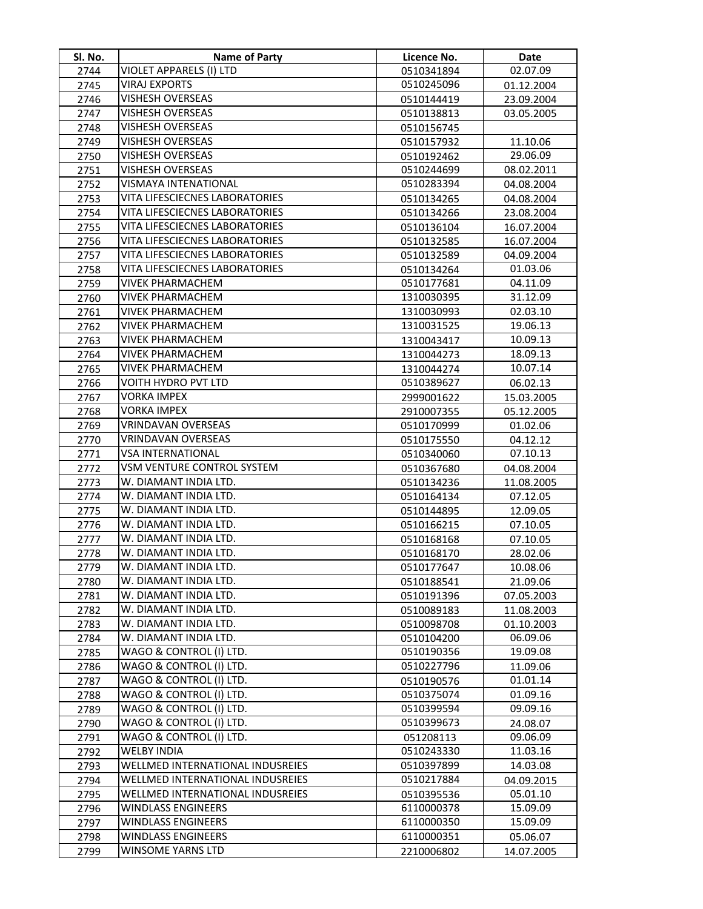| Sl. No. | Name of Party | Licence No. | Date |
|---|---|---|---|
| 2744 | VIOLET APPARELS (I) LTD | 0510341894 | 02.07.09 |
| 2745 | VIRAJ EXPORTS | 0510245096 | 01.12.2004 |
| 2746 | VISHESH OVERSEAS | 0510144419 | 23.09.2004 |
| 2747 | VISHESH OVERSEAS | 0510138813 | 03.05.2005 |
| 2748 | VISHESH OVERSEAS | 0510156745 | |
| 2749 | VISHESH OVERSEAS | 0510157932 | 11.10.06 |
| 2750 | VISHESH OVERSEAS | 0510192462 | 29.06.09 |
| 2751 | VISHESH OVERSEAS | 0510244699 | 08.02.2011 |
| 2752 | VISMAYA INTENATIONAL | 0510283394 | 04.08.2004 |
| 2753 | VITA LIFESCIECNES LABORATORIES | 0510134265 | 04.08.2004 |
| 2754 | VITA LIFESCIECNES LABORATORIES | 0510134266 | 23.08.2004 |
| 2755 | VITA LIFESCIECNES LABORATORIES | 0510136104 | 16.07.2004 |
| 2756 | VITA LIFESCIECNES LABORATORIES | 0510132585 | 16.07.2004 |
| 2757 | VITA LIFESCIECNES LABORATORIES | 0510132589 | 04.09.2004 |
| 2758 | VITA LIFESCIECNES LABORATORIES | 0510134264 | 01.03.06 |
| 2759 | VIVEK PHARMACHEM | 0510177681 | 04.11.09 |
| 2760 | VIVEK PHARMACHEM | 1310030395 | 31.12.09 |
| 2761 | VIVEK PHARMACHEM | 1310030993 | 02.03.10 |
| 2762 | VIVEK PHARMACHEM | 1310031525 | 19.06.13 |
| 2763 | VIVEK PHARMACHEM | 1310043417 | 10.09.13 |
| 2764 | VIVEK PHARMACHEM | 1310044273 | 18.09.13 |
| 2765 | VIVEK PHARMACHEM | 1310044274 | 10.07.14 |
| 2766 | VOITH HYDRO PVT LTD | 0510389627 | 06.02.13 |
| 2767 | VORKA IMPEX | 2999001622 | 15.03.2005 |
| 2768 | VORKA IMPEX | 2910007355 | 05.12.2005 |
| 2769 | VRINDAVAN OVERSEAS | 0510170999 | 01.02.06 |
| 2770 | VRINDAVAN OVERSEAS | 0510175550 | 04.12.12 |
| 2771 | VSA INTERNATIONAL | 0510340060 | 07.10.13 |
| 2772 | VSM VENTURE CONTROL SYSTEM | 0510367680 | 04.08.2004 |
| 2773 | W. DIAMANT INDIA LTD. | 0510134236 | 11.08.2005 |
| 2774 | W. DIAMANT INDIA LTD. | 0510164134 | 07.12.05 |
| 2775 | W. DIAMANT INDIA LTD. | 0510144895 | 12.09.05 |
| 2776 | W. DIAMANT INDIA LTD. | 0510166215 | 07.10.05 |
| 2777 | W. DIAMANT INDIA LTD. | 0510168168 | 07.10.05 |
| 2778 | W. DIAMANT INDIA LTD. | 0510168170 | 28.02.06 |
| 2779 | W. DIAMANT INDIA LTD. | 0510177647 | 10.08.06 |
| 2780 | W. DIAMANT INDIA LTD. | 0510188541 | 21.09.06 |
| 2781 | W. DIAMANT INDIA LTD. | 0510191396 | 07.05.2003 |
| 2782 | W. DIAMANT INDIA LTD. | 0510089183 | 11.08.2003 |
| 2783 | W. DIAMANT INDIA LTD. | 0510098708 | 01.10.2003 |
| 2784 | W. DIAMANT INDIA LTD. | 0510104200 | 06.09.06 |
| 2785 | WAGO & CONTROL (I) LTD. | 0510190356 | 19.09.08 |
| 2786 | WAGO & CONTROL (I) LTD. | 0510227796 | 11.09.06 |
| 2787 | WAGO & CONTROL (I) LTD. | 0510190576 | 01.01.14 |
| 2788 | WAGO & CONTROL (I) LTD. | 0510375074 | 01.09.16 |
| 2789 | WAGO & CONTROL (I) LTD. | 0510399594 | 09.09.16 |
| 2790 | WAGO & CONTROL (I) LTD. | 0510399673 | 24.08.07 |
| 2791 | WAGO & CONTROL (I) LTD. | 051208113 | 09.06.09 |
| 2792 | WELBY INDIA | 0510243330 | 11.03.16 |
| 2793 | WELLMED INTERNATIONAL INDUSREIES | 0510397899 | 14.03.08 |
| 2794 | WELLMED INTERNATIONAL INDUSREIES | 0510217884 | 04.09.2015 |
| 2795 | WELLMED INTERNATIONAL INDUSREIES | 0510395536 | 05.01.10 |
| 2796 | WINDLASS ENGINEERS | 6110000378 | 15.09.09 |
| 2797 | WINDLASS ENGINEERS | 6110000350 | 15.09.09 |
| 2798 | WINDLASS ENGINEERS | 6110000351 | 05.06.07 |
| 2799 | WINSOME YARNS LTD | 2210006802 | 14.07.2005 |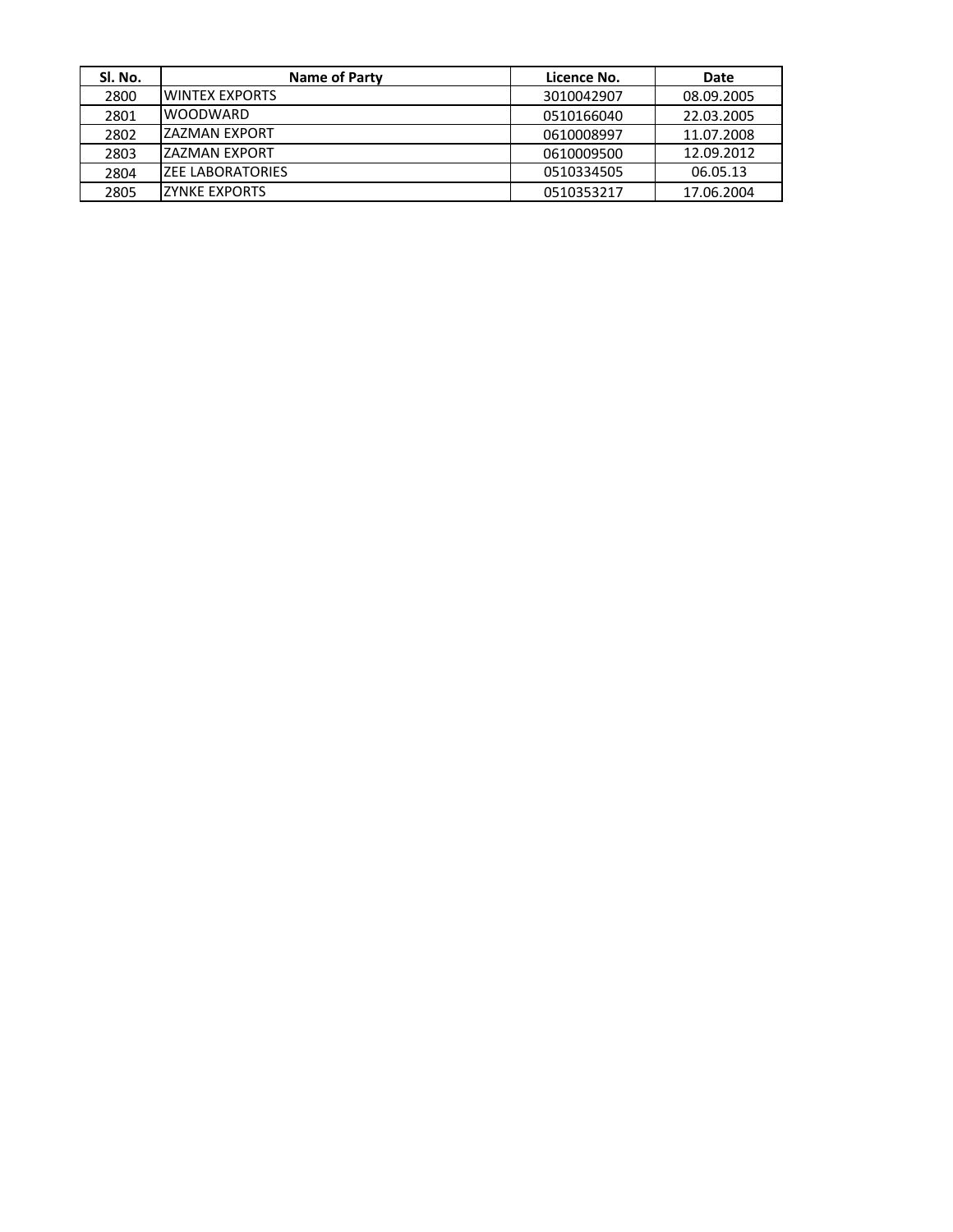| Sl. No. | Name of Party | Licence No. | Date |
|---|---|---|---|
| 2800 | WINTEX EXPORTS | 3010042907 | 08.09.2005 |
| 2801 | WOODWARD | 0510166040 | 22.03.2005 |
| 2802 | ZAZMAN EXPORT | 0610008997 | 11.07.2008 |
| 2803 | ZAZMAN EXPORT | 0610009500 | 12.09.2012 |
| 2804 | ZEE LABORATORIES | 0510334505 | 06.05.13 |
| 2805 | ZYNKE EXPORTS | 0510353217 | 17.06.2004 |